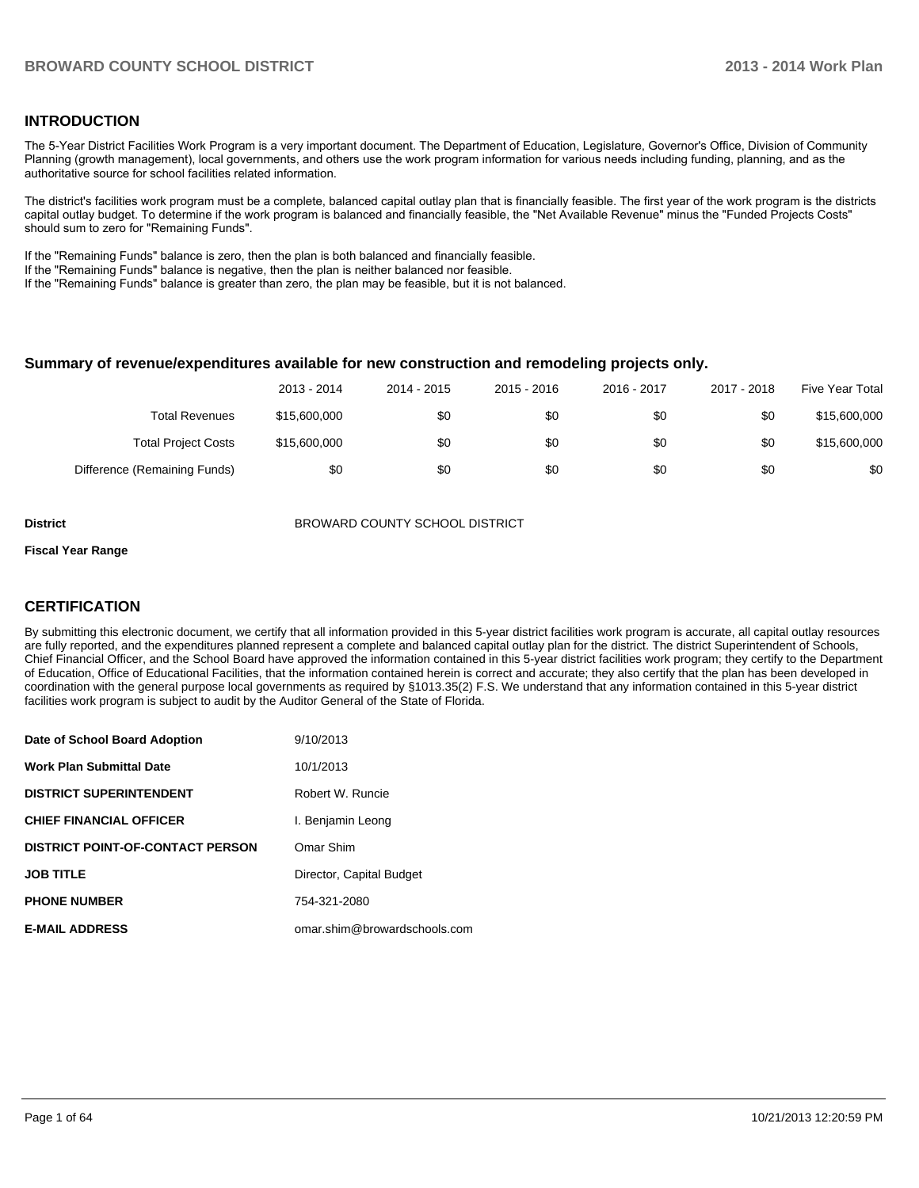## INTRODUCTION

The 5-Year District Facilities Work Program is a very important document. The Department of Education, Legislature, Governor's Office, Division of Community Planning (growth management), local governments, and others use the work program information for various needs including funding, planning, and as the authoritative source for school facilities related information.

The district's facilities work program must be a complete, balanced capital outlay plan that is financially feasible. The first year of the work program is the districts capital outlay budget. To determine if the work program is balanced and financially feasible, the "Net Available Revenue" minus the "Funded Projects Costs" should sum to zero for "Remaining Funds".

If the "Remaining Funds" balance is zero, then the plan is both balanced and financially feasible.
If the "Remaining Funds" balance is negative, then the plan is neither balanced nor feasible.
If the "Remaining Funds" balance is greater than zero, the plan may be feasible, but it is not balanced.

### Summary of revenue/expenditures available for new construction and remodeling projects only.

| | 2013 - 2014 | 2014 - 2015 | 2015 - 2016 | 2016 - 2017 | 2017 - 2018 | Five Year Total |
|---|---|---|---|---|---|---|
| Total Revenues | $15,600,000 | $0 | $0 | $0 | $0 | $15,600,000 |
| Total Project Costs | $15,600,000 | $0 | $0 | $0 | $0 | $15,600,000 |
| Difference (Remaining Funds) | $0 | $0 | $0 | $0 | $0 | $0 |

**District** BROWARD COUNTY SCHOOL DISTRICT

**Fiscal Year Range**

## CERTIFICATION

By submitting this electronic document, we certify that all information provided in this 5-year district facilities work program is accurate, all capital outlay resources are fully reported, and the expenditures planned represent a complete and balanced capital outlay plan for the district. The district Superintendent of Schools, Chief Financial Officer, and the School Board have approved the information contained in this 5-year district facilities work program; they certify to the Department of Education, Office of Educational Facilities, that the information contained herein is correct and accurate; they also certify that the plan has been developed in coordination with the general purpose local governments as required by §1013.35(2) F.S. We understand that any information contained in this 5-year district facilities work program is subject to audit by the Auditor General of the State of Florida.

| | |
|---|---|
| **Date of School Board Adoption** | 9/10/2013 |
| **Work Plan Submittal Date** | 10/1/2013 |
| **DISTRICT SUPERINTENDENT** | Robert W. Runcie |
| **CHIEF FINANCIAL OFFICER** | I. Benjamin Leong |
| **DISTRICT POINT-OF-CONTACT PERSON** | Omar Shim |
| **JOB TITLE** | Director, Capital Budget |
| **PHONE NUMBER** | 754-321-2080 |
| **E-MAIL ADDRESS** | omar.shim@browardschools.com |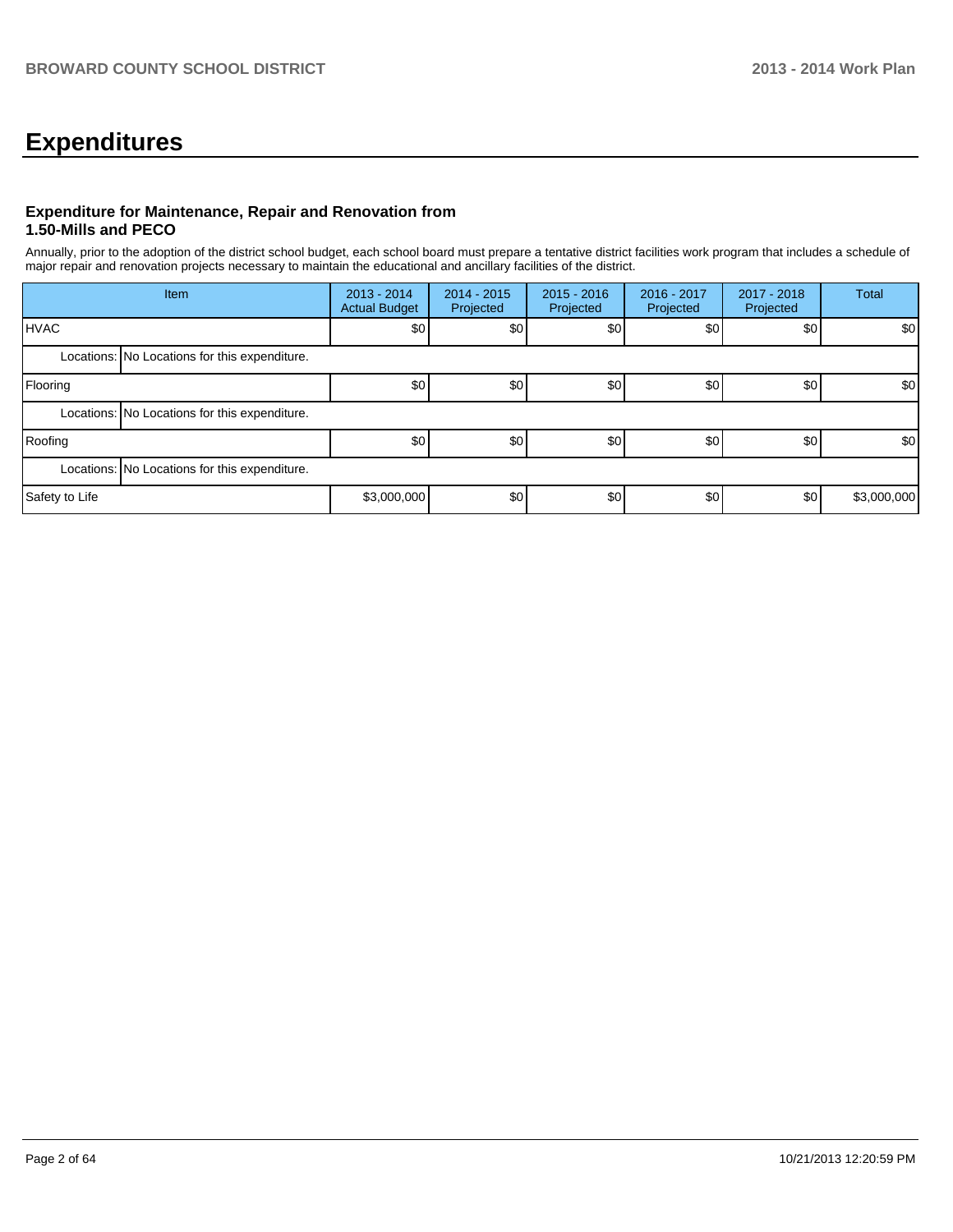# Expenditures

### Expenditure for Maintenance, Repair and Renovation from 1.50-Mills and PECO

Annually, prior to the adoption of the district school budget, each school board must prepare a tentative district facilities work program that includes a schedule of major repair and renovation projects necessary to maintain the educational and ancillary facilities of the district.

| Item | | 2013 - 2014 Actual Budget | 2014 - 2015 Projected | 2015 - 2016 Projected | 2016 - 2017 Projected | 2017 - 2018 Projected | Total |
|---|---|---|---|---|---|---|---|
| HVAC | | $0 | $0 | $0 | $0 | $0 | $0 |
| Locations: | No Locations for this expenditure. | | | | | | |
| Flooring | | $0 | $0 | $0 | $0 | $0 | $0 |
| Locations: | No Locations for this expenditure. | | | | | | |
| Roofing | | $0 | $0 | $0 | $0 | $0 | $0 |
| Locations: | No Locations for this expenditure. | | | | | | |
| Safety to Life | | $3,000,000 | $0 | $0 | $0 | $0 | $3,000,000 |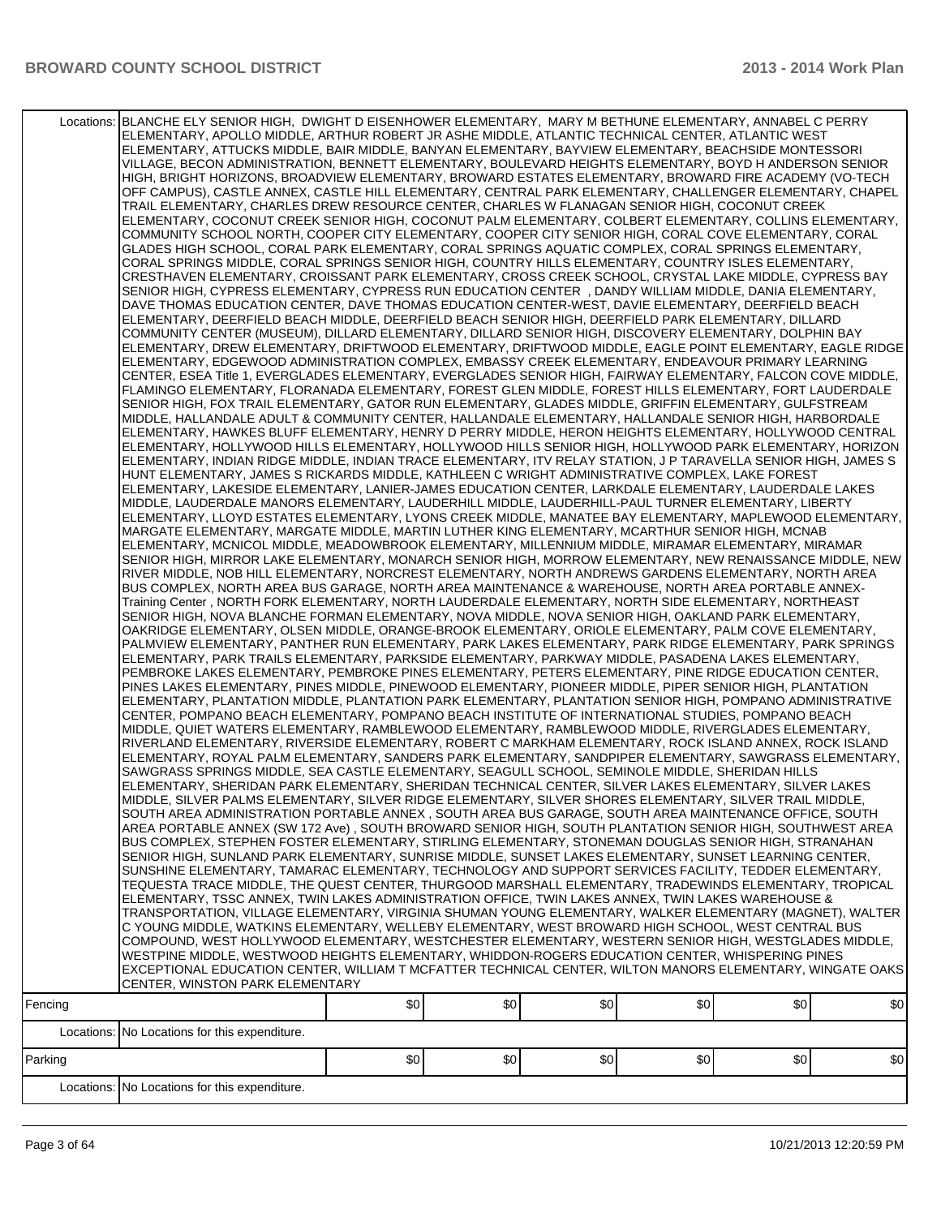| | | | | | | |
|---|---|---|---|---|---|---|
| Locations: | BLANCHE ELY SENIOR HIGH, DWIGHT D EISENHOWER ELEMENTARY, MARY M BETHUNE ELEMENTARY, ANNABEL C PERRY ELEMENTARY, APOLLO MIDDLE, ARTHUR ROBERT JR ASHE MIDDLE, ATLANTIC TECHNICAL CENTER, ATLANTIC WEST ELEMENTARY, ATTUCKS MIDDLE, BAIR MIDDLE, BANYAN ELEMENTARY, BAYVIEW ELEMENTARY, BEACHSIDE MONTESSORI VILLAGE, BECON ADMINISTRATION, BENNETT ELEMENTARY, BOULEVARD HEIGHTS ELEMENTARY, BOYD H ANDERSON SENIOR HIGH, BRIGHT HORIZONS, BROADVIEW ELEMENTARY, BROWARD ESTATES ELEMENTARY, BROWARD FIRE ACADEMY (VO-TECH OFF CAMPUS), CASTLE ANNEX, CASTLE HILL ELEMENTARY, CENTRAL PARK ELEMENTARY, CHALLENGER ELEMENTARY, CHAPEL TRAIL ELEMENTARY, CHARLES DREW RESOURCE CENTER, CHARLES W FLANAGAN SENIOR HIGH, COCONUT CREEK ELEMENTARY, COCONUT CREEK SENIOR HIGH, COCONUT PALM ELEMENTARY, COLBERT ELEMENTARY, COLLINS ELEMENTARY, COMMUNITY SCHOOL NORTH, COOPER CITY ELEMENTARY, COOPER CITY SENIOR HIGH, CORAL COVE ELEMENTARY, CORAL GLADES HIGH SCHOOL, CORAL PARK ELEMENTARY, CORAL SPRINGS AQUATIC COMPLEX, CORAL SPRINGS ELEMENTARY, CORAL SPRINGS MIDDLE, CORAL SPRINGS SENIOR HIGH, COUNTRY HILLS ELEMENTARY, COUNTRY ISLES ELEMENTARY, CRESTHAVEN ELEMENTARY, CROISSANT PARK ELEMENTARY, CROSS CREEK SCHOOL, CRYSTAL LAKE MIDDLE, CYPRESS BAY SENIOR HIGH, CYPRESS ELEMENTARY, CYPRESS RUN EDUCATION CENTER , DANDY WILLIAM MIDDLE, DANIA ELEMENTARY, DAVE THOMAS EDUCATION CENTER, DAVE THOMAS EDUCATION CENTER-WEST, DAVIE ELEMENTARY, DEERFIELD BEACH ELEMENTARY, DEERFIELD BEACH MIDDLE, DEERFIELD BEACH SENIOR HIGH, DEERFIELD PARK ELEMENTARY, DILLARD COMMUNITY CENTER (MUSEUM), DILLARD ELEMENTARY, DILLARD SENIOR HIGH, DISCOVERY ELEMENTARY, DOLPHIN BAY ELEMENTARY, DREW ELEMENTARY, DRIFTWOOD ELEMENTARY, DRIFTWOOD MIDDLE, EAGLE POINT ELEMENTARY, EAGLE RIDGE ELEMENTARY, EDGEWOOD ADMINISTRATION COMPLEX, EMBASSY CREEK ELEMENTARY, ENDEAVOUR PRIMARY LEARNING CENTER, ESEA Title 1, EVERGLADES ELEMENTARY, EVERGLADES SENIOR HIGH, FAIRWAY ELEMENTARY, FALCON COVE MIDDLE, FLAMINGO ELEMENTARY, FLORANADA ELEMENTARY, FOREST GLEN MIDDLE, FOREST HILLS ELEMENTARY, FORT LAUDERDALE SENIOR HIGH, FOX TRAIL ELEMENTARY, GATOR RUN ELEMENTARY, GLADES MIDDLE, GRIFFIN ELEMENTARY, GULFSTREAM MIDDLE, HALLANDALE ADULT & COMMUNITY CENTER, HALLANDALE ELEMENTARY, HALLANDALE SENIOR HIGH, HARBORDALE ELEMENTARY, HAWKES BLUFF ELEMENTARY, HENRY D PERRY MIDDLE, HERON HEIGHTS ELEMENTARY, HOLLYWOOD CENTRAL ELEMENTARY, HOLLYWOOD HILLS ELEMENTARY, HOLLYWOOD HILLS SENIOR HIGH, HOLLYWOOD PARK ELEMENTARY, HORIZON ELEMENTARY, INDIAN RIDGE MIDDLE, INDIAN TRACE ELEMENTARY, ITV RELAY STATION, J P TARAVELLA SENIOR HIGH, JAMES S HUNT ELEMENTARY, JAMES S RICKARDS MIDDLE, KATHLEEN C WRIGHT ADMINISTRATIVE COMPLEX, LAKE FOREST ELEMENTARY, LAKESIDE ELEMENTARY, LANIER-JAMES EDUCATION CENTER, LARKDALE ELEMENTARY, LAUDERDALE LAKES MIDDLE, LAUDERDALE MANORS ELEMENTARY, LAUDERHILL MIDDLE, LAUDERHILL-PAUL TURNER ELEMENTARY, LIBERTY ELEMENTARY, LLOYD ESTATES ELEMENTARY, LYONS CREEK MIDDLE, MANATEE BAY ELEMENTARY, MAPLEWOOD ELEMENTARY, MARGATE ELEMENTARY, MARGATE MIDDLE, MARTIN LUTHER KING ELEMENTARY, MCARTHUR SENIOR HIGH, MCNAB ELEMENTARY, MCNICOL MIDDLE, MEADOWBROOK ELEMENTARY, MILLENNIUM MIDDLE, MIRAMAR ELEMENTARY, MIRAMAR SENIOR HIGH, MIRROR LAKE ELEMENTARY, MONARCH SENIOR HIGH, MORROW ELEMENTARY, NEW RENAISSANCE MIDDLE, NEW RIVER MIDDLE, NOB HILL ELEMENTARY, NORCREST ELEMENTARY, NORTH ANDREWS GARDENS ELEMENTARY, NORTH AREA BUS COMPLEX, NORTH AREA BUS GARAGE, NORTH AREA MAINTENANCE & WAREHOUSE, NORTH AREA PORTABLE ANNEX-Training Center , NORTH FORK ELEMENTARY, NORTH LAUDERDALE ELEMENTARY, NORTH SIDE ELEMENTARY, NORTHEAST SENIOR HIGH, NOVA BLANCHE FORMAN ELEMENTARY, NOVA MIDDLE, NOVA SENIOR HIGH, OAKLAND PARK ELEMENTARY, OAKRIDGE ELEMENTARY, OLSEN MIDDLE, ORANGE-BROOK ELEMENTARY, ORIOLE ELEMENTARY, PALM COVE ELEMENTARY, PALMVIEW ELEMENTARY, PANTHER RUN ELEMENTARY, PARK LAKES ELEMENTARY, PARK RIDGE ELEMENTARY, PARK SPRINGS ELEMENTARY, PARK TRAILS ELEMENTARY, PARKSIDE ELEMENTARY, PARKWAY MIDDLE, PASADENA LAKES ELEMENTARY, PEMBROKE LAKES ELEMENTARY, PEMBROKE PINES ELEMENTARY, PETERS ELEMENTARY, PINE RIDGE EDUCATION CENTER, PINES LAKES ELEMENTARY, PINES MIDDLE, PINEWOOD ELEMENTARY, PIONEER MIDDLE, PIPER SENIOR HIGH, PLANTATION ELEMENTARY, PLANTATION MIDDLE, PLANTATION PARK ELEMENTARY, PLANTATION SENIOR HIGH, POMPANO ADMINISTRATIVE CENTER, POMPANO BEACH ELEMENTARY, POMPANO BEACH INSTITUTE OF INTERNATIONAL STUDIES, POMPANO BEACH MIDDLE, QUIET WATERS ELEMENTARY, RAMBLEWOOD ELEMENTARY, RAMBLEWOOD MIDDLE, RIVERGLADES ELEMENTARY, RIVERLAND ELEMENTARY, RIVERSIDE ELEMENTARY, ROBERT C MARKHAM ELEMENTARY, ROCK ISLAND ANNEX, ROCK ISLAND ELEMENTARY, ROYAL PALM ELEMENTARY, SANDERS PARK ELEMENTARY, SANDPIPER ELEMENTARY, SAWGRASS ELEMENTARY, SAWGRASS SPRINGS MIDDLE, SEA CASTLE ELEMENTARY, SEAGULL SCHOOL, SEMINOLE MIDDLE, SHERIDAN HILLS ELEMENTARY, SHERIDAN PARK ELEMENTARY, SHERIDAN TECHNICAL CENTER, SILVER LAKES ELEMENTARY, SILVER LAKES MIDDLE, SILVER PALMS ELEMENTARY, SILVER RIDGE ELEMENTARY, SILVER SHORES ELEMENTARY, SILVER TRAIL MIDDLE, SOUTH AREA ADMINISTRATION PORTABLE ANNEX , SOUTH AREA BUS GARAGE, SOUTH AREA MAINTENANCE OFFICE, SOUTH AREA PORTABLE ANNEX (SW 172 Ave) , SOUTH BROWARD SENIOR HIGH, SOUTH PLANTATION SENIOR HIGH, SOUTHWEST AREA BUS COMPLEX, STEPHEN FOSTER ELEMENTARY, STIRLING ELEMENTARY, STONEMAN DOUGLAS SENIOR HIGH, STRANAHAN SENIOR HIGH, SUNLAND PARK ELEMENTARY, SUNRISE MIDDLE, SUNSET LAKES ELEMENTARY, SUNSET LEARNING CENTER, SUNSHINE ELEMENTARY, TAMARAC ELEMENTARY, TECHNOLOGY AND SUPPORT SERVICES FACILITY, TEDDER ELEMENTARY, TEQUESTA TRACE MIDDLE, THE QUEST CENTER, THURGOOD MARSHALL ELEMENTARY, TRADEWINDS ELEMENTARY, TROPICAL ELEMENTARY, TSSC ANNEX, TWIN LAKES ADMINISTRATION OFFICE, TWIN LAKES ANNEX, TWIN LAKES WAREHOUSE & TRANSPORTATION, VILLAGE ELEMENTARY, VIRGINIA SHUMAN YOUNG ELEMENTARY, WALKER ELEMENTARY (MAGNET), WALTER C YOUNG MIDDLE, WATKINS ELEMENTARY, WELLEBY ELEMENTARY, WEST BROWARD HIGH SCHOOL, WEST CENTRAL BUS COMPOUND, WEST HOLLYWOOD ELEMENTARY, WESTCHESTER ELEMENTARY, WESTERN SENIOR HIGH, WESTGLADES MIDDLE, WESTPINE MIDDLE, WESTWOOD HEIGHTS ELEMENTARY, WHIDDON-ROGERS EDUCATION CENTER, WHISPERING PINES EXCEPTIONAL EDUCATION CENTER, WILLIAM T MCFATTER TECHNICAL CENTER, WILTON MANORS ELEMENTARY, WINGATE OAKS CENTER, WINSTON PARK ELEMENTARY | | | | | |
| Fencing | | $0 | $0 | $0 | $0 | $0 | $0 |
| Locations: | No Locations for this expenditure. | | | | | |
| Parking | | $0 | $0 | $0 | $0 | $0 | $0 |
| Locations: | No Locations for this expenditure. | | | | | |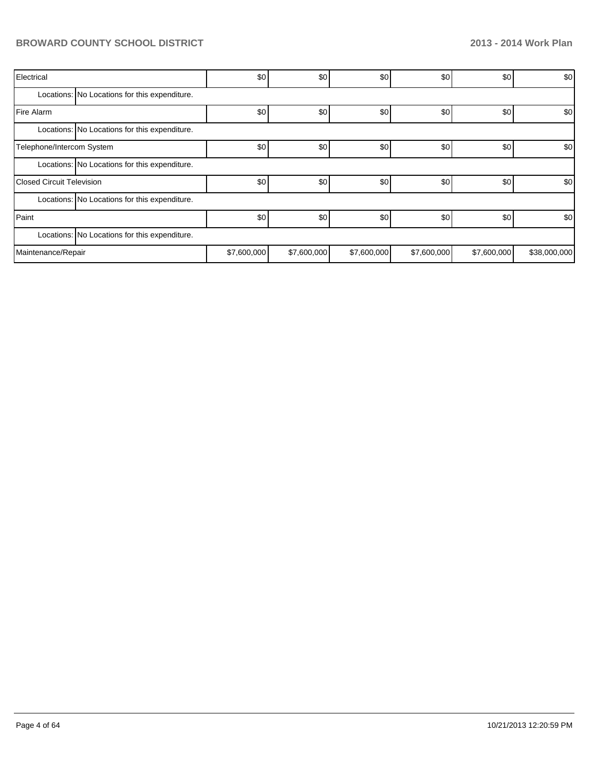| | | | | | | |
|---|---|---|---|---|---|---|
| Electrical | | $0 | $0 | $0 | $0 | $0 | $0 |
| Locations: | No Locations for this expenditure. | | | | | | |
| Fire Alarm | | $0 | $0 | $0 | $0 | $0 | $0 |
| Locations: | No Locations for this expenditure. | | | | | | |
| Telephone/Intercom System | | $0 | $0 | $0 | $0 | $0 | $0 |
| Locations: | No Locations for this expenditure. | | | | | | |
| Closed Circuit Television | | $0 | $0 | $0 | $0 | $0 | $0 |
| Locations: | No Locations for this expenditure. | | | | | | |
| Paint | | $0 | $0 | $0 | $0 | $0 | $0 |
| Locations: | No Locations for this expenditure. | | | | | | |
| Maintenance/Repair | | $7,600,000 | $7,600,000 | $7,600,000 | $7,600,000 | $7,600,000 | $38,000,000 |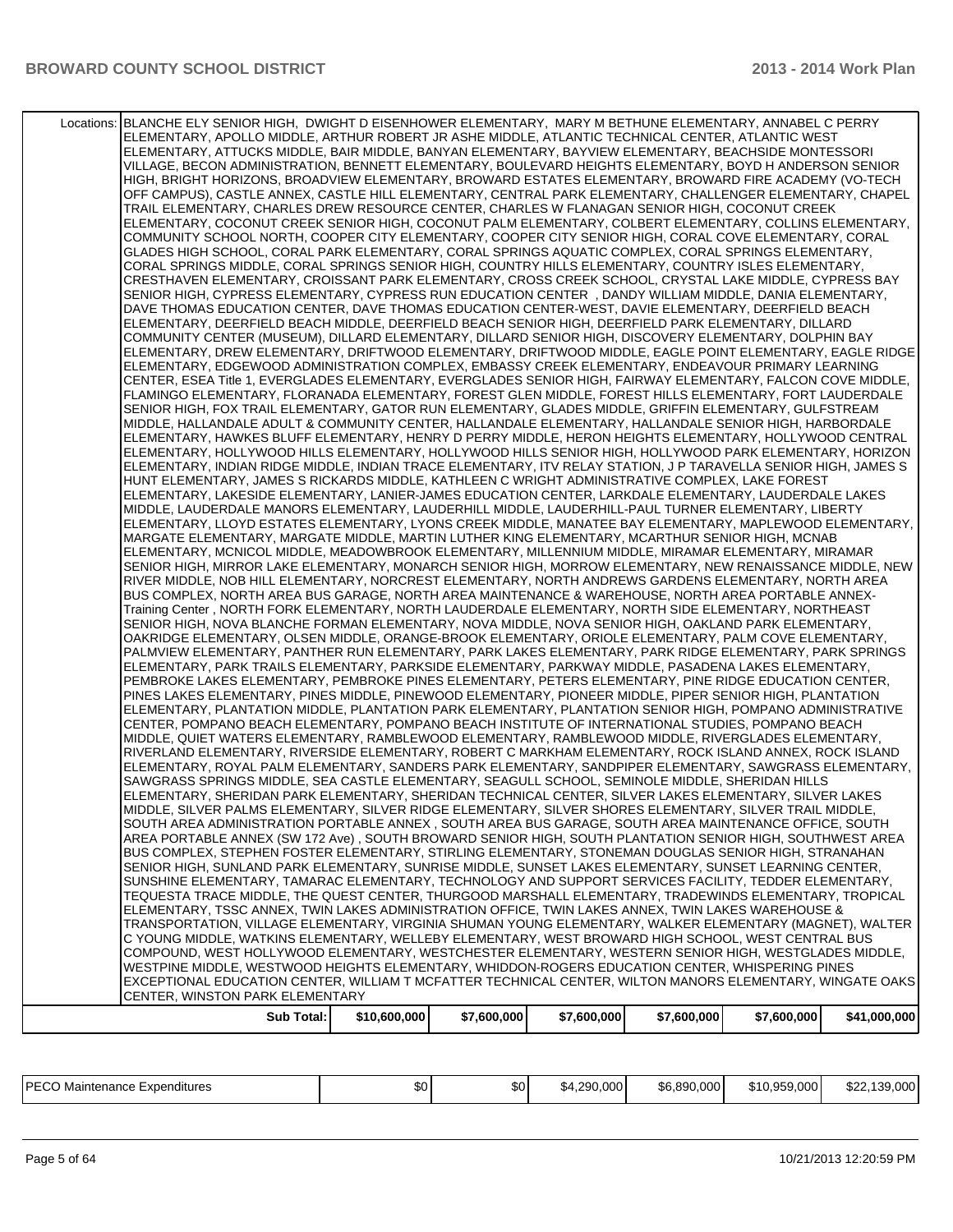| | | | | | | |
|---|---|---|---|---|---|---|
| Locations: | BLANCHE ELY SENIOR HIGH, DWIGHT D EISENHOWER ELEMENTARY, MARY M BETHUNE ELEMENTARY, ANNABEL C PERRY ELEMENTARY, APOLLO MIDDLE, ARTHUR ROBERT JR ASHE MIDDLE, ATLANTIC TECHNICAL CENTER, ATLANTIC WEST ELEMENTARY, ATTUCKS MIDDLE, BAIR MIDDLE, BANYAN ELEMENTARY, BAYVIEW ELEMENTARY, BEACHSIDE MONTESSORI VILLAGE, BECON ADMINISTRATION, BENNETT ELEMENTARY, BOULEVARD HEIGHTS ELEMENTARY, BOYD H ANDERSON SENIOR HIGH, BRIGHT HORIZONS, BROADVIEW ELEMENTARY, BROWARD ESTATES ELEMENTARY, BROWARD FIRE ACADEMY (VO-TECH OFF CAMPUS), CASTLE ANNEX, CASTLE HILL ELEMENTARY, CENTRAL PARK ELEMENTARY, CHALLENGER ELEMENTARY, CHAPEL TRAIL ELEMENTARY, CHARLES DREW RESOURCE CENTER, CHARLES W FLANAGAN SENIOR HIGH, COCONUT CREEK ELEMENTARY, COCONUT CREEK SENIOR HIGH, COCONUT PALM ELEMENTARY, COLBERT ELEMENTARY, COLLINS ELEMENTARY, COMMUNITY SCHOOL NORTH, COOPER CITY ELEMENTARY, COOPER CITY SENIOR HIGH, CORAL COVE ELEMENTARY, CORAL GLADES HIGH SCHOOL, CORAL PARK ELEMENTARY, CORAL SPRINGS AQUATIC COMPLEX, CORAL SPRINGS ELEMENTARY, CORAL SPRINGS MIDDLE, CORAL SPRINGS SENIOR HIGH, COUNTRY HILLS ELEMENTARY, COUNTRY ISLES ELEMENTARY, CRESTHAVEN ELEMENTARY, CROISSANT PARK ELEMENTARY, CROSS CREEK SCHOOL, CRYSTAL LAKE MIDDLE, CYPRESS BAY SENIOR HIGH, CYPRESS ELEMENTARY, CYPRESS RUN EDUCATION CENTER , DANDY WILLIAM MIDDLE, DANIA ELEMENTARY, DAVE THOMAS EDUCATION CENTER, DAVE THOMAS EDUCATION CENTER-WEST, DAVIE ELEMENTARY, DEERFIELD BEACH ELEMENTARY, DEERFIELD BEACH MIDDLE, DEERFIELD BEACH SENIOR HIGH, DEERFIELD PARK ELEMENTARY, DILLARD COMMUNITY CENTER (MUSEUM), DILLARD ELEMENTARY, DILLARD SENIOR HIGH, DISCOVERY ELEMENTARY, DOLPHIN BAY ELEMENTARY, DREW ELEMENTARY, DRIFTWOOD ELEMENTARY, DRIFTWOOD MIDDLE, EAGLE POINT ELEMENTARY, EAGLE RIDGE ELEMENTARY, EDGEWOOD ADMINISTRATION COMPLEX, EMBASSY CREEK ELEMENTARY, ENDEAVOUR PRIMARY LEARNING CENTER, ESEA Title 1, EVERGLADES ELEMENTARY, EVERGLADES SENIOR HIGH, FAIRWAY ELEMENTARY, FALCON COVE MIDDLE, FLAMINGO ELEMENTARY, FLORANADA ELEMENTARY, FOREST GLEN MIDDLE, FOREST HILLS ELEMENTARY, FORT LAUDERDALE SENIOR HIGH, FOX TRAIL ELEMENTARY, GATOR RUN ELEMENTARY, GLADES MIDDLE, GRIFFIN ELEMENTARY, GULFSTREAM MIDDLE, HALLANDALE ADULT & COMMUNITY CENTER, HALLANDALE ELEMENTARY, HALLANDALE SENIOR HIGH, HARBORDALE ELEMENTARY, HAWKES BLUFF ELEMENTARY, HENRY D PERRY MIDDLE, HERON HEIGHTS ELEMENTARY, HOLLYWOOD CENTRAL ELEMENTARY, HOLLYWOOD HILLS ELEMENTARY, HOLLYWOOD HILLS SENIOR HIGH, HOLLYWOOD PARK ELEMENTARY, HORIZON ELEMENTARY, INDIAN RIDGE MIDDLE, INDIAN TRACE ELEMENTARY, ITV RELAY STATION, J P TARAVELLA SENIOR HIGH, JAMES S HUNT ELEMENTARY, JAMES S RICKARDS MIDDLE, KATHLEEN C WRIGHT ADMINISTRATIVE COMPLEX, LAKE FOREST ELEMENTARY, LAKESIDE ELEMENTARY, LANIER-JAMES EDUCATION CENTER, LARKDALE ELEMENTARY, LAUDERDALE LAKES MIDDLE, LAUDERDALE MANORS ELEMENTARY, LAUDERHILL MIDDLE, LAUDERHILL-PAUL TURNER ELEMENTARY, LIBERTY ELEMENTARY, LLOYD ESTATES ELEMENTARY, LYONS CREEK MIDDLE, MANATEE BAY ELEMENTARY, MAPLEWOOD ELEMENTARY, MARGATE ELEMENTARY, MARGATE MIDDLE, MARTIN LUTHER KING ELEMENTARY, MCARTHUR SENIOR HIGH, MCNAB ELEMENTARY, MCNICOL MIDDLE, MEADOWBROOK ELEMENTARY, MILLENNIUM MIDDLE, MIRAMAR ELEMENTARY, MIRAMAR SENIOR HIGH, MIRROR LAKE ELEMENTARY, MONARCH SENIOR HIGH, MORROW ELEMENTARY, NEW RENAISSANCE MIDDLE, NEW RIVER MIDDLE, NOB HILL ELEMENTARY, NORCREST ELEMENTARY, NORTH ANDREWS GARDENS ELEMENTARY, NORTH AREA BUS COMPLEX, NORTH AREA BUS GARAGE, NORTH AREA MAINTENANCE & WAREHOUSE, NORTH AREA PORTABLE ANNEX-Training Center , NORTH FORK ELEMENTARY, NORTH LAUDERDALE ELEMENTARY, NORTH SIDE ELEMENTARY, NORTHEAST SENIOR HIGH, NOVA BLANCHE FORMAN ELEMENTARY, NOVA MIDDLE, NOVA SENIOR HIGH, OAKLAND PARK ELEMENTARY, OAKRIDGE ELEMENTARY, OLSEN MIDDLE, ORANGE-BROOK ELEMENTARY, ORIOLE ELEMENTARY, PALM COVE ELEMENTARY, PALMVIEW ELEMENTARY, PANTHER RUN ELEMENTARY, PARK LAKES ELEMENTARY, PARK RIDGE ELEMENTARY, PARK SPRINGS ELEMENTARY, PARK TRAILS ELEMENTARY, PARKSIDE ELEMENTARY, PARKWAY MIDDLE, PASADENA LAKES ELEMENTARY, PEMBROKE LAKES ELEMENTARY, PEMBROKE PINES ELEMENTARY, PETERS ELEMENTARY, PINE RIDGE EDUCATION CENTER, PINES LAKES ELEMENTARY, PINES MIDDLE, PINEWOOD ELEMENTARY, PIONEER MIDDLE, PIPER SENIOR HIGH, PLANTATION ELEMENTARY, PLANTATION MIDDLE, PLANTATION PARK ELEMENTARY, PLANTATION SENIOR HIGH, POMPANO ADMINISTRATIVE CENTER, POMPANO BEACH ELEMENTARY, POMPANO BEACH INSTITUTE OF INTERNATIONAL STUDIES, POMPANO BEACH MIDDLE, QUIET WATERS ELEMENTARY, RAMBLEWOOD ELEMENTARY, RAMBLEWOOD MIDDLE, RIVERGLADES ELEMENTARY, RIVERLAND ELEMENTARY, RIVERSIDE ELEMENTARY, ROBERT C MARKHAM ELEMENTARY, ROCK ISLAND ANNEX, ROCK ISLAND ELEMENTARY, ROYAL PALM ELEMENTARY, SANDERS PARK ELEMENTARY, SANDPIPER ELEMENTARY, SAWGRASS ELEMENTARY, SAWGRASS SPRINGS MIDDLE, SEA CASTLE ELEMENTARY, SEAGULL SCHOOL, SEMINOLE MIDDLE, SHERIDAN HILLS ELEMENTARY, SHERIDAN PARK ELEMENTARY, SHERIDAN TECHNICAL CENTER, SILVER LAKES ELEMENTARY, SILVER LAKES MIDDLE, SILVER PALMS ELEMENTARY, SILVER RIDGE ELEMENTARY, SILVER SHORES ELEMENTARY, SILVER TRAIL MIDDLE, SOUTH AREA ADMINISTRATION PORTABLE ANNEX , SOUTH AREA BUS GARAGE, SOUTH AREA MAINTENANCE OFFICE, SOUTH AREA PORTABLE ANNEX (SW 172 Ave) , SOUTH BROWARD SENIOR HIGH, SOUTH PLANTATION SENIOR HIGH, SOUTHWEST AREA BUS COMPLEX, STEPHEN FOSTER ELEMENTARY, STIRLING ELEMENTARY, STONEMAN DOUGLAS SENIOR HIGH, STRANAHAN SENIOR HIGH, SUNLAND PARK ELEMENTARY, SUNRISE MIDDLE, SUNSET LAKES ELEMENTARY, SUNSET LEARNING CENTER, SUNSHINE ELEMENTARY, TAMARAC ELEMENTARY, TECHNOLOGY AND SUPPORT SERVICES FACILITY, TEDDER ELEMENTARY, TEQUESTA TRACE MIDDLE, THE QUEST CENTER, THURGOOD MARSHALL ELEMENTARY, TRADEWINDS ELEMENTARY, TROPICAL ELEMENTARY, TSSC ANNEX, TWIN LAKES ADMINISTRATION OFFICE, TWIN LAKES ANNEX, TWIN LAKES WAREHOUSE & TRANSPORTATION, VILLAGE ELEMENTARY, VIRGINIA SHUMAN YOUNG ELEMENTARY, WALKER ELEMENTARY (MAGNET), WALTER C YOUNG MIDDLE, WATKINS ELEMENTARY, WELLEBY ELEMENTARY, WEST BROWARD HIGH SCHOOL, WEST CENTRAL BUS COMPOUND, WEST HOLLYWOOD ELEMENTARY, WESTCHESTER ELEMENTARY, WESTERN SENIOR HIGH, WESTGLADES MIDDLE, WESTPINE MIDDLE, WESTWOOD HEIGHTS ELEMENTARY, WHIDDON-ROGERS EDUCATION CENTER, WHISPERING PINES EXCEPTIONAL EDUCATION CENTER, WILLIAM T MCFATTER TECHNICAL CENTER, WILTON MANORS ELEMENTARY, WINGATE OAKS CENTER, WINSTON PARK ELEMENTARY | | | | | |
| Sub Total: | $10,600,000 | $7,600,000 | $7,600,000 | $7,600,000 | $7,600,000 | $41,000,000 |

| | | | | | | |
|---|---|---|---|---|---|---|
| PECO Maintenance Expenditures | $0 | $0 | $4,290,000 | $6,890,000 | $10,959,000 | $22,139,000 |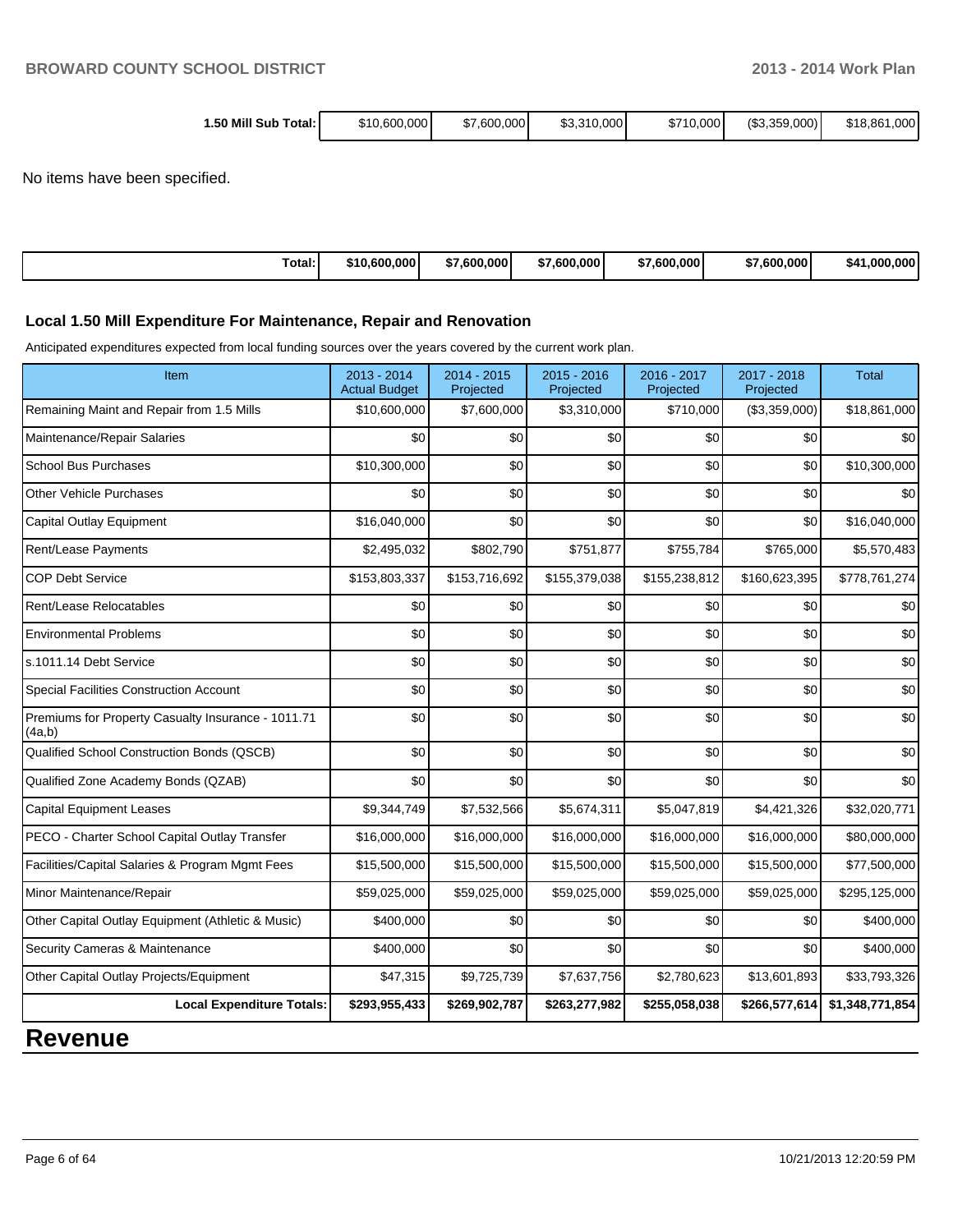| 1.50 Mill Sub Total: | $10,600,000 | $7,600,000 | $3,310,000 | $710,000 | ($3,359,000) | $18,861,000 |
|---|---|---|---|---|---|---|

No items have been specified.

| Total: | $10,600,000 | $7,600,000 | $7,600,000 | $7,600,000 | $7,600,000 | $41,000,000 |
|---|---|---|---|---|---|---|

### Local 1.50 Mill Expenditure For Maintenance, Repair and Renovation

Anticipated expenditures expected from local funding sources over the years covered by the current work plan.

| Item | 2013 - 2014 Actual Budget | 2014 - 2015 Projected | 2015 - 2016 Projected | 2016 - 2017 Projected | 2017 - 2018 Projected | Total |
|---|---|---|---|---|---|---|
| Remaining Maint and Repair from 1.5 Mills | $10,600,000 | $7,600,000 | $3,310,000 | $710,000 | ($3,359,000) | $18,861,000 |
| Maintenance/Repair Salaries | $0 | $0 | $0 | $0 | $0 | $0 |
| School Bus Purchases | $10,300,000 | $0 | $0 | $0 | $0 | $10,300,000 |
| Other Vehicle Purchases | $0 | $0 | $0 | $0 | $0 | $0 |
| Capital Outlay Equipment | $16,040,000 | $0 | $0 | $0 | $0 | $16,040,000 |
| Rent/Lease Payments | $2,495,032 | $802,790 | $751,877 | $755,784 | $765,000 | $5,570,483 |
| COP Debt Service | $153,803,337 | $153,716,692 | $155,379,038 | $155,238,812 | $160,623,395 | $778,761,274 |
| Rent/Lease Relocatables | $0 | $0 | $0 | $0 | $0 | $0 |
| Environmental Problems | $0 | $0 | $0 | $0 | $0 | $0 |
| s.1011.14 Debt Service | $0 | $0 | $0 | $0 | $0 | $0 |
| Special Facilities Construction Account | $0 | $0 | $0 | $0 | $0 | $0 |
| Premiums for Property Casualty Insurance - 1011.71 (4a,b) | $0 | $0 | $0 | $0 | $0 | $0 |
| Qualified School Construction Bonds (QSCB) | $0 | $0 | $0 | $0 | $0 | $0 |
| Qualified Zone Academy Bonds (QZAB) | $0 | $0 | $0 | $0 | $0 | $0 |
| Capital Equipment Leases | $9,344,749 | $7,532,566 | $5,674,311 | $5,047,819 | $4,421,326 | $32,020,771 |
| PECO - Charter School Capital Outlay Transfer | $16,000,000 | $16,000,000 | $16,000,000 | $16,000,000 | $16,000,000 | $80,000,000 |
| Facilities/Capital Salaries & Program Mgmt Fees | $15,500,000 | $15,500,000 | $15,500,000 | $15,500,000 | $15,500,000 | $77,500,000 |
| Minor Maintenance/Repair | $59,025,000 | $59,025,000 | $59,025,000 | $59,025,000 | $59,025,000 | $295,125,000 |
| Other Capital Outlay Equipment (Athletic & Music) | $400,000 | $0 | $0 | $0 | $0 | $400,000 |
| Security Cameras & Maintenance | $400,000 | $0 | $0 | $0 | $0 | $400,000 |
| Other Capital Outlay Projects/Equipment | $47,315 | $9,725,739 | $7,637,756 | $2,780,623 | $13,601,893 | $33,793,326 |
| **Local Expenditure Totals:** | **$293,955,433** | **$269,902,787** | **$263,277,982** | **$255,058,038** | **$266,577,614** | **$1,348,771,854** |

# Revenue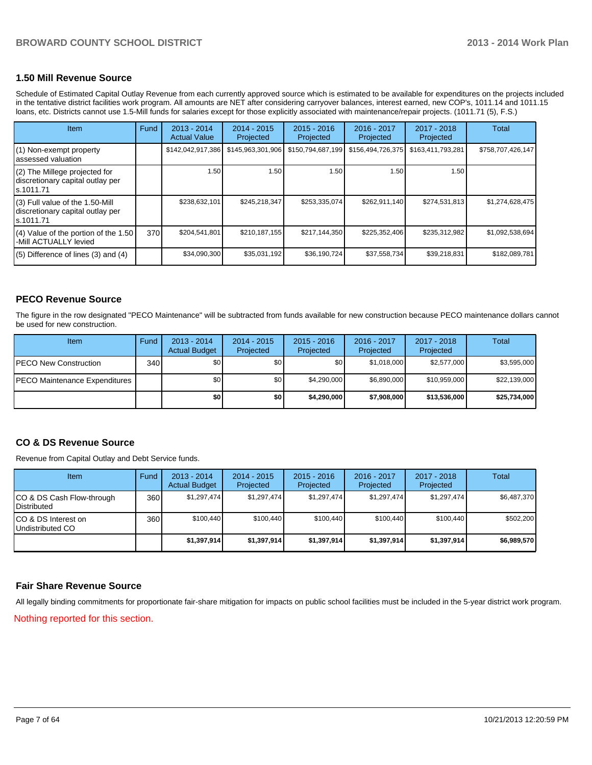## 1.50 Mill Revenue Source

Schedule of Estimated Capital Outlay Revenue from each currently approved source which is estimated to be available for expenditures on the projects included in the tentative district facilities work program. All amounts are NET after considering carryover balances, interest earned, new COP's, 1011.14 and 1011.15 loans, etc. Districts cannot use 1.5-Mill funds for salaries except for those explicitly associated with maintenance/repair projects. (1011.71 (5), F.S.)

| Item | Fund | 2013 - 2014 Actual Value | 2014 - 2015 Projected | 2015 - 2016 Projected | 2016 - 2017 Projected | 2017 - 2018 Projected | Total |
|---|---|---|---|---|---|---|---|
| (1) Non-exempt property assessed valuation | | $142,042,917,386 | $145,963,301,906 | $150,794,687,199 | $156,494,726,375 | $163,411,793,281 | $758,707,426,147 |
| (2) The Millege projected for discretionary capital outlay per s.1011.71 | | 1.50 | 1.50 | 1.50 | 1.50 | 1.50 | |
| (3) Full value of the 1.50-Mill discretionary capital outlay per s.1011.71 | | $238,632,101 | $245,218,347 | $253,335,074 | $262,911,140 | $274,531,813 | $1,274,628,475 |
| (4) Value of the portion of the 1.50 -Mill ACTUALLY levied | 370 | $204,541,801 | $210,187,155 | $217,144,350 | $225,352,406 | $235,312,982 | $1,092,538,694 |
| (5) Difference of lines (3) and (4) | | $34,090,300 | $35,031,192 | $36,190,724 | $37,558,734 | $39,218,831 | $182,089,781 |

## PECO Revenue Source

The figure in the row designated "PECO Maintenance" will be subtracted from funds available for new construction because PECO maintenance dollars cannot be used for new construction.

| Item | Fund | 2013 - 2014 Actual Budget | 2014 - 2015 Projected | 2015 - 2016 Projected | 2016 - 2017 Projected | 2017 - 2018 Projected | Total |
|---|---|---|---|---|---|---|---|
| PECO New Construction | 340 | $0 | $0 | $0 | $1,018,000 | $2,577,000 | $3,595,000 |
| PECO Maintenance Expenditures | | $0 | $0 | $4,290,000 | $6,890,000 | $10,959,000 | $22,139,000 |
| | | **$0** | **$0** | **$4,290,000** | **$7,908,000** | **$13,536,000** | **$25,734,000** |

## CO & DS Revenue Source

Revenue from Capital Outlay and Debt Service funds.

| Item | Fund | 2013 - 2014 Actual Budget | 2014 - 2015 Projected | 2015 - 2016 Projected | 2016 - 2017 Projected | 2017 - 2018 Projected | Total |
|---|---|---|---|---|---|---|---|
| CO & DS Cash Flow-through Distributed | 360 | $1,297,474 | $1,297,474 | $1,297,474 | $1,297,474 | $1,297,474 | $6,487,370 |
| CO & DS Interest on Undistributed CO | 360 | $100,440 | $100,440 | $100,440 | $100,440 | $100,440 | $502,200 |
| | | **$1,397,914** | **$1,397,914** | **$1,397,914** | **$1,397,914** | **$1,397,914** | **$6,989,570** |

## Fair Share Revenue Source

All legally binding commitments for proportionate fair-share mitigation for impacts on public school facilities must be included in the 5-year district work program.

Nothing reported for this section.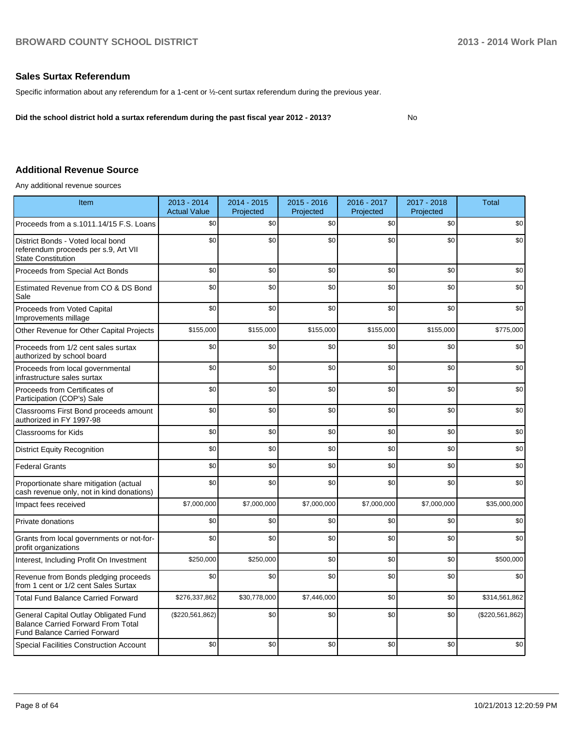## Sales Surtax Referendum

Specific information about any referendum for a 1-cent or ½-cent surtax referendum during the previous year.

**Did the school district hold a surtax referendum during the past fiscal year 2012 - 2013?** No

## Additional Revenue Source

Any additional revenue sources

| Item | 2013 - 2014 Actual Value | 2014 - 2015 Projected | 2015 - 2016 Projected | 2016 - 2017 Projected | 2017 - 2018 Projected | Total |
|---|---|---|---|---|---|---|
| Proceeds from a s.1011.14/15 F.S. Loans | $0 | $0 | $0 | $0 | $0 | $0 |
| District Bonds - Voted local bond referendum proceeds per s.9, Art VII State Constitution | $0 | $0 | $0 | $0 | $0 | $0 |
| Proceeds from Special Act Bonds | $0 | $0 | $0 | $0 | $0 | $0 |
| Estimated Revenue from CO & DS Bond Sale | $0 | $0 | $0 | $0 | $0 | $0 |
| Proceeds from Voted Capital Improvements millage | $0 | $0 | $0 | $0 | $0 | $0 |
| Other Revenue for Other Capital Projects | $155,000 | $155,000 | $155,000 | $155,000 | $155,000 | $775,000 |
| Proceeds from 1/2 cent sales surtax authorized by school board | $0 | $0 | $0 | $0 | $0 | $0 |
| Proceeds from local governmental infrastructure sales surtax | $0 | $0 | $0 | $0 | $0 | $0 |
| Proceeds from Certificates of Participation (COP's) Sale | $0 | $0 | $0 | $0 | $0 | $0 |
| Classrooms First Bond proceeds amount authorized in FY 1997-98 | $0 | $0 | $0 | $0 | $0 | $0 |
| Classrooms for Kids | $0 | $0 | $0 | $0 | $0 | $0 |
| District Equity Recognition | $0 | $0 | $0 | $0 | $0 | $0 |
| Federal Grants | $0 | $0 | $0 | $0 | $0 | $0 |
| Proportionate share mitigation (actual cash revenue only, not in kind donations) | $0 | $0 | $0 | $0 | $0 | $0 |
| Impact fees received | $7,000,000 | $7,000,000 | $7,000,000 | $7,000,000 | $7,000,000 | $35,000,000 |
| Private donations | $0 | $0 | $0 | $0 | $0 | $0 |
| Grants from local governments or not-for-profit organizations | $0 | $0 | $0 | $0 | $0 | $0 |
| Interest, Including Profit On Investment | $250,000 | $250,000 | $0 | $0 | $0 | $500,000 |
| Revenue from Bonds pledging proceeds from 1 cent or 1/2 cent Sales Surtax | $0 | $0 | $0 | $0 | $0 | $0 |
| Total Fund Balance Carried Forward | $276,337,862 | $30,778,000 | $7,446,000 | $0 | $0 | $314,561,862 |
| General Capital Outlay Obligated Fund Balance Carried Forward From Total Fund Balance Carried Forward | ($220,561,862) | $0 | $0 | $0 | $0 | ($220,561,862) |
| Special Facilities Construction Account | $0 | $0 | $0 | $0 | $0 | $0 |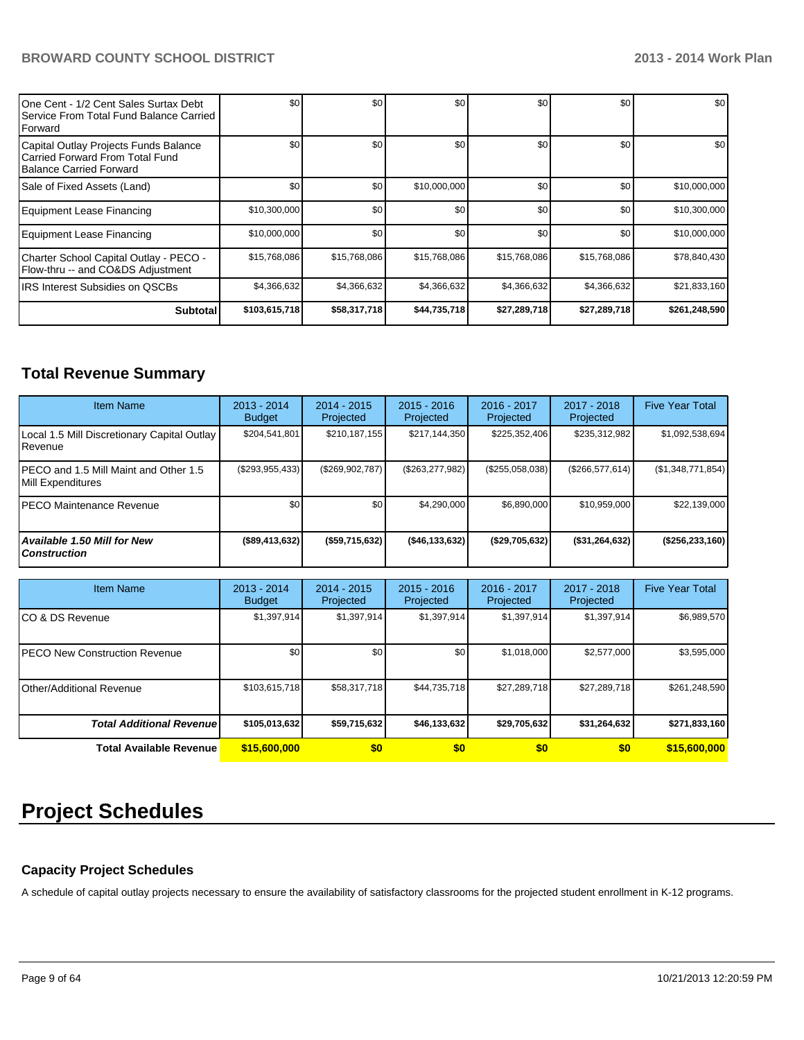| | | | | | | |
|---|---|---|---|---|---|---|
| One Cent - 1/2 Cent Sales Surtax Debt Service From Total Fund Balance Carried Forward | $0 | $0 | $0 | $0 | $0 | $0 |
| Capital Outlay Projects Funds Balance Carried Forward From Total Fund Balance Carried Forward | $0 | $0 | $0 | $0 | $0 | $0 |
| Sale of Fixed Assets (Land) | $0 | $0 | $10,000,000 | $0 | $0 | $10,000,000 |
| Equipment Lease Financing | $10,300,000 | $0 | $0 | $0 | $0 | $10,300,000 |
| Equipment Lease Financing | $10,000,000 | $0 | $0 | $0 | $0 | $10,000,000 |
| Charter School Capital Outlay - PECO - Flow-thru -- and CO&DS Adjustment | $15,768,086 | $15,768,086 | $15,768,086 | $15,768,086 | $15,768,086 | $78,840,430 |
| IRS Interest Subsidies on QSCBs | $4,366,632 | $4,366,632 | $4,366,632 | $4,366,632 | $4,366,632 | $21,833,160 |
| **Subtotal** | **$103,615,718** | **$58,317,718** | **$44,735,718** | **$27,289,718** | **$27,289,718** | **$261,248,590** |

## Total Revenue Summary

| Item Name | 2013 - 2014 Budget | 2014 - 2015 Projected | 2015 - 2016 Projected | 2016 - 2017 Projected | 2017 - 2018 Projected | Five Year Total |
|---|---|---|---|---|---|---|
| Local 1.5 Mill Discretionary Capital Outlay Revenue | $204,541,801 | $210,187,155 | $217,144,350 | $225,352,406 | $235,312,982 | $1,092,538,694 |
| PECO and 1.5 Mill Maint and Other 1.5 Mill Expenditures | ($293,955,433) | ($269,902,787) | ($263,277,982) | ($255,058,038) | ($266,577,614) | ($1,348,771,854) |
| PECO Maintenance Revenue | $0 | $0 | $4,290,000 | $6,890,000 | $10,959,000 | $22,139,000 |
| ***Available 1.50 Mill for New Construction*** | **($89,413,632)** | **($59,715,632)** | **($46,133,632)** | **($29,705,632)** | **($31,264,632)** | **($256,233,160)** |

| Item Name | 2013 - 2014 Budget | 2014 - 2015 Projected | 2015 - 2016 Projected | 2016 - 2017 Projected | 2017 - 2018 Projected | Five Year Total |
|---|---|---|---|---|---|---|
| CO & DS Revenue | $1,397,914 | $1,397,914 | $1,397,914 | $1,397,914 | $1,397,914 | $6,989,570 |
| PECO New Construction Revenue | $0 | $0 | $0 | $1,018,000 | $2,577,000 | $3,595,000 |
| Other/Additional Revenue | $103,615,718 | $58,317,718 | $44,735,718 | $27,289,718 | $27,289,718 | $261,248,590 |
| ***Total Additional Revenue*** | **$105,013,632** | **$59,715,632** | **$46,133,632** | **$29,705,632** | **$31,264,632** | **$271,833,160** |
| **Total Available Revenue** | **$15,600,000** | **$0** | **$0** | **$0** | **$0** | **$15,600,000** |

# Project Schedules

### Capacity Project Schedules

A schedule of capital outlay projects necessary to ensure the availability of satisfactory classrooms for the projected student enrollment in K-12 programs.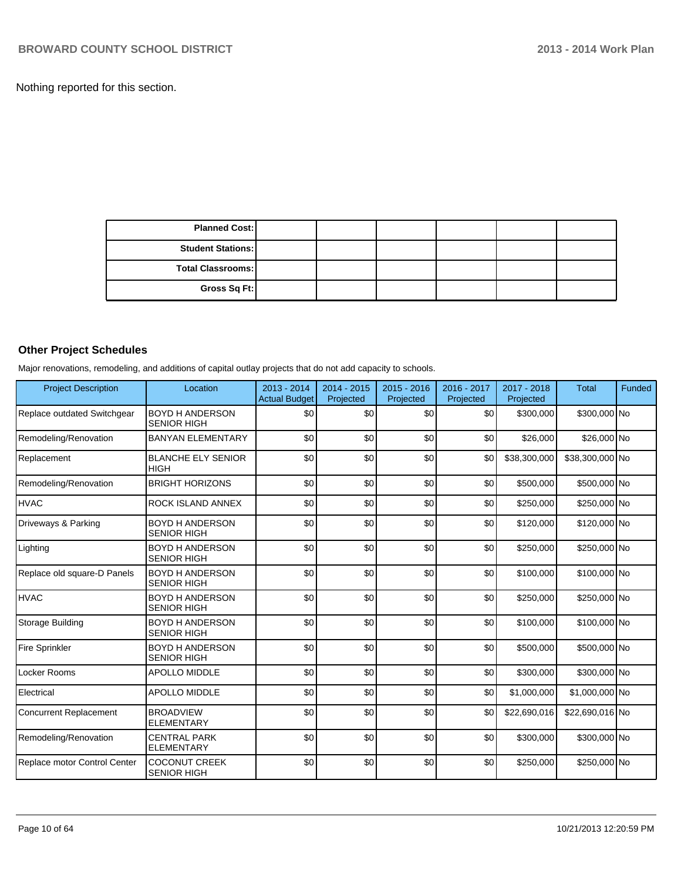Nothing reported for this section.

| Planned Cost: | | | | | | |
|---|---|---|---|---|---|---|
| Student Stations: | | | | | | |
| Total Classrooms: | | | | | | |
| Gross Sq Ft: | | | | | | |

### Other Project Schedules

Major renovations, remodeling, and additions of capital outlay projects that do not add capacity to schools.

| Project Description | Location | 2013 - 2014 Actual Budget | 2014 - 2015 Projected | 2015 - 2016 Projected | 2016 - 2017 Projected | 2017 - 2018 Projected | Total | Funded |
|---|---|---|---|---|---|---|---|---|
| Replace outdated Switchgear | BOYD H ANDERSON SENIOR HIGH | $0 | $0 | $0 | $0 | $300,000 | $300,000 | No |
| Remodeling/Renovation | BANYAN ELEMENTARY | $0 | $0 | $0 | $0 | $26,000 | $26,000 | No |
| Replacement | BLANCHE ELY SENIOR HIGH | $0 | $0 | $0 | $0 | $38,300,000 | $38,300,000 | No |
| Remodeling/Renovation | BRIGHT HORIZONS | $0 | $0 | $0 | $0 | $500,000 | $500,000 | No |
| HVAC | ROCK ISLAND ANNEX | $0 | $0 | $0 | $0 | $250,000 | $250,000 | No |
| Driveways & Parking | BOYD H ANDERSON SENIOR HIGH | $0 | $0 | $0 | $0 | $120,000 | $120,000 | No |
| Lighting | BOYD H ANDERSON SENIOR HIGH | $0 | $0 | $0 | $0 | $250,000 | $250,000 | No |
| Replace old square-D Panels | BOYD H ANDERSON SENIOR HIGH | $0 | $0 | $0 | $0 | $100,000 | $100,000 | No |
| HVAC | BOYD H ANDERSON SENIOR HIGH | $0 | $0 | $0 | $0 | $250,000 | $250,000 | No |
| Storage Building | BOYD H ANDERSON SENIOR HIGH | $0 | $0 | $0 | $0 | $100,000 | $100,000 | No |
| Fire Sprinkler | BOYD H ANDERSON SENIOR HIGH | $0 | $0 | $0 | $0 | $500,000 | $500,000 | No |
| Locker Rooms | APOLLO MIDDLE | $0 | $0 | $0 | $0 | $300,000 | $300,000 | No |
| Electrical | APOLLO MIDDLE | $0 | $0 | $0 | $0 | $1,000,000 | $1,000,000 | No |
| Concurrent Replacement | BROADVIEW ELEMENTARY | $0 | $0 | $0 | $0 | $22,690,016 | $22,690,016 | No |
| Remodeling/Renovation | CENTRAL PARK ELEMENTARY | $0 | $0 | $0 | $0 | $300,000 | $300,000 | No |
| Replace motor Control Center | COCONUT CREEK SENIOR HIGH | $0 | $0 | $0 | $0 | $250,000 | $250,000 | No |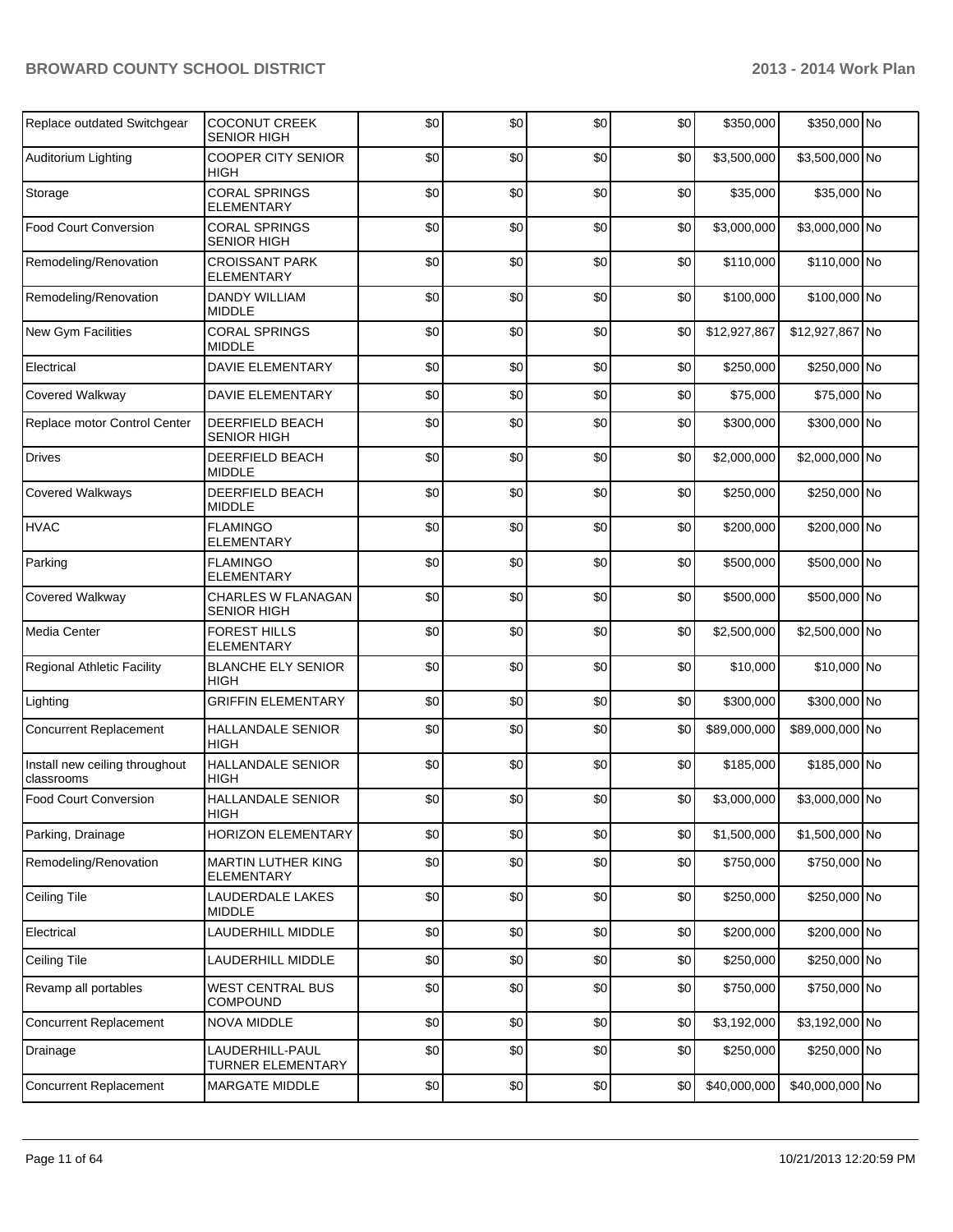| | | | | | | | | |
|---|---|---|---|---|---|---|---|---|
| Replace outdated Switchgear | COCONUT CREEK SENIOR HIGH | $0 | $0 | $0 | $0 | $350,000 | $350,000 | No |
| Auditorium Lighting | COOPER CITY SENIOR HIGH | $0 | $0 | $0 | $0 | $3,500,000 | $3,500,000 | No |
| Storage | CORAL SPRINGS ELEMENTARY | $0 | $0 | $0 | $0 | $35,000 | $35,000 | No |
| Food Court Conversion | CORAL SPRINGS SENIOR HIGH | $0 | $0 | $0 | $0 | $3,000,000 | $3,000,000 | No |
| Remodeling/Renovation | CROISSANT PARK ELEMENTARY | $0 | $0 | $0 | $0 | $110,000 | $110,000 | No |
| Remodeling/Renovation | DANDY WILLIAM MIDDLE | $0 | $0 | $0 | $0 | $100,000 | $100,000 | No |
| New Gym Facilities | CORAL SPRINGS MIDDLE | $0 | $0 | $0 | $0 | $12,927,867 | $12,927,867 | No |
| Electrical | DAVIE ELEMENTARY | $0 | $0 | $0 | $0 | $250,000 | $250,000 | No |
| Covered Walkway | DAVIE ELEMENTARY | $0 | $0 | $0 | $0 | $75,000 | $75,000 | No |
| Replace motor Control Center | DEERFIELD BEACH SENIOR HIGH | $0 | $0 | $0 | $0 | $300,000 | $300,000 | No |
| Drives | DEERFIELD BEACH MIDDLE | $0 | $0 | $0 | $0 | $2,000,000 | $2,000,000 | No |
| Covered Walkways | DEERFIELD BEACH MIDDLE | $0 | $0 | $0 | $0 | $250,000 | $250,000 | No |
| HVAC | FLAMINGO ELEMENTARY | $0 | $0 | $0 | $0 | $200,000 | $200,000 | No |
| Parking | FLAMINGO ELEMENTARY | $0 | $0 | $0 | $0 | $500,000 | $500,000 | No |
| Covered Walkway | CHARLES W FLANAGAN SENIOR HIGH | $0 | $0 | $0 | $0 | $500,000 | $500,000 | No |
| Media Center | FOREST HILLS ELEMENTARY | $0 | $0 | $0 | $0 | $2,500,000 | $2,500,000 | No |
| Regional Athletic Facility | BLANCHE ELY SENIOR HIGH | $0 | $0 | $0 | $0 | $10,000 | $10,000 | No |
| Lighting | GRIFFIN ELEMENTARY | $0 | $0 | $0 | $0 | $300,000 | $300,000 | No |
| Concurrent Replacement | HALLANDALE SENIOR HIGH | $0 | $0 | $0 | $0 | $89,000,000 | $89,000,000 | No |
| Install new ceiling throughout classrooms | HALLANDALE SENIOR HIGH | $0 | $0 | $0 | $0 | $185,000 | $185,000 | No |
| Food Court Conversion | HALLANDALE SENIOR HIGH | $0 | $0 | $0 | $0 | $3,000,000 | $3,000,000 | No |
| Parking, Drainage | HORIZON ELEMENTARY | $0 | $0 | $0 | $0 | $1,500,000 | $1,500,000 | No |
| Remodeling/Renovation | MARTIN LUTHER KING ELEMENTARY | $0 | $0 | $0 | $0 | $750,000 | $750,000 | No |
| Ceiling Tile | LAUDERDALE LAKES MIDDLE | $0 | $0 | $0 | $0 | $250,000 | $250,000 | No |
| Electrical | LAUDERHILL MIDDLE | $0 | $0 | $0 | $0 | $200,000 | $200,000 | No |
| Ceiling Tile | LAUDERHILL MIDDLE | $0 | $0 | $0 | $0 | $250,000 | $250,000 | No |
| Revamp all portables | WEST CENTRAL BUS COMPOUND | $0 | $0 | $0 | $0 | $750,000 | $750,000 | No |
| Concurrent Replacement | NOVA MIDDLE | $0 | $0 | $0 | $0 | $3,192,000 | $3,192,000 | No |
| Drainage | LAUDERHILL-PAUL TURNER ELEMENTARY | $0 | $0 | $0 | $0 | $250,000 | $250,000 | No |
| Concurrent Replacement | MARGATE MIDDLE | $0 | $0 | $0 | $0 | $40,000,000 | $40,000,000 | No |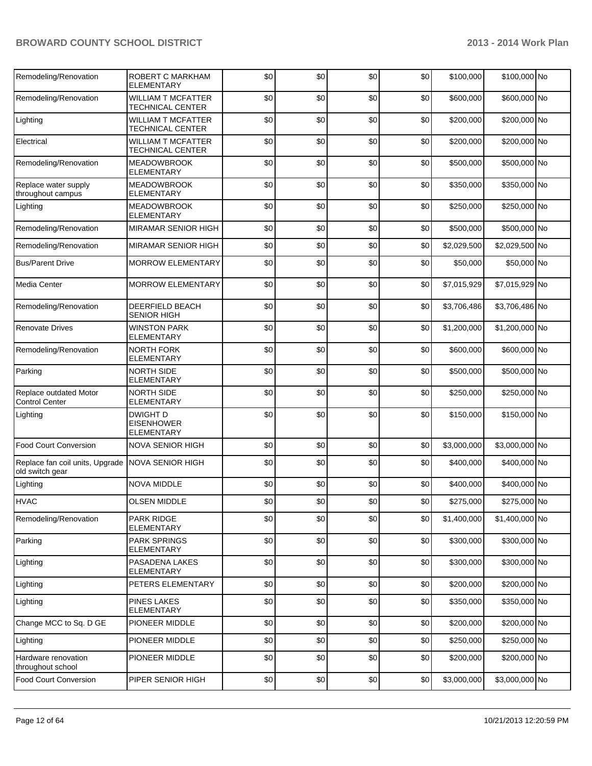| | | | | | | | | |
|---|---|---|---|---|---|---|---|---|
| Remodeling/Renovation | ROBERT C MARKHAM ELEMENTARY | $0 | $0 | $0 | $0 | $100,000 | $100,000 | No |
| Remodeling/Renovation | WILLIAM T MCFATTER TECHNICAL CENTER | $0 | $0 | $0 | $0 | $600,000 | $600,000 | No |
| Lighting | WILLIAM T MCFATTER TECHNICAL CENTER | $0 | $0 | $0 | $0 | $200,000 | $200,000 | No |
| Electrical | WILLIAM T MCFATTER TECHNICAL CENTER | $0 | $0 | $0 | $0 | $200,000 | $200,000 | No |
| Remodeling/Renovation | MEADOWBROOK ELEMENTARY | $0 | $0 | $0 | $0 | $500,000 | $500,000 | No |
| Replace water supply throughout campus | MEADOWBROOK ELEMENTARY | $0 | $0 | $0 | $0 | $350,000 | $350,000 | No |
| Lighting | MEADOWBROOK ELEMENTARY | $0 | $0 | $0 | $0 | $250,000 | $250,000 | No |
| Remodeling/Renovation | MIRAMAR SENIOR HIGH | $0 | $0 | $0 | $0 | $500,000 | $500,000 | No |
| Remodeling/Renovation | MIRAMAR SENIOR HIGH | $0 | $0 | $0 | $0 | $2,029,500 | $2,029,500 | No |
| Bus/Parent Drive | MORROW ELEMENTARY | $0 | $0 | $0 | $0 | $50,000 | $50,000 | No |
| Media Center | MORROW ELEMENTARY | $0 | $0 | $0 | $0 | $7,015,929 | $7,015,929 | No |
| Remodeling/Renovation | DEERFIELD BEACH SENIOR HIGH | $0 | $0 | $0 | $0 | $3,706,486 | $3,706,486 | No |
| Renovate Drives | WINSTON PARK ELEMENTARY | $0 | $0 | $0 | $0 | $1,200,000 | $1,200,000 | No |
| Remodeling/Renovation | NORTH FORK ELEMENTARY | $0 | $0 | $0 | $0 | $600,000 | $600,000 | No |
| Parking | NORTH SIDE ELEMENTARY | $0 | $0 | $0 | $0 | $500,000 | $500,000 | No |
| Replace outdated Motor Control Center | NORTH SIDE ELEMENTARY | $0 | $0 | $0 | $0 | $250,000 | $250,000 | No |
| Lighting | DWIGHT D EISENHOWER ELEMENTARY | $0 | $0 | $0 | $0 | $150,000 | $150,000 | No |
| Food Court Conversion | NOVA SENIOR HIGH | $0 | $0 | $0 | $0 | $3,000,000 | $3,000,000 | No |
| Replace fan coil units, Upgrade old switch gear | NOVA SENIOR HIGH | $0 | $0 | $0 | $0 | $400,000 | $400,000 | No |
| Lighting | NOVA MIDDLE | $0 | $0 | $0 | $0 | $400,000 | $400,000 | No |
| HVAC | OLSEN MIDDLE | $0 | $0 | $0 | $0 | $275,000 | $275,000 | No |
| Remodeling/Renovation | PARK RIDGE ELEMENTARY | $0 | $0 | $0 | $0 | $1,400,000 | $1,400,000 | No |
| Parking | PARK SPRINGS ELEMENTARY | $0 | $0 | $0 | $0 | $300,000 | $300,000 | No |
| Lighting | PASADENA LAKES ELEMENTARY | $0 | $0 | $0 | $0 | $300,000 | $300,000 | No |
| Lighting | PETERS ELEMENTARY | $0 | $0 | $0 | $0 | $200,000 | $200,000 | No |
| Lighting | PINES LAKES ELEMENTARY | $0 | $0 | $0 | $0 | $350,000 | $350,000 | No |
| Change MCC to Sq. D GE | PIONEER MIDDLE | $0 | $0 | $0 | $0 | $200,000 | $200,000 | No |
| Lighting | PIONEER MIDDLE | $0 | $0 | $0 | $0 | $250,000 | $250,000 | No |
| Hardware renovation throughout school | PIONEER MIDDLE | $0 | $0 | $0 | $0 | $200,000 | $200,000 | No |
| Food Court Conversion | PIPER SENIOR HIGH | $0 | $0 | $0 | $0 | $3,000,000 | $3,000,000 | No |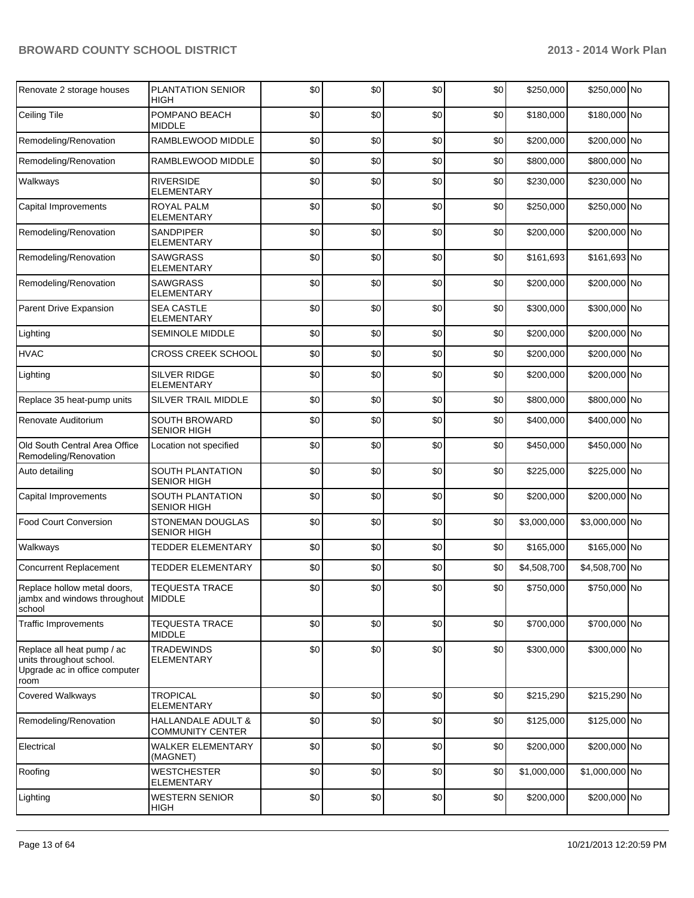| Renovate 2 storage houses | PLANTATION SENIOR HIGH | $0 | $0 | $0 | $0 | $250,000 | $250,000 | No |
|---|---|---|---|---|---|---|---|---|
| Ceiling Tile | POMPANO BEACH MIDDLE | $0 | $0 | $0 | $0 | $180,000 | $180,000 | No |
| Remodeling/Renovation | RAMBLEWOOD MIDDLE | $0 | $0 | $0 | $0 | $200,000 | $200,000 | No |
| Remodeling/Renovation | RAMBLEWOOD MIDDLE | $0 | $0 | $0 | $0 | $800,000 | $800,000 | No |
| Walkways | RIVERSIDE ELEMENTARY | $0 | $0 | $0 | $0 | $230,000 | $230,000 | No |
| Capital Improvements | ROYAL PALM ELEMENTARY | $0 | $0 | $0 | $0 | $250,000 | $250,000 | No |
| Remodeling/Renovation | SANDPIPER ELEMENTARY | $0 | $0 | $0 | $0 | $200,000 | $200,000 | No |
| Remodeling/Renovation | SAWGRASS ELEMENTARY | $0 | $0 | $0 | $0 | $161,693 | $161,693 | No |
| Remodeling/Renovation | SAWGRASS ELEMENTARY | $0 | $0 | $0 | $0 | $200,000 | $200,000 | No |
| Parent Drive Expansion | SEA CASTLE ELEMENTARY | $0 | $0 | $0 | $0 | $300,000 | $300,000 | No |
| Lighting | SEMINOLE MIDDLE | $0 | $0 | $0 | $0 | $200,000 | $200,000 | No |
| HVAC | CROSS CREEK SCHOOL | $0 | $0 | $0 | $0 | $200,000 | $200,000 | No |
| Lighting | SILVER RIDGE ELEMENTARY | $0 | $0 | $0 | $0 | $200,000 | $200,000 | No |
| Replace 35 heat-pump units | SILVER TRAIL MIDDLE | $0 | $0 | $0 | $0 | $800,000 | $800,000 | No |
| Renovate Auditorium | SOUTH BROWARD SENIOR HIGH | $0 | $0 | $0 | $0 | $400,000 | $400,000 | No |
| Old South Central Area Office Remodeling/Renovation | Location not specified | $0 | $0 | $0 | $0 | $450,000 | $450,000 | No |
| Auto detailing | SOUTH PLANTATION SENIOR HIGH | $0 | $0 | $0 | $0 | $225,000 | $225,000 | No |
| Capital Improvements | SOUTH PLANTATION SENIOR HIGH | $0 | $0 | $0 | $0 | $200,000 | $200,000 | No |
| Food Court Conversion | STONEMAN DOUGLAS SENIOR HIGH | $0 | $0 | $0 | $0 | $3,000,000 | $3,000,000 | No |
| Walkways | TEDDER ELEMENTARY | $0 | $0 | $0 | $0 | $165,000 | $165,000 | No |
| Concurrent Replacement | TEDDER ELEMENTARY | $0 | $0 | $0 | $0 | $4,508,700 | $4,508,700 | No |
| Replace hollow metal doors, jambx and windows throughout school | TEQUESTA TRACE MIDDLE | $0 | $0 | $0 | $0 | $750,000 | $750,000 | No |
| Traffic Improvements | TEQUESTA TRACE MIDDLE | $0 | $0 | $0 | $0 | $700,000 | $700,000 | No |
| Replace all heat pump / ac units throughout school. Upgrade ac in office computer room | TRADEWINDS ELEMENTARY | $0 | $0 | $0 | $0 | $300,000 | $300,000 | No |
| Covered Walkways | TROPICAL ELEMENTARY | $0 | $0 | $0 | $0 | $215,290 | $215,290 | No |
| Remodeling/Renovation | HALLANDALE ADULT & COMMUNITY CENTER | $0 | $0 | $0 | $0 | $125,000 | $125,000 | No |
| Electrical | WALKER ELEMENTARY (MAGNET) | $0 | $0 | $0 | $0 | $200,000 | $200,000 | No |
| Roofing | WESTCHESTER ELEMENTARY | $0 | $0 | $0 | $0 | $1,000,000 | $1,000,000 | No |
| Lighting | WESTERN SENIOR HIGH | $0 | $0 | $0 | $0 | $200,000 | $200,000 | No |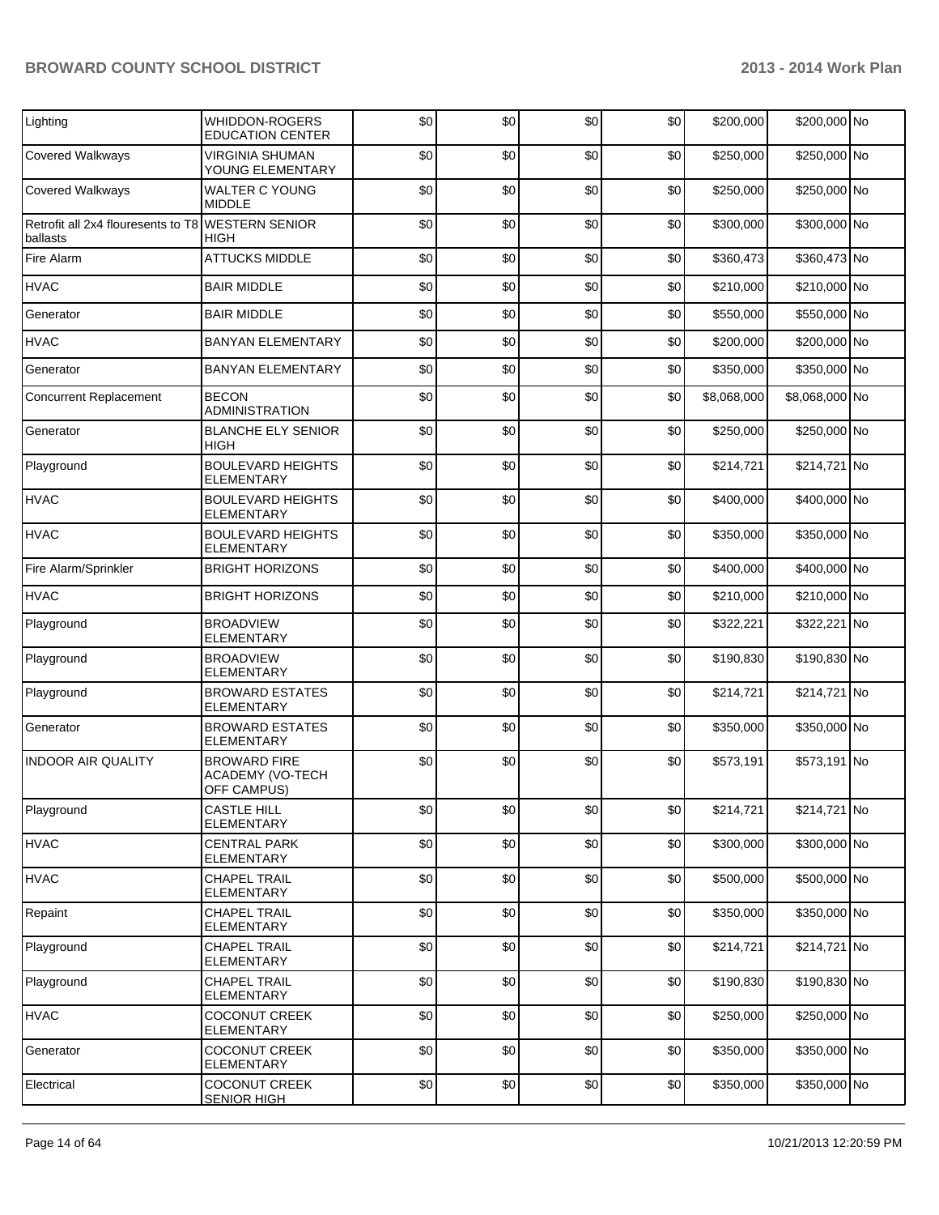| | | | | | | | | |
|---|---|---|---|---|---|---|---|---|
| Lighting | WHIDDON-ROGERS EDUCATION CENTER | $0 | $0 | $0 | $0 | $200,000 | $200,000 | No |
| Covered Walkways | VIRGINIA SHUMAN YOUNG ELEMENTARY | $0 | $0 | $0 | $0 | $250,000 | $250,000 | No |
| Covered Walkways | WALTER C YOUNG MIDDLE | $0 | $0 | $0 | $0 | $250,000 | $250,000 | No |
| Retrofit all 2x4 flouresents to T8 ballasts | WESTERN SENIOR HIGH | $0 | $0 | $0 | $0 | $300,000 | $300,000 | No |
| Fire Alarm | ATTUCKS MIDDLE | $0 | $0 | $0 | $0 | $360,473 | $360,473 | No |
| HVAC | BAIR MIDDLE | $0 | $0 | $0 | $0 | $210,000 | $210,000 | No |
| Generator | BAIR MIDDLE | $0 | $0 | $0 | $0 | $550,000 | $550,000 | No |
| HVAC | BANYAN ELEMENTARY | $0 | $0 | $0 | $0 | $200,000 | $200,000 | No |
| Generator | BANYAN ELEMENTARY | $0 | $0 | $0 | $0 | $350,000 | $350,000 | No |
| Concurrent Replacement | BECON ADMINISTRATION | $0 | $0 | $0 | $0 | $8,068,000 | $8,068,000 | No |
| Generator | BLANCHE ELY SENIOR HIGH | $0 | $0 | $0 | $0 | $250,000 | $250,000 | No |
| Playground | BOULEVARD HEIGHTS ELEMENTARY | $0 | $0 | $0 | $0 | $214,721 | $214,721 | No |
| HVAC | BOULEVARD HEIGHTS ELEMENTARY | $0 | $0 | $0 | $0 | $400,000 | $400,000 | No |
| HVAC | BOULEVARD HEIGHTS ELEMENTARY | $0 | $0 | $0 | $0 | $350,000 | $350,000 | No |
| Fire Alarm/Sprinkler | BRIGHT HORIZONS | $0 | $0 | $0 | $0 | $400,000 | $400,000 | No |
| HVAC | BRIGHT HORIZONS | $0 | $0 | $0 | $0 | $210,000 | $210,000 | No |
| Playground | BROADVIEW ELEMENTARY | $0 | $0 | $0 | $0 | $322,221 | $322,221 | No |
| Playground | BROADVIEW ELEMENTARY | $0 | $0 | $0 | $0 | $190,830 | $190,830 | No |
| Playground | BROWARD ESTATES ELEMENTARY | $0 | $0 | $0 | $0 | $214,721 | $214,721 | No |
| Generator | BROWARD ESTATES ELEMENTARY | $0 | $0 | $0 | $0 | $350,000 | $350,000 | No |
| INDOOR AIR QUALITY | BROWARD FIRE ACADEMY (VO-TECH OFF CAMPUS) | $0 | $0 | $0 | $0 | $573,191 | $573,191 | No |
| Playground | CASTLE HILL ELEMENTARY | $0 | $0 | $0 | $0 | $214,721 | $214,721 | No |
| HVAC | CENTRAL PARK ELEMENTARY | $0 | $0 | $0 | $0 | $300,000 | $300,000 | No |
| HVAC | CHAPEL TRAIL ELEMENTARY | $0 | $0 | $0 | $0 | $500,000 | $500,000 | No |
| Repaint | CHAPEL TRAIL ELEMENTARY | $0 | $0 | $0 | $0 | $350,000 | $350,000 | No |
| Playground | CHAPEL TRAIL ELEMENTARY | $0 | $0 | $0 | $0 | $214,721 | $214,721 | No |
| Playground | CHAPEL TRAIL ELEMENTARY | $0 | $0 | $0 | $0 | $190,830 | $190,830 | No |
| HVAC | COCONUT CREEK ELEMENTARY | $0 | $0 | $0 | $0 | $250,000 | $250,000 | No |
| Generator | COCONUT CREEK ELEMENTARY | $0 | $0 | $0 | $0 | $350,000 | $350,000 | No |
| Electrical | COCONUT CREEK SENIOR HIGH | $0 | $0 | $0 | $0 | $350,000 | $350,000 | No |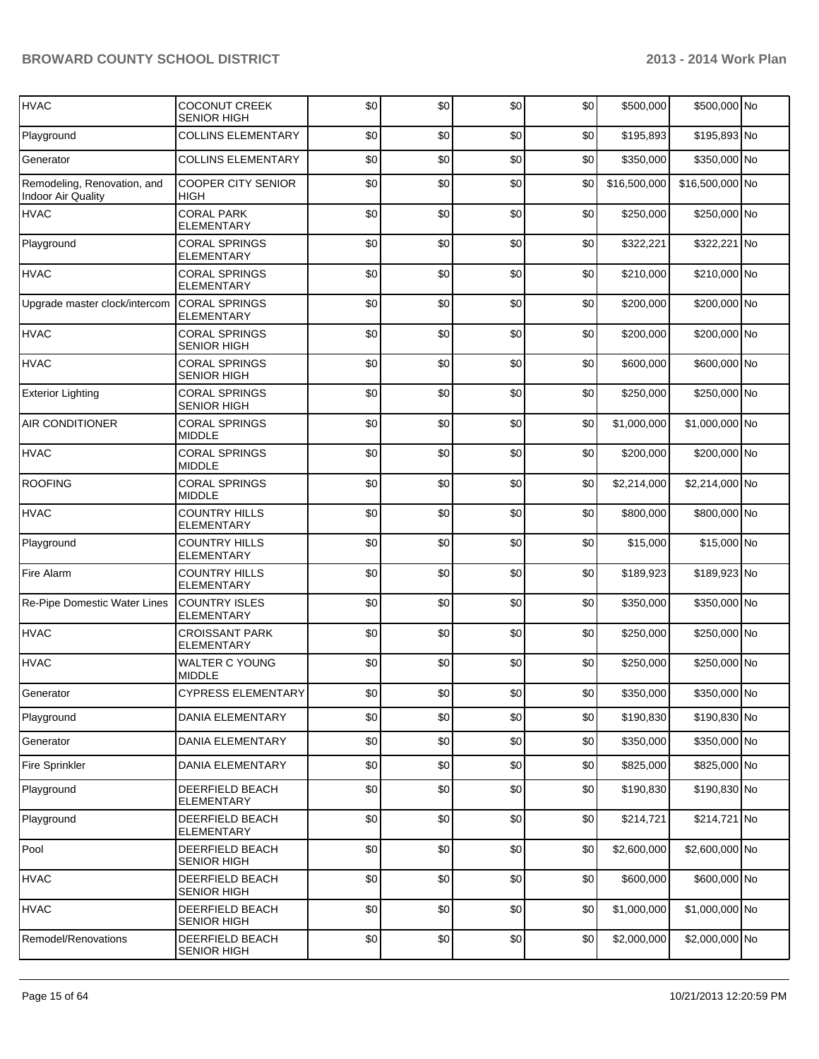| HVAC | COCONUT CREEK SENIOR HIGH | $0 | $0 | $0 | $0 | $500,000 | $500,000 | No |
|---|---|---|---|---|---|---|---|---|
| Playground | COLLINS ELEMENTARY | $0 | $0 | $0 | $0 | $195,893 | $195,893 | No |
| Generator | COLLINS ELEMENTARY | $0 | $0 | $0 | $0 | $350,000 | $350,000 | No |
| Remodeling, Renovation, and Indoor Air Quality | COOPER CITY SENIOR HIGH | $0 | $0 | $0 | $0 | $16,500,000 | $16,500,000 | No |
| HVAC | CORAL PARK ELEMENTARY | $0 | $0 | $0 | $0 | $250,000 | $250,000 | No |
| Playground | CORAL SPRINGS ELEMENTARY | $0 | $0 | $0 | $0 | $322,221 | $322,221 | No |
| HVAC | CORAL SPRINGS ELEMENTARY | $0 | $0 | $0 | $0 | $210,000 | $210,000 | No |
| Upgrade master clock/intercom | CORAL SPRINGS ELEMENTARY | $0 | $0 | $0 | $0 | $200,000 | $200,000 | No |
| HVAC | CORAL SPRINGS SENIOR HIGH | $0 | $0 | $0 | $0 | $200,000 | $200,000 | No |
| HVAC | CORAL SPRINGS SENIOR HIGH | $0 | $0 | $0 | $0 | $600,000 | $600,000 | No |
| Exterior Lighting | CORAL SPRINGS SENIOR HIGH | $0 | $0 | $0 | $0 | $250,000 | $250,000 | No |
| AIR CONDITIONER | CORAL SPRINGS MIDDLE | $0 | $0 | $0 | $0 | $1,000,000 | $1,000,000 | No |
| HVAC | CORAL SPRINGS MIDDLE | $0 | $0 | $0 | $0 | $200,000 | $200,000 | No |
| ROOFING | CORAL SPRINGS MIDDLE | $0 | $0 | $0 | $0 | $2,214,000 | $2,214,000 | No |
| HVAC | COUNTRY HILLS ELEMENTARY | $0 | $0 | $0 | $0 | $800,000 | $800,000 | No |
| Playground | COUNTRY HILLS ELEMENTARY | $0 | $0 | $0 | $0 | $15,000 | $15,000 | No |
| Fire Alarm | COUNTRY HILLS ELEMENTARY | $0 | $0 | $0 | $0 | $189,923 | $189,923 | No |
| Re-Pipe Domestic Water Lines | COUNTRY ISLES ELEMENTARY | $0 | $0 | $0 | $0 | $350,000 | $350,000 | No |
| HVAC | CROISSANT PARK ELEMENTARY | $0 | $0 | $0 | $0 | $250,000 | $250,000 | No |
| HVAC | WALTER C YOUNG MIDDLE | $0 | $0 | $0 | $0 | $250,000 | $250,000 | No |
| Generator | CYPRESS ELEMENTARY | $0 | $0 | $0 | $0 | $350,000 | $350,000 | No |
| Playground | DANIA ELEMENTARY | $0 | $0 | $0 | $0 | $190,830 | $190,830 | No |
| Generator | DANIA ELEMENTARY | $0 | $0 | $0 | $0 | $350,000 | $350,000 | No |
| Fire Sprinkler | DANIA ELEMENTARY | $0 | $0 | $0 | $0 | $825,000 | $825,000 | No |
| Playground | DEERFIELD BEACH ELEMENTARY | $0 | $0 | $0 | $0 | $190,830 | $190,830 | No |
| Playground | DEERFIELD BEACH ELEMENTARY | $0 | $0 | $0 | $0 | $214,721 | $214,721 | No |
| Pool | DEERFIELD BEACH SENIOR HIGH | $0 | $0 | $0 | $0 | $2,600,000 | $2,600,000 | No |
| HVAC | DEERFIELD BEACH SENIOR HIGH | $0 | $0 | $0 | $0 | $600,000 | $600,000 | No |
| HVAC | DEERFIELD BEACH SENIOR HIGH | $0 | $0 | $0 | $0 | $1,000,000 | $1,000,000 | No |
| Remodel/Renovations | DEERFIELD BEACH SENIOR HIGH | $0 | $0 | $0 | $0 | $2,000,000 | $2,000,000 | No |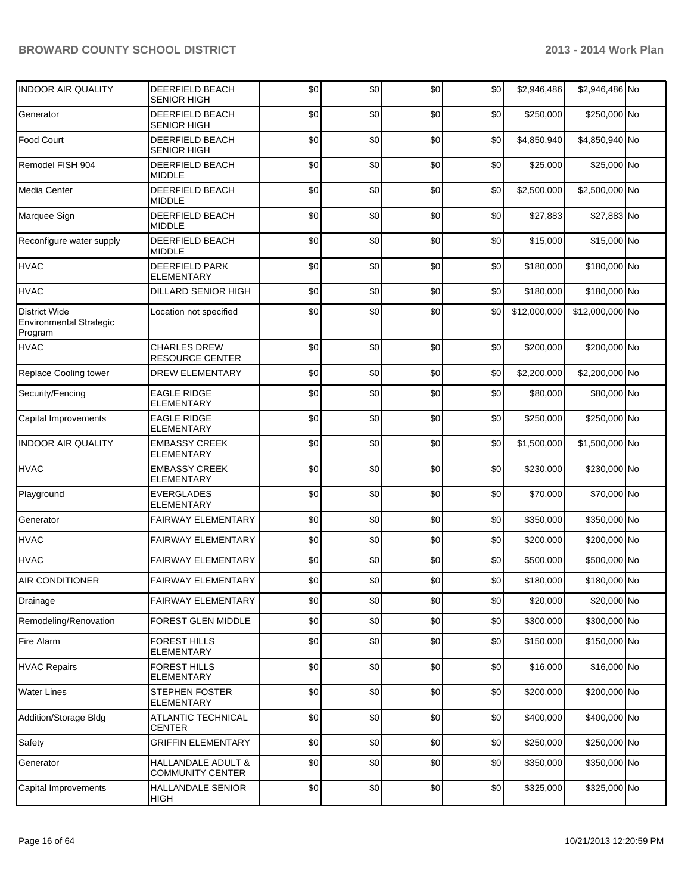| | | | | | | | | |
|---|---|---|---|---|---|---|---|---|
| INDOOR AIR QUALITY | DEERFIELD BEACH SENIOR HIGH | $0 | $0 | $0 | $0 | $2,946,486 | $2,946,486 | No |
| Generator | DEERFIELD BEACH SENIOR HIGH | $0 | $0 | $0 | $0 | $250,000 | $250,000 | No |
| Food Court | DEERFIELD BEACH SENIOR HIGH | $0 | $0 | $0 | $0 | $4,850,940 | $4,850,940 | No |
| Remodel FISH 904 | DEERFIELD BEACH MIDDLE | $0 | $0 | $0 | $0 | $25,000 | $25,000 | No |
| Media Center | DEERFIELD BEACH MIDDLE | $0 | $0 | $0 | $0 | $2,500,000 | $2,500,000 | No |
| Marquee Sign | DEERFIELD BEACH MIDDLE | $0 | $0 | $0 | $0 | $27,883 | $27,883 | No |
| Reconfigure water supply | DEERFIELD BEACH MIDDLE | $0 | $0 | $0 | $0 | $15,000 | $15,000 | No |
| HVAC | DEERFIELD PARK ELEMENTARY | $0 | $0 | $0 | $0 | $180,000 | $180,000 | No |
| HVAC | DILLARD SENIOR HIGH | $0 | $0 | $0 | $0 | $180,000 | $180,000 | No |
| District Wide Environmental Strategic Program | Location not specified | $0 | $0 | $0 | $0 | $12,000,000 | $12,000,000 | No |
| HVAC | CHARLES DREW RESOURCE CENTER | $0 | $0 | $0 | $0 | $200,000 | $200,000 | No |
| Replace Cooling tower | DREW ELEMENTARY | $0 | $0 | $0 | $0 | $2,200,000 | $2,200,000 | No |
| Security/Fencing | EAGLE RIDGE ELEMENTARY | $0 | $0 | $0 | $0 | $80,000 | $80,000 | No |
| Capital Improvements | EAGLE RIDGE ELEMENTARY | $0 | $0 | $0 | $0 | $250,000 | $250,000 | No |
| INDOOR AIR QUALITY | EMBASSY CREEK ELEMENTARY | $0 | $0 | $0 | $0 | $1,500,000 | $1,500,000 | No |
| HVAC | EMBASSY CREEK ELEMENTARY | $0 | $0 | $0 | $0 | $230,000 | $230,000 | No |
| Playground | EVERGLADES ELEMENTARY | $0 | $0 | $0 | $0 | $70,000 | $70,000 | No |
| Generator | FAIRWAY ELEMENTARY | $0 | $0 | $0 | $0 | $350,000 | $350,000 | No |
| HVAC | FAIRWAY ELEMENTARY | $0 | $0 | $0 | $0 | $200,000 | $200,000 | No |
| HVAC | FAIRWAY ELEMENTARY | $0 | $0 | $0 | $0 | $500,000 | $500,000 | No |
| AIR CONDITIONER | FAIRWAY ELEMENTARY | $0 | $0 | $0 | $0 | $180,000 | $180,000 | No |
| Drainage | FAIRWAY ELEMENTARY | $0 | $0 | $0 | $0 | $20,000 | $20,000 | No |
| Remodeling/Renovation | FOREST GLEN MIDDLE | $0 | $0 | $0 | $0 | $300,000 | $300,000 | No |
| Fire Alarm | FOREST HILLS ELEMENTARY | $0 | $0 | $0 | $0 | $150,000 | $150,000 | No |
| HVAC Repairs | FOREST HILLS ELEMENTARY | $0 | $0 | $0 | $0 | $16,000 | $16,000 | No |
| Water Lines | STEPHEN FOSTER ELEMENTARY | $0 | $0 | $0 | $0 | $200,000 | $200,000 | No |
| Addition/Storage Bldg | ATLANTIC TECHNICAL CENTER | $0 | $0 | $0 | $0 | $400,000 | $400,000 | No |
| Safety | GRIFFIN ELEMENTARY | $0 | $0 | $0 | $0 | $250,000 | $250,000 | No |
| Generator | HALLANDALE ADULT & COMMUNITY CENTER | $0 | $0 | $0 | $0 | $350,000 | $350,000 | No |
| Capital Improvements | HALLANDALE SENIOR HIGH | $0 | $0 | $0 | $0 | $325,000 | $325,000 | No |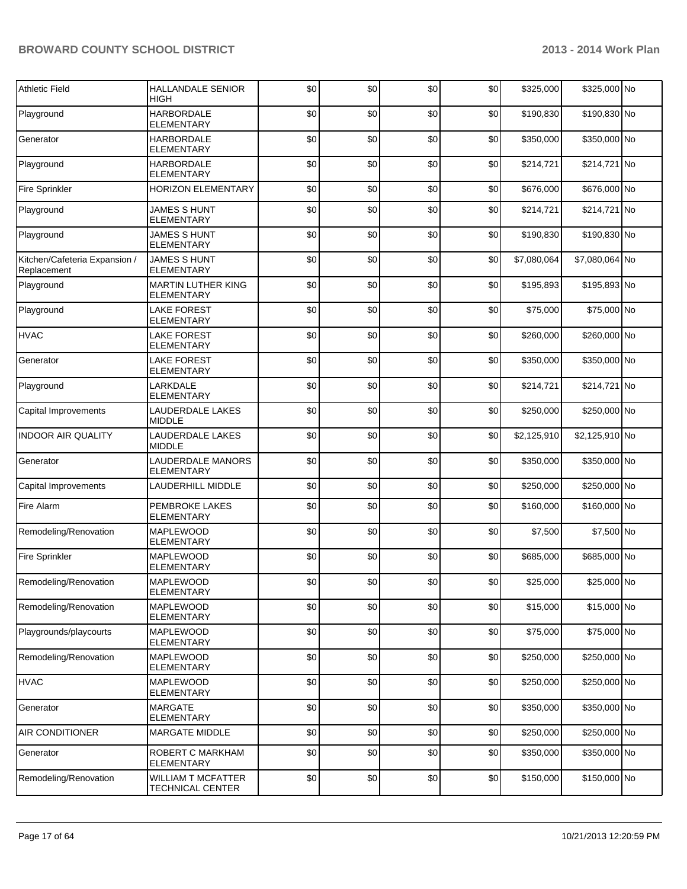| | | | | | | | | |
|---|---|---|---|---|---|---|---|---|
| Athletic Field | HALLANDALE SENIOR HIGH | $0 | $0 | $0 | $0 | $325,000 | $325,000 | No |
| Playground | HARBORDALE ELEMENTARY | $0 | $0 | $0 | $0 | $190,830 | $190,830 | No |
| Generator | HARBORDALE ELEMENTARY | $0 | $0 | $0 | $0 | $350,000 | $350,000 | No |
| Playground | HARBORDALE ELEMENTARY | $0 | $0 | $0 | $0 | $214,721 | $214,721 | No |
| Fire Sprinkler | HORIZON ELEMENTARY | $0 | $0 | $0 | $0 | $676,000 | $676,000 | No |
| Playground | JAMES S HUNT ELEMENTARY | $0 | $0 | $0 | $0 | $214,721 | $214,721 | No |
| Playground | JAMES S HUNT ELEMENTARY | $0 | $0 | $0 | $0 | $190,830 | $190,830 | No |
| Kitchen/Cafeteria Expansion / Replacement | JAMES S HUNT ELEMENTARY | $0 | $0 | $0 | $0 | $7,080,064 | $7,080,064 | No |
| Playground | MARTIN LUTHER KING ELEMENTARY | $0 | $0 | $0 | $0 | $195,893 | $195,893 | No |
| Playground | LAKE FOREST ELEMENTARY | $0 | $0 | $0 | $0 | $75,000 | $75,000 | No |
| HVAC | LAKE FOREST ELEMENTARY | $0 | $0 | $0 | $0 | $260,000 | $260,000 | No |
| Generator | LAKE FOREST ELEMENTARY | $0 | $0 | $0 | $0 | $350,000 | $350,000 | No |
| Playground | LARKDALE ELEMENTARY | $0 | $0 | $0 | $0 | $214,721 | $214,721 | No |
| Capital Improvements | LAUDERDALE LAKES MIDDLE | $0 | $0 | $0 | $0 | $250,000 | $250,000 | No |
| INDOOR AIR QUALITY | LAUDERDALE LAKES MIDDLE | $0 | $0 | $0 | $0 | $2,125,910 | $2,125,910 | No |
| Generator | LAUDERDALE MANORS ELEMENTARY | $0 | $0 | $0 | $0 | $350,000 | $350,000 | No |
| Capital Improvements | LAUDERHILL MIDDLE | $0 | $0 | $0 | $0 | $250,000 | $250,000 | No |
| Fire Alarm | PEMBROKE LAKES ELEMENTARY | $0 | $0 | $0 | $0 | $160,000 | $160,000 | No |
| Remodeling/Renovation | MAPLEWOOD ELEMENTARY | $0 | $0 | $0 | $0 | $7,500 | $7,500 | No |
| Fire Sprinkler | MAPLEWOOD ELEMENTARY | $0 | $0 | $0 | $0 | $685,000 | $685,000 | No |
| Remodeling/Renovation | MAPLEWOOD ELEMENTARY | $0 | $0 | $0 | $0 | $25,000 | $25,000 | No |
| Remodeling/Renovation | MAPLEWOOD ELEMENTARY | $0 | $0 | $0 | $0 | $15,000 | $15,000 | No |
| Playgrounds/playcourts | MAPLEWOOD ELEMENTARY | $0 | $0 | $0 | $0 | $75,000 | $75,000 | No |
| Remodeling/Renovation | MAPLEWOOD ELEMENTARY | $0 | $0 | $0 | $0 | $250,000 | $250,000 | No |
| HVAC | MAPLEWOOD ELEMENTARY | $0 | $0 | $0 | $0 | $250,000 | $250,000 | No |
| Generator | MARGATE ELEMENTARY | $0 | $0 | $0 | $0 | $350,000 | $350,000 | No |
| AIR CONDITIONER | MARGATE MIDDLE | $0 | $0 | $0 | $0 | $250,000 | $250,000 | No |
| Generator | ROBERT C MARKHAM ELEMENTARY | $0 | $0 | $0 | $0 | $350,000 | $350,000 | No |
| Remodeling/Renovation | WILLIAM T MCFATTER TECHNICAL CENTER | $0 | $0 | $0 | $0 | $150,000 | $150,000 | No |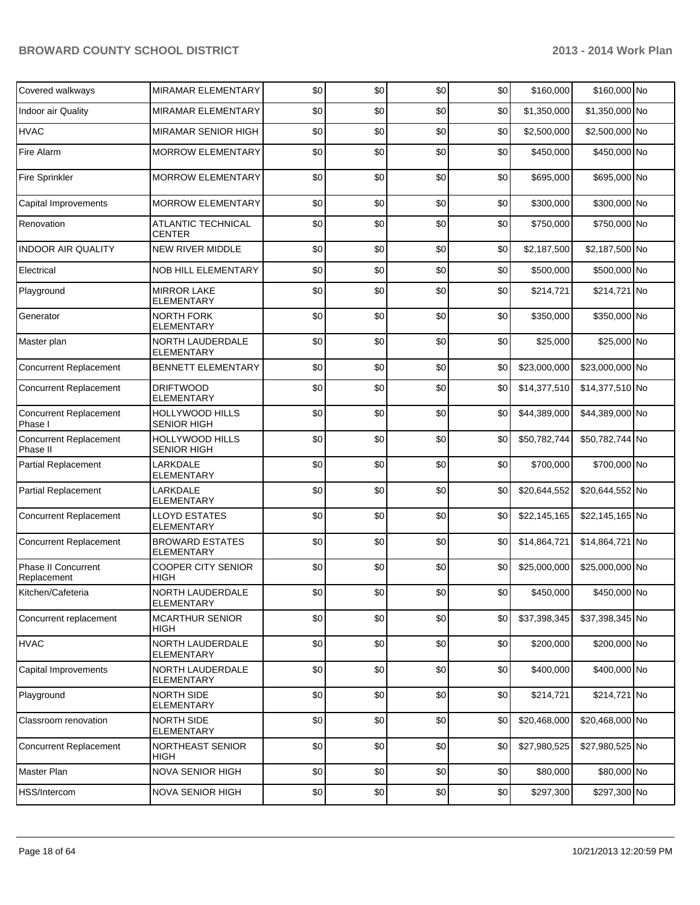| | | | | | | | | |
|---|---|---|---|---|---|---|---|---|
| Covered walkways | MIRAMAR ELEMENTARY | $0 | $0 | $0 | $0 | $160,000 | $160,000 | No |
| Indoor air Quality | MIRAMAR ELEMENTARY | $0 | $0 | $0 | $0 | $1,350,000 | $1,350,000 | No |
| HVAC | MIRAMAR SENIOR HIGH | $0 | $0 | $0 | $0 | $2,500,000 | $2,500,000 | No |
| Fire Alarm | MORROW ELEMENTARY | $0 | $0 | $0 | $0 | $450,000 | $450,000 | No |
| Fire Sprinkler | MORROW ELEMENTARY | $0 | $0 | $0 | $0 | $695,000 | $695,000 | No |
| Capital Improvements | MORROW ELEMENTARY | $0 | $0 | $0 | $0 | $300,000 | $300,000 | No |
| Renovation | ATLANTIC TECHNICAL CENTER | $0 | $0 | $0 | $0 | $750,000 | $750,000 | No |
| INDOOR AIR QUALITY | NEW RIVER MIDDLE | $0 | $0 | $0 | $0 | $2,187,500 | $2,187,500 | No |
| Electrical | NOB HILL ELEMENTARY | $0 | $0 | $0 | $0 | $500,000 | $500,000 | No |
| Playground | MIRROR LAKE ELEMENTARY | $0 | $0 | $0 | $0 | $214,721 | $214,721 | No |
| Generator | NORTH FORK ELEMENTARY | $0 | $0 | $0 | $0 | $350,000 | $350,000 | No |
| Master plan | NORTH LAUDERDALE ELEMENTARY | $0 | $0 | $0 | $0 | $25,000 | $25,000 | No |
| Concurrent Replacement | BENNETT ELEMENTARY | $0 | $0 | $0 | $0 | $23,000,000 | $23,000,000 | No |
| Concurrent Replacement | DRIFTWOOD ELEMENTARY | $0 | $0 | $0 | $0 | $14,377,510 | $14,377,510 | No |
| Concurrent Replacement Phase I | HOLLYWOOD HILLS SENIOR HIGH | $0 | $0 | $0 | $0 | $44,389,000 | $44,389,000 | No |
| Concurrent Replacement Phase II | HOLLYWOOD HILLS SENIOR HIGH | $0 | $0 | $0 | $0 | $50,782,744 | $50,782,744 | No |
| Partial Replacement | LARKDALE ELEMENTARY | $0 | $0 | $0 | $0 | $700,000 | $700,000 | No |
| Partial Replacement | LARKDALE ELEMENTARY | $0 | $0 | $0 | $0 | $20,644,552 | $20,644,552 | No |
| Concurrent Replacement | LLOYD ESTATES ELEMENTARY | $0 | $0 | $0 | $0 | $22,145,165 | $22,145,165 | No |
| Concurrent Replacement | BROWARD ESTATES ELEMENTARY | $0 | $0 | $0 | $0 | $14,864,721 | $14,864,721 | No |
| Phase II Concurrent Replacement | COOPER CITY SENIOR HIGH | $0 | $0 | $0 | $0 | $25,000,000 | $25,000,000 | No |
| Kitchen/Cafeteria | NORTH LAUDERDALE ELEMENTARY | $0 | $0 | $0 | $0 | $450,000 | $450,000 | No |
| Concurrent replacement | MCARTHUR SENIOR HIGH | $0 | $0 | $0 | $0 | $37,398,345 | $37,398,345 | No |
| HVAC | NORTH LAUDERDALE ELEMENTARY | $0 | $0 | $0 | $0 | $200,000 | $200,000 | No |
| Capital Improvements | NORTH LAUDERDALE ELEMENTARY | $0 | $0 | $0 | $0 | $400,000 | $400,000 | No |
| Playground | NORTH SIDE ELEMENTARY | $0 | $0 | $0 | $0 | $214,721 | $214,721 | No |
| Classroom renovation | NORTH SIDE ELEMENTARY | $0 | $0 | $0 | $0 | $20,468,000 | $20,468,000 | No |
| Concurrent Replacement | NORTHEAST SENIOR HIGH | $0 | $0 | $0 | $0 | $27,980,525 | $27,980,525 | No |
| Master Plan | NOVA SENIOR HIGH | $0 | $0 | $0 | $0 | $80,000 | $80,000 | No |
| HSS/Intercom | NOVA SENIOR HIGH | $0 | $0 | $0 | $0 | $297,300 | $297,300 | No |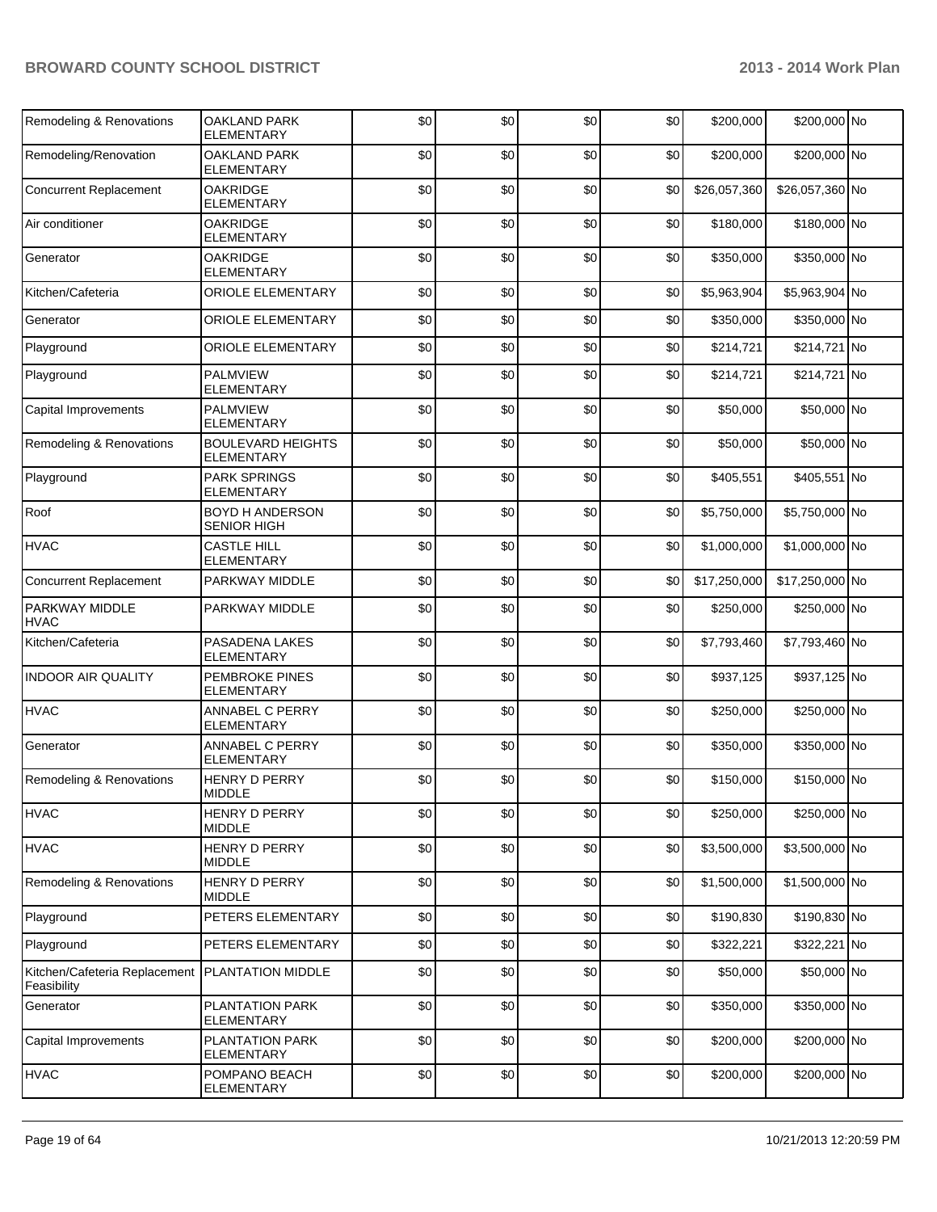| Remodeling & Renovations | OAKLAND PARK ELEMENTARY | $0 | $0 | $0 | $0 | $200,000 | $200,000 | No |
|---|---|---|---|---|---|---|---|---|
| Remodeling/Renovation | OAKLAND PARK ELEMENTARY | $0 | $0 | $0 | $0 | $200,000 | $200,000 | No |
| Concurrent Replacement | OAKRIDGE ELEMENTARY | $0 | $0 | $0 | $0 | $26,057,360 | $26,057,360 | No |
| Air conditioner | OAKRIDGE ELEMENTARY | $0 | $0 | $0 | $0 | $180,000 | $180,000 | No |
| Generator | OAKRIDGE ELEMENTARY | $0 | $0 | $0 | $0 | $350,000 | $350,000 | No |
| Kitchen/Cafeteria | ORIOLE ELEMENTARY | $0 | $0 | $0 | $0 | $5,963,904 | $5,963,904 | No |
| Generator | ORIOLE ELEMENTARY | $0 | $0 | $0 | $0 | $350,000 | $350,000 | No |
| Playground | ORIOLE ELEMENTARY | $0 | $0 | $0 | $0 | $214,721 | $214,721 | No |
| Playground | PALMVIEW ELEMENTARY | $0 | $0 | $0 | $0 | $214,721 | $214,721 | No |
| Capital Improvements | PALMVIEW ELEMENTARY | $0 | $0 | $0 | $0 | $50,000 | $50,000 | No |
| Remodeling & Renovations | BOULEVARD HEIGHTS ELEMENTARY | $0 | $0 | $0 | $0 | $50,000 | $50,000 | No |
| Playground | PARK SPRINGS ELEMENTARY | $0 | $0 | $0 | $0 | $405,551 | $405,551 | No |
| Roof | BOYD H ANDERSON SENIOR HIGH | $0 | $0 | $0 | $0 | $5,750,000 | $5,750,000 | No |
| HVAC | CASTLE HILL ELEMENTARY | $0 | $0 | $0 | $0 | $1,000,000 | $1,000,000 | No |
| Concurrent Replacement | PARKWAY MIDDLE | $0 | $0 | $0 | $0 | $17,250,000 | $17,250,000 | No |
| PARKWAY MIDDLE HVAC | PARKWAY MIDDLE | $0 | $0 | $0 | $0 | $250,000 | $250,000 | No |
| Kitchen/Cafeteria | PASADENA LAKES ELEMENTARY | $0 | $0 | $0 | $0 | $7,793,460 | $7,793,460 | No |
| INDOOR AIR QUALITY | PEMBROKE PINES ELEMENTARY | $0 | $0 | $0 | $0 | $937,125 | $937,125 | No |
| HVAC | ANNABEL C PERRY ELEMENTARY | $0 | $0 | $0 | $0 | $250,000 | $250,000 | No |
| Generator | ANNABEL C PERRY ELEMENTARY | $0 | $0 | $0 | $0 | $350,000 | $350,000 | No |
| Remodeling & Renovations | HENRY D PERRY MIDDLE | $0 | $0 | $0 | $0 | $150,000 | $150,000 | No |
| HVAC | HENRY D PERRY MIDDLE | $0 | $0 | $0 | $0 | $250,000 | $250,000 | No |
| HVAC | HENRY D PERRY MIDDLE | $0 | $0 | $0 | $0 | $3,500,000 | $3,500,000 | No |
| Remodeling & Renovations | HENRY D PERRY MIDDLE | $0 | $0 | $0 | $0 | $1,500,000 | $1,500,000 | No |
| Playground | PETERS ELEMENTARY | $0 | $0 | $0 | $0 | $190,830 | $190,830 | No |
| Playground | PETERS ELEMENTARY | $0 | $0 | $0 | $0 | $322,221 | $322,221 | No |
| Kitchen/Cafeteria Replacement Feasibility | PLANTATION MIDDLE | $0 | $0 | $0 | $0 | $50,000 | $50,000 | No |
| Generator | PLANTATION PARK ELEMENTARY | $0 | $0 | $0 | $0 | $350,000 | $350,000 | No |
| Capital Improvements | PLANTATION PARK ELEMENTARY | $0 | $0 | $0 | $0 | $200,000 | $200,000 | No |
| HVAC | POMPANO BEACH ELEMENTARY | $0 | $0 | $0 | $0 | $200,000 | $200,000 | No |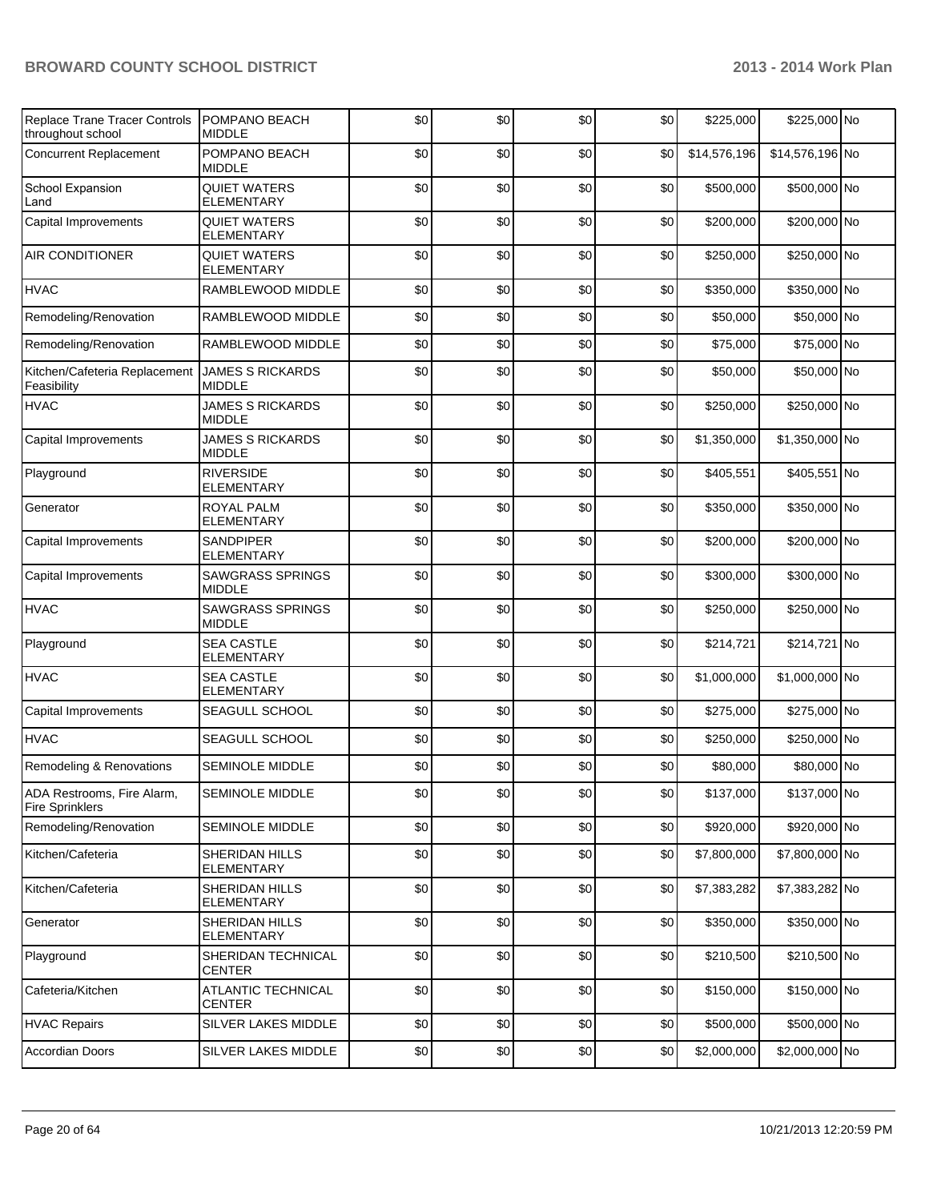| Replace Trane Tracer Controls throughout school | POMPANO BEACH MIDDLE | $0 | $0 | $0 | $0 | $225,000 | $225,000 | No |
|---|---|---|---|---|---|---|---|---|
| Concurrent Replacement | POMPANO BEACH MIDDLE | $0 | $0 | $0 | $0 | $14,576,196 | $14,576,196 | No |
| School Expansion Land | QUIET WATERS ELEMENTARY | $0 | $0 | $0 | $0 | $500,000 | $500,000 | No |
| Capital Improvements | QUIET WATERS ELEMENTARY | $0 | $0 | $0 | $0 | $200,000 | $200,000 | No |
| AIR CONDITIONER | QUIET WATERS ELEMENTARY | $0 | $0 | $0 | $0 | $250,000 | $250,000 | No |
| HVAC | RAMBLEWOOD MIDDLE | $0 | $0 | $0 | $0 | $350,000 | $350,000 | No |
| Remodeling/Renovation | RAMBLEWOOD MIDDLE | $0 | $0 | $0 | $0 | $50,000 | $50,000 | No |
| Remodeling/Renovation | RAMBLEWOOD MIDDLE | $0 | $0 | $0 | $0 | $75,000 | $75,000 | No |
| Kitchen/Cafeteria Replacement Feasibility | JAMES S RICKARDS MIDDLE | $0 | $0 | $0 | $0 | $50,000 | $50,000 | No |
| HVAC | JAMES S RICKARDS MIDDLE | $0 | $0 | $0 | $0 | $250,000 | $250,000 | No |
| Capital Improvements | JAMES S RICKARDS MIDDLE | $0 | $0 | $0 | $0 | $1,350,000 | $1,350,000 | No |
| Playground | RIVERSIDE ELEMENTARY | $0 | $0 | $0 | $0 | $405,551 | $405,551 | No |
| Generator | ROYAL PALM ELEMENTARY | $0 | $0 | $0 | $0 | $350,000 | $350,000 | No |
| Capital Improvements | SANDPIPER ELEMENTARY | $0 | $0 | $0 | $0 | $200,000 | $200,000 | No |
| Capital Improvements | SAWGRASS SPRINGS MIDDLE | $0 | $0 | $0 | $0 | $300,000 | $300,000 | No |
| HVAC | SAWGRASS SPRINGS MIDDLE | $0 | $0 | $0 | $0 | $250,000 | $250,000 | No |
| Playground | SEA CASTLE ELEMENTARY | $0 | $0 | $0 | $0 | $214,721 | $214,721 | No |
| HVAC | SEA CASTLE ELEMENTARY | $0 | $0 | $0 | $0 | $1,000,000 | $1,000,000 | No |
| Capital Improvements | SEAGULL SCHOOL | $0 | $0 | $0 | $0 | $275,000 | $275,000 | No |
| HVAC | SEAGULL SCHOOL | $0 | $0 | $0 | $0 | $250,000 | $250,000 | No |
| Remodeling & Renovations | SEMINOLE MIDDLE | $0 | $0 | $0 | $0 | $80,000 | $80,000 | No |
| ADA Restrooms, Fire Alarm, Fire Sprinklers | SEMINOLE MIDDLE | $0 | $0 | $0 | $0 | $137,000 | $137,000 | No |
| Remodeling/Renovation | SEMINOLE MIDDLE | $0 | $0 | $0 | $0 | $920,000 | $920,000 | No |
| Kitchen/Cafeteria | SHERIDAN HILLS ELEMENTARY | $0 | $0 | $0 | $0 | $7,800,000 | $7,800,000 | No |
| Kitchen/Cafeteria | SHERIDAN HILLS ELEMENTARY | $0 | $0 | $0 | $0 | $7,383,282 | $7,383,282 | No |
| Generator | SHERIDAN HILLS ELEMENTARY | $0 | $0 | $0 | $0 | $350,000 | $350,000 | No |
| Playground | SHERIDAN TECHNICAL CENTER | $0 | $0 | $0 | $0 | $210,500 | $210,500 | No |
| Cafeteria/Kitchen | ATLANTIC TECHNICAL CENTER | $0 | $0 | $0 | $0 | $150,000 | $150,000 | No |
| HVAC Repairs | SILVER LAKES MIDDLE | $0 | $0 | $0 | $0 | $500,000 | $500,000 | No |
| Accordian Doors | SILVER LAKES MIDDLE | $0 | $0 | $0 | $0 | $2,000,000 | $2,000,000 | No |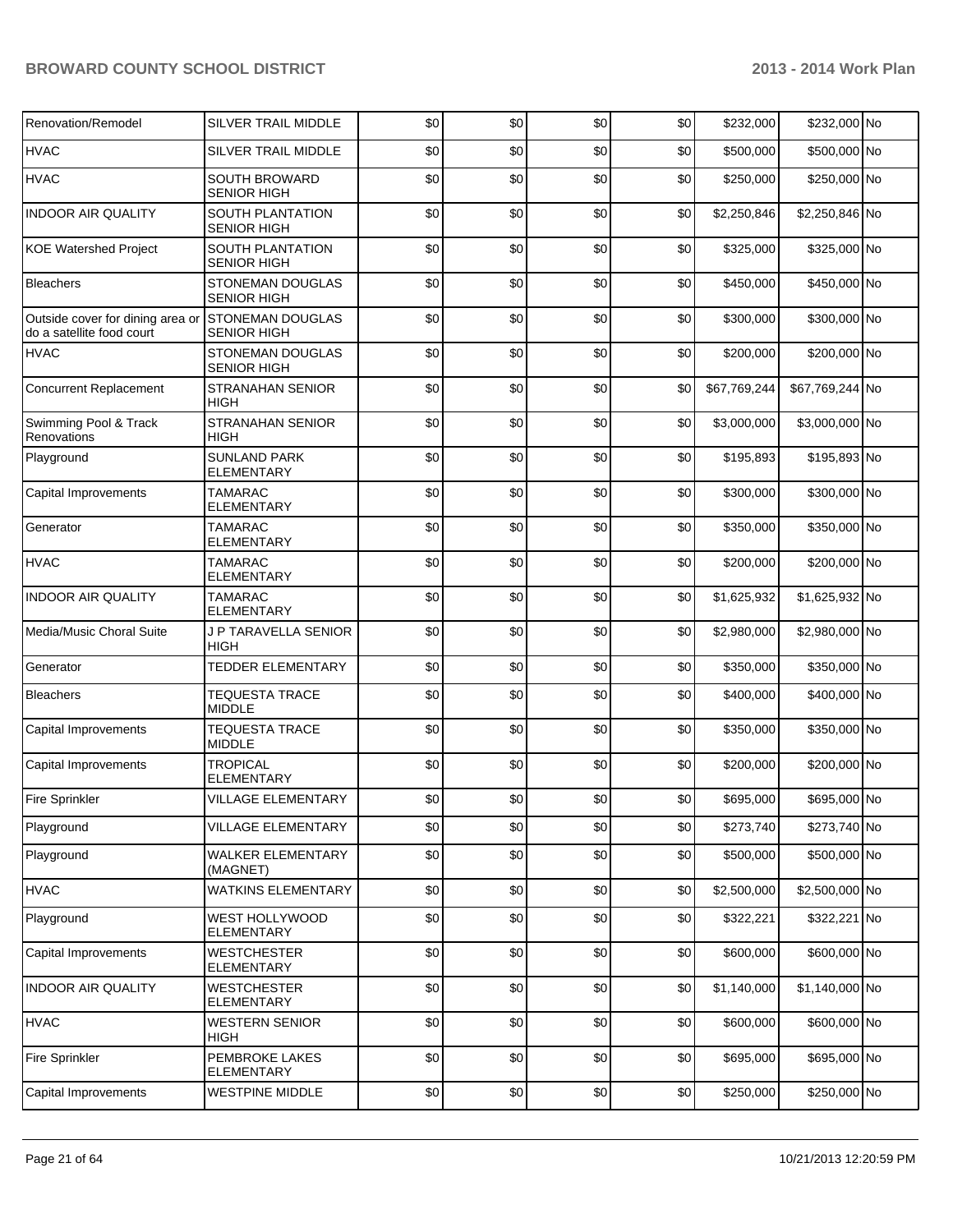| | | | | | | | | |
|---|---|---|---|---|---|---|---|---|
| Renovation/Remodel | SILVER TRAIL MIDDLE | $0 | $0 | $0 | $0 | $232,000 | $232,000 | No |
| HVAC | SILVER TRAIL MIDDLE | $0 | $0 | $0 | $0 | $500,000 | $500,000 | No |
| HVAC | SOUTH BROWARD SENIOR HIGH | $0 | $0 | $0 | $0 | $250,000 | $250,000 | No |
| INDOOR AIR QUALITY | SOUTH PLANTATION SENIOR HIGH | $0 | $0 | $0 | $0 | $2,250,846 | $2,250,846 | No |
| KOE Watershed Project | SOUTH PLANTATION SENIOR HIGH | $0 | $0 | $0 | $0 | $325,000 | $325,000 | No |
| Bleachers | STONEMAN DOUGLAS SENIOR HIGH | $0 | $0 | $0 | $0 | $450,000 | $450,000 | No |
| Outside cover for dining area or do a satellite food court | STONEMAN DOUGLAS SENIOR HIGH | $0 | $0 | $0 | $0 | $300,000 | $300,000 | No |
| HVAC | STONEMAN DOUGLAS SENIOR HIGH | $0 | $0 | $0 | $0 | $200,000 | $200,000 | No |
| Concurrent Replacement | STRANAHAN SENIOR HIGH | $0 | $0 | $0 | $0 | $67,769,244 | $67,769,244 | No |
| Swimming Pool & Track Renovations | STRANAHAN SENIOR HIGH | $0 | $0 | $0 | $0 | $3,000,000 | $3,000,000 | No |
| Playground | SUNLAND PARK ELEMENTARY | $0 | $0 | $0 | $0 | $195,893 | $195,893 | No |
| Capital Improvements | TAMARAC ELEMENTARY | $0 | $0 | $0 | $0 | $300,000 | $300,000 | No |
| Generator | TAMARAC ELEMENTARY | $0 | $0 | $0 | $0 | $350,000 | $350,000 | No |
| HVAC | TAMARAC ELEMENTARY | $0 | $0 | $0 | $0 | $200,000 | $200,000 | No |
| INDOOR AIR QUALITY | TAMARAC ELEMENTARY | $0 | $0 | $0 | $0 | $1,625,932 | $1,625,932 | No |
| Media/Music Choral Suite | J P TARAVELLA SENIOR HIGH | $0 | $0 | $0 | $0 | $2,980,000 | $2,980,000 | No |
| Generator | TEDDER ELEMENTARY | $0 | $0 | $0 | $0 | $350,000 | $350,000 | No |
| Bleachers | TEQUESTA TRACE MIDDLE | $0 | $0 | $0 | $0 | $400,000 | $400,000 | No |
| Capital Improvements | TEQUESTA TRACE MIDDLE | $0 | $0 | $0 | $0 | $350,000 | $350,000 | No |
| Capital Improvements | TROPICAL ELEMENTARY | $0 | $0 | $0 | $0 | $200,000 | $200,000 | No |
| Fire Sprinkler | VILLAGE ELEMENTARY | $0 | $0 | $0 | $0 | $695,000 | $695,000 | No |
| Playground | VILLAGE ELEMENTARY | $0 | $0 | $0 | $0 | $273,740 | $273,740 | No |
| Playground | WALKER ELEMENTARY (MAGNET) | $0 | $0 | $0 | $0 | $500,000 | $500,000 | No |
| HVAC | WATKINS ELEMENTARY | $0 | $0 | $0 | $0 | $2,500,000 | $2,500,000 | No |
| Playground | WEST HOLLYWOOD ELEMENTARY | $0 | $0 | $0 | $0 | $322,221 | $322,221 | No |
| Capital Improvements | WESTCHESTER ELEMENTARY | $0 | $0 | $0 | $0 | $600,000 | $600,000 | No |
| INDOOR AIR QUALITY | WESTCHESTER ELEMENTARY | $0 | $0 | $0 | $0 | $1,140,000 | $1,140,000 | No |
| HVAC | WESTERN SENIOR HIGH | $0 | $0 | $0 | $0 | $600,000 | $600,000 | No |
| Fire Sprinkler | PEMBROKE LAKES ELEMENTARY | $0 | $0 | $0 | $0 | $695,000 | $695,000 | No |
| Capital Improvements | WESTPINE MIDDLE | $0 | $0 | $0 | $0 | $250,000 | $250,000 | No |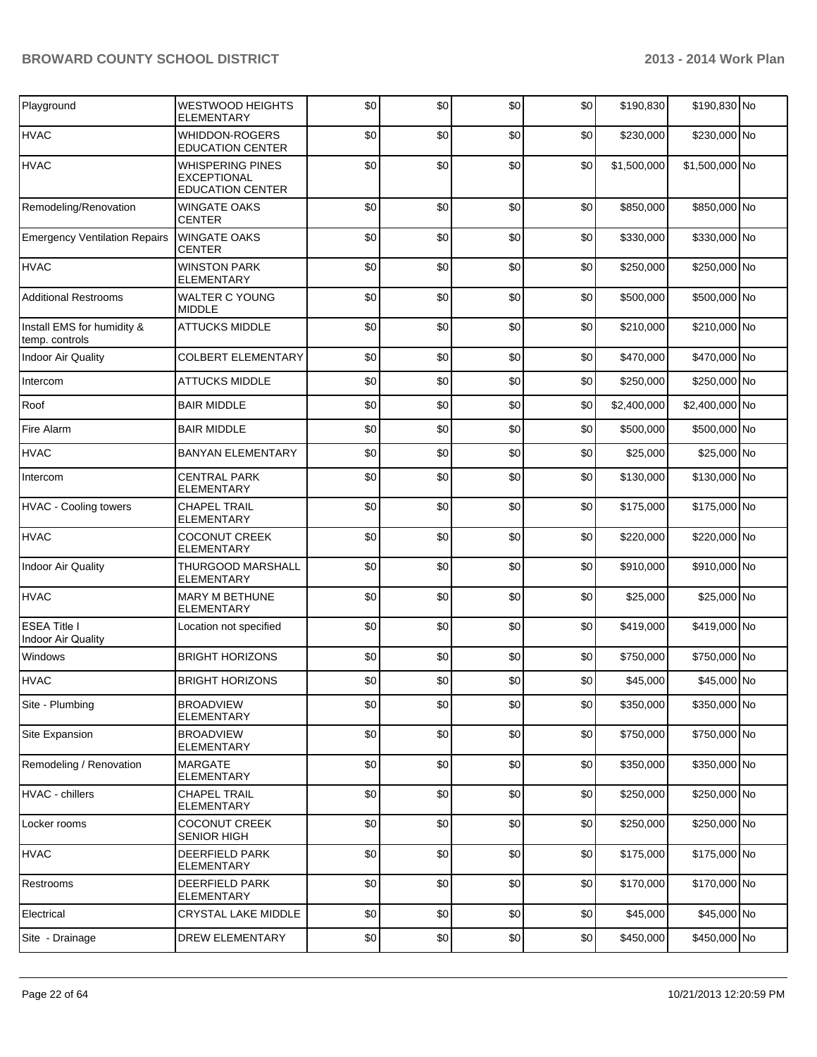| | | | | | | | | |
|---|---|---|---|---|---|---|---|---|
| Playground | WESTWOOD HEIGHTS ELEMENTARY | $0 | $0 | $0 | $0 | $190,830 | $190,830 | No |
| HVAC | WHIDDON-ROGERS EDUCATION CENTER | $0 | $0 | $0 | $0 | $230,000 | $230,000 | No |
| HVAC | WHISPERING PINES EXCEPTIONAL EDUCATION CENTER | $0 | $0 | $0 | $0 | $1,500,000 | $1,500,000 | No |
| Remodeling/Renovation | WINGATE OAKS CENTER | $0 | $0 | $0 | $0 | $850,000 | $850,000 | No |
| Emergency Ventilation Repairs | WINGATE OAKS CENTER | $0 | $0 | $0 | $0 | $330,000 | $330,000 | No |
| HVAC | WINSTON PARK ELEMENTARY | $0 | $0 | $0 | $0 | $250,000 | $250,000 | No |
| Additional Restrooms | WALTER C YOUNG MIDDLE | $0 | $0 | $0 | $0 | $500,000 | $500,000 | No |
| Install EMS for humidity & temp. controls | ATTUCKS MIDDLE | $0 | $0 | $0 | $0 | $210,000 | $210,000 | No |
| Indoor Air Quality | COLBERT ELEMENTARY | $0 | $0 | $0 | $0 | $470,000 | $470,000 | No |
| Intercom | ATTUCKS MIDDLE | $0 | $0 | $0 | $0 | $250,000 | $250,000 | No |
| Roof | BAIR MIDDLE | $0 | $0 | $0 | $0 | $2,400,000 | $2,400,000 | No |
| Fire Alarm | BAIR MIDDLE | $0 | $0 | $0 | $0 | $500,000 | $500,000 | No |
| HVAC | BANYAN ELEMENTARY | $0 | $0 | $0 | $0 | $25,000 | $25,000 | No |
| Intercom | CENTRAL PARK ELEMENTARY | $0 | $0 | $0 | $0 | $130,000 | $130,000 | No |
| HVAC - Cooling towers | CHAPEL TRAIL ELEMENTARY | $0 | $0 | $0 | $0 | $175,000 | $175,000 | No |
| HVAC | COCONUT CREEK ELEMENTARY | $0 | $0 | $0 | $0 | $220,000 | $220,000 | No |
| Indoor Air Quality | THURGOOD MARSHALL ELEMENTARY | $0 | $0 | $0 | $0 | $910,000 | $910,000 | No |
| HVAC | MARY M BETHUNE ELEMENTARY | $0 | $0 | $0 | $0 | $25,000 | $25,000 | No |
| ESEA Title I Indoor Air Quality | Location not specified | $0 | $0 | $0 | $0 | $419,000 | $419,000 | No |
| Windows | BRIGHT HORIZONS | $0 | $0 | $0 | $0 | $750,000 | $750,000 | No |
| HVAC | BRIGHT HORIZONS | $0 | $0 | $0 | $0 | $45,000 | $45,000 | No |
| Site - Plumbing | BROADVIEW ELEMENTARY | $0 | $0 | $0 | $0 | $350,000 | $350,000 | No |
| Site Expansion | BROADVIEW ELEMENTARY | $0 | $0 | $0 | $0 | $750,000 | $750,000 | No |
| Remodeling / Renovation | MARGATE ELEMENTARY | $0 | $0 | $0 | $0 | $350,000 | $350,000 | No |
| HVAC - chillers | CHAPEL TRAIL ELEMENTARY | $0 | $0 | $0 | $0 | $250,000 | $250,000 | No |
| Locker rooms | COCONUT CREEK SENIOR HIGH | $0 | $0 | $0 | $0 | $250,000 | $250,000 | No |
| HVAC | DEERFIELD PARK ELEMENTARY | $0 | $0 | $0 | $0 | $175,000 | $175,000 | No |
| Restrooms | DEERFIELD PARK ELEMENTARY | $0 | $0 | $0 | $0 | $170,000 | $170,000 | No |
| Electrical | CRYSTAL LAKE MIDDLE | $0 | $0 | $0 | $0 | $45,000 | $45,000 | No |
| Site - Drainage | DREW ELEMENTARY | $0 | $0 | $0 | $0 | $450,000 | $450,000 | No |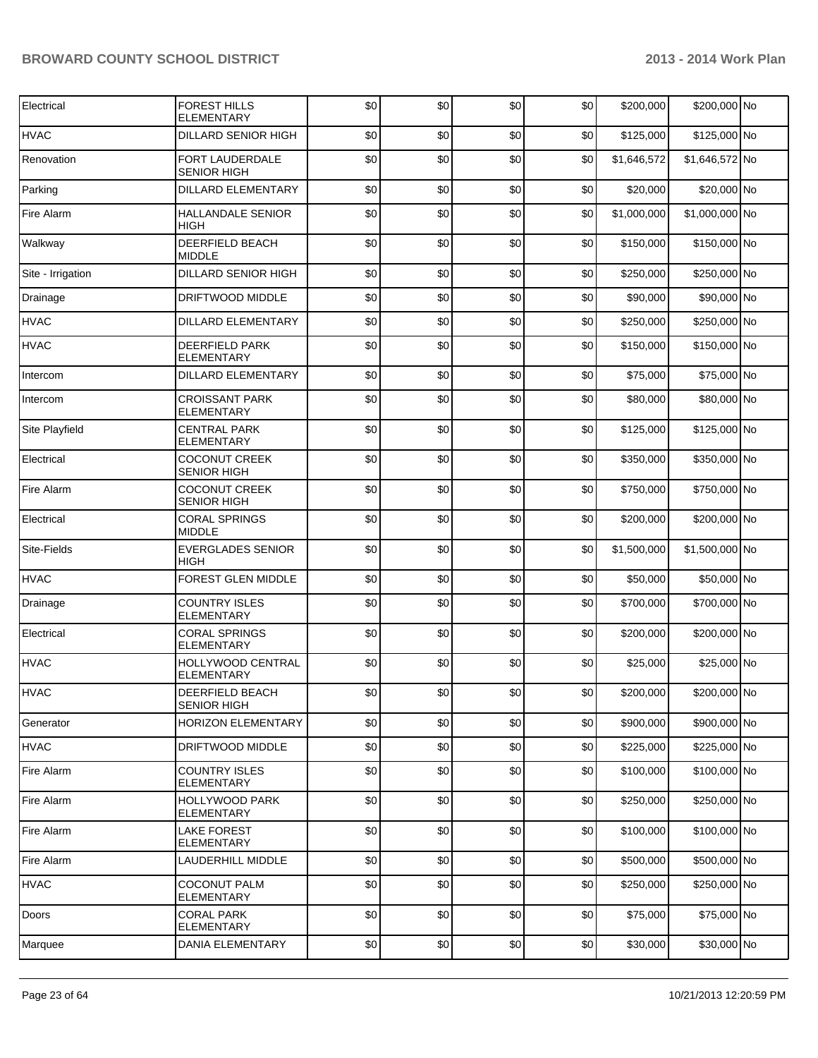| | | | | | | | | |
|---|---|---|---|---|---|---|---|---|
| Electrical | FOREST HILLS ELEMENTARY | $0 | $0 | $0 | $0 | $200,000 | $200,000 | No |
| HVAC | DILLARD SENIOR HIGH | $0 | $0 | $0 | $0 | $125,000 | $125,000 | No |
| Renovation | FORT LAUDERDALE SENIOR HIGH | $0 | $0 | $0 | $0 | $1,646,572 | $1,646,572 | No |
| Parking | DILLARD ELEMENTARY | $0 | $0 | $0 | $0 | $20,000 | $20,000 | No |
| Fire Alarm | HALLANDALE SENIOR HIGH | $0 | $0 | $0 | $0 | $1,000,000 | $1,000,000 | No |
| Walkway | DEERFIELD BEACH MIDDLE | $0 | $0 | $0 | $0 | $150,000 | $150,000 | No |
| Site - Irrigation | DILLARD SENIOR HIGH | $0 | $0 | $0 | $0 | $250,000 | $250,000 | No |
| Drainage | DRIFTWOOD MIDDLE | $0 | $0 | $0 | $0 | $90,000 | $90,000 | No |
| HVAC | DILLARD ELEMENTARY | $0 | $0 | $0 | $0 | $250,000 | $250,000 | No |
| HVAC | DEERFIELD PARK ELEMENTARY | $0 | $0 | $0 | $0 | $150,000 | $150,000 | No |
| Intercom | DILLARD ELEMENTARY | $0 | $0 | $0 | $0 | $75,000 | $75,000 | No |
| Intercom | CROISSANT PARK ELEMENTARY | $0 | $0 | $0 | $0 | $80,000 | $80,000 | No |
| Site Playfield | CENTRAL PARK ELEMENTARY | $0 | $0 | $0 | $0 | $125,000 | $125,000 | No |
| Electrical | COCONUT CREEK SENIOR HIGH | $0 | $0 | $0 | $0 | $350,000 | $350,000 | No |
| Fire Alarm | COCONUT CREEK SENIOR HIGH | $0 | $0 | $0 | $0 | $750,000 | $750,000 | No |
| Electrical | CORAL SPRINGS MIDDLE | $0 | $0 | $0 | $0 | $200,000 | $200,000 | No |
| Site-Fields | EVERGLADES SENIOR HIGH | $0 | $0 | $0 | $0 | $1,500,000 | $1,500,000 | No |
| HVAC | FOREST GLEN MIDDLE | $0 | $0 | $0 | $0 | $50,000 | $50,000 | No |
| Drainage | COUNTRY ISLES ELEMENTARY | $0 | $0 | $0 | $0 | $700,000 | $700,000 | No |
| Electrical | CORAL SPRINGS ELEMENTARY | $0 | $0 | $0 | $0 | $200,000 | $200,000 | No |
| HVAC | HOLLYWOOD CENTRAL ELEMENTARY | $0 | $0 | $0 | $0 | $25,000 | $25,000 | No |
| HVAC | DEERFIELD BEACH SENIOR HIGH | $0 | $0 | $0 | $0 | $200,000 | $200,000 | No |
| Generator | HORIZON ELEMENTARY | $0 | $0 | $0 | $0 | $900,000 | $900,000 | No |
| HVAC | DRIFTWOOD MIDDLE | $0 | $0 | $0 | $0 | $225,000 | $225,000 | No |
| Fire Alarm | COUNTRY ISLES ELEMENTARY | $0 | $0 | $0 | $0 | $100,000 | $100,000 | No |
| Fire Alarm | HOLLYWOOD PARK ELEMENTARY | $0 | $0 | $0 | $0 | $250,000 | $250,000 | No |
| Fire Alarm | LAKE FOREST ELEMENTARY | $0 | $0 | $0 | $0 | $100,000 | $100,000 | No |
| Fire Alarm | LAUDERHILL MIDDLE | $0 | $0 | $0 | $0 | $500,000 | $500,000 | No |
| HVAC | COCONUT PALM ELEMENTARY | $0 | $0 | $0 | $0 | $250,000 | $250,000 | No |
| Doors | CORAL PARK ELEMENTARY | $0 | $0 | $0 | $0 | $75,000 | $75,000 | No |
| Marquee | DANIA ELEMENTARY | $0 | $0 | $0 | $0 | $30,000 | $30,000 | No |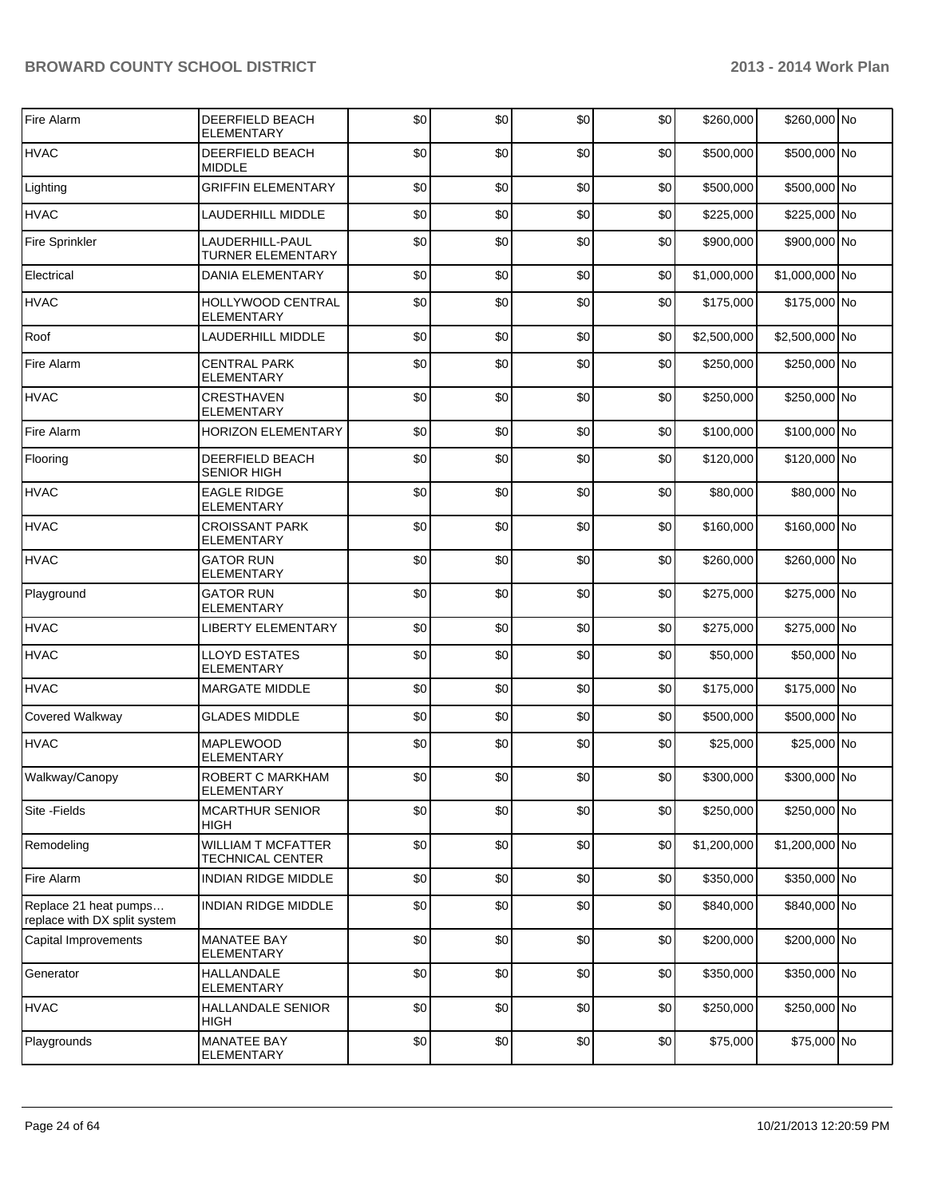| | | | | | | | | |
|---|---|---|---|---|---|---|---|---|
| Fire Alarm | DEERFIELD BEACH ELEMENTARY | $0 | $0 | $0 | $0 | $260,000 | $260,000 | No |
| HVAC | DEERFIELD BEACH MIDDLE | $0 | $0 | $0 | $0 | $500,000 | $500,000 | No |
| Lighting | GRIFFIN ELEMENTARY | $0 | $0 | $0 | $0 | $500,000 | $500,000 | No |
| HVAC | LAUDERHILL MIDDLE | $0 | $0 | $0 | $0 | $225,000 | $225,000 | No |
| Fire Sprinkler | LAUDERHILL-PAUL TURNER ELEMENTARY | $0 | $0 | $0 | $0 | $900,000 | $900,000 | No |
| Electrical | DANIA ELEMENTARY | $0 | $0 | $0 | $0 | $1,000,000 | $1,000,000 | No |
| HVAC | HOLLYWOOD CENTRAL ELEMENTARY | $0 | $0 | $0 | $0 | $175,000 | $175,000 | No |
| Roof | LAUDERHILL MIDDLE | $0 | $0 | $0 | $0 | $2,500,000 | $2,500,000 | No |
| Fire Alarm | CENTRAL PARK ELEMENTARY | $0 | $0 | $0 | $0 | $250,000 | $250,000 | No |
| HVAC | CRESTHAVEN ELEMENTARY | $0 | $0 | $0 | $0 | $250,000 | $250,000 | No |
| Fire Alarm | HORIZON ELEMENTARY | $0 | $0 | $0 | $0 | $100,000 | $100,000 | No |
| Flooring | DEERFIELD BEACH SENIOR HIGH | $0 | $0 | $0 | $0 | $120,000 | $120,000 | No |
| HVAC | EAGLE RIDGE ELEMENTARY | $0 | $0 | $0 | $0 | $80,000 | $80,000 | No |
| HVAC | CROISSANT PARK ELEMENTARY | $0 | $0 | $0 | $0 | $160,000 | $160,000 | No |
| HVAC | GATOR RUN ELEMENTARY | $0 | $0 | $0 | $0 | $260,000 | $260,000 | No |
| Playground | GATOR RUN ELEMENTARY | $0 | $0 | $0 | $0 | $275,000 | $275,000 | No |
| HVAC | LIBERTY ELEMENTARY | $0 | $0 | $0 | $0 | $275,000 | $275,000 | No |
| HVAC | LLOYD ESTATES ELEMENTARY | $0 | $0 | $0 | $0 | $50,000 | $50,000 | No |
| HVAC | MARGATE MIDDLE | $0 | $0 | $0 | $0 | $175,000 | $175,000 | No |
| Covered Walkway | GLADES MIDDLE | $0 | $0 | $0 | $0 | $500,000 | $500,000 | No |
| HVAC | MAPLEWOOD ELEMENTARY | $0 | $0 | $0 | $0 | $25,000 | $25,000 | No |
| Walkway/Canopy | ROBERT C MARKHAM ELEMENTARY | $0 | $0 | $0 | $0 | $300,000 | $300,000 | No |
| Site -Fields | MCARTHUR SENIOR HIGH | $0 | $0 | $0 | $0 | $250,000 | $250,000 | No |
| Remodeling | WILLIAM T MCFATTER TECHNICAL CENTER | $0 | $0 | $0 | $0 | $1,200,000 | $1,200,000 | No |
| Fire Alarm | INDIAN RIDGE MIDDLE | $0 | $0 | $0 | $0 | $350,000 | $350,000 | No |
| Replace 21 heat pumps… replace with DX split system | INDIAN RIDGE MIDDLE | $0 | $0 | $0 | $0 | $840,000 | $840,000 | No |
| Capital Improvements | MANATEE BAY ELEMENTARY | $0 | $0 | $0 | $0 | $200,000 | $200,000 | No |
| Generator | HALLANDALE ELEMENTARY | $0 | $0 | $0 | $0 | $350,000 | $350,000 | No |
| HVAC | HALLANDALE SENIOR HIGH | $0 | $0 | $0 | $0 | $250,000 | $250,000 | No |
| Playgrounds | MANATEE BAY ELEMENTARY | $0 | $0 | $0 | $0 | $75,000 | $75,000 | No |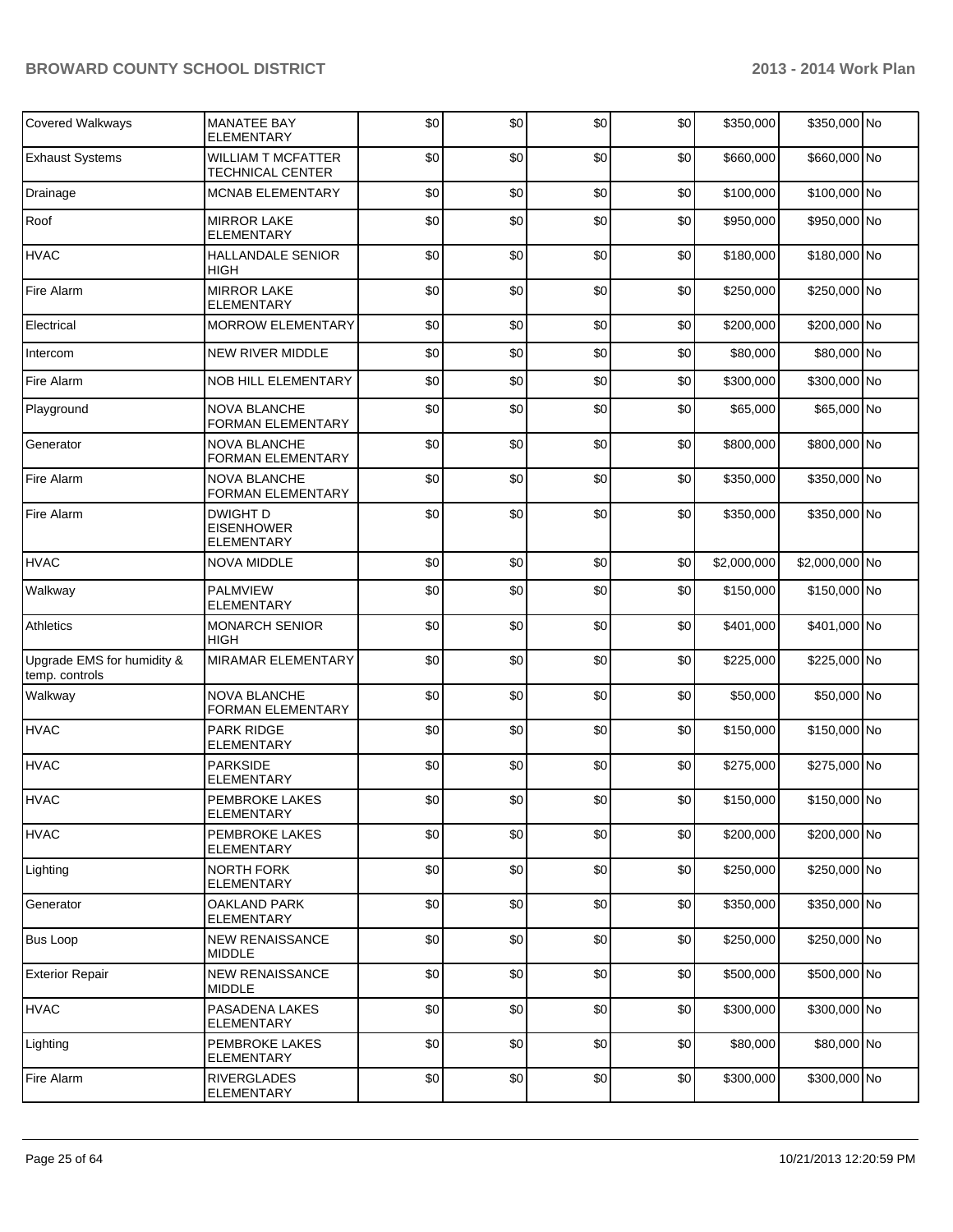| | | | | | | | | |
|---|---|---|---|---|---|---|---|---|
| Covered Walkways | MANATEE BAY ELEMENTARY | $0 | $0 | $0 | $0 | $350,000 | $350,000 | No |
| Exhaust Systems | WILLIAM T MCFATTER TECHNICAL CENTER | $0 | $0 | $0 | $0 | $660,000 | $660,000 | No |
| Drainage | MCNAB ELEMENTARY | $0 | $0 | $0 | $0 | $100,000 | $100,000 | No |
| Roof | MIRROR LAKE ELEMENTARY | $0 | $0 | $0 | $0 | $950,000 | $950,000 | No |
| HVAC | HALLANDALE SENIOR HIGH | $0 | $0 | $0 | $0 | $180,000 | $180,000 | No |
| Fire Alarm | MIRROR LAKE ELEMENTARY | $0 | $0 | $0 | $0 | $250,000 | $250,000 | No |
| Electrical | MORROW ELEMENTARY | $0 | $0 | $0 | $0 | $200,000 | $200,000 | No |
| Intercom | NEW RIVER MIDDLE | $0 | $0 | $0 | $0 | $80,000 | $80,000 | No |
| Fire Alarm | NOB HILL ELEMENTARY | $0 | $0 | $0 | $0 | $300,000 | $300,000 | No |
| Playground | NOVA BLANCHE FORMAN ELEMENTARY | $0 | $0 | $0 | $0 | $65,000 | $65,000 | No |
| Generator | NOVA BLANCHE FORMAN ELEMENTARY | $0 | $0 | $0 | $0 | $800,000 | $800,000 | No |
| Fire Alarm | NOVA BLANCHE FORMAN ELEMENTARY | $0 | $0 | $0 | $0 | $350,000 | $350,000 | No |
| Fire Alarm | DWIGHT D EISENHOWER ELEMENTARY | $0 | $0 | $0 | $0 | $350,000 | $350,000 | No |
| HVAC | NOVA MIDDLE | $0 | $0 | $0 | $0 | $2,000,000 | $2,000,000 | No |
| Walkway | PALMVIEW ELEMENTARY | $0 | $0 | $0 | $0 | $150,000 | $150,000 | No |
| Athletics | MONARCH SENIOR HIGH | $0 | $0 | $0 | $0 | $401,000 | $401,000 | No |
| Upgrade EMS for humidity & temp. controls | MIRAMAR ELEMENTARY | $0 | $0 | $0 | $0 | $225,000 | $225,000 | No |
| Walkway | NOVA BLANCHE FORMAN ELEMENTARY | $0 | $0 | $0 | $0 | $50,000 | $50,000 | No |
| HVAC | PARK RIDGE ELEMENTARY | $0 | $0 | $0 | $0 | $150,000 | $150,000 | No |
| HVAC | PARKSIDE ELEMENTARY | $0 | $0 | $0 | $0 | $275,000 | $275,000 | No |
| HVAC | PEMBROKE LAKES ELEMENTARY | $0 | $0 | $0 | $0 | $150,000 | $150,000 | No |
| HVAC | PEMBROKE LAKES ELEMENTARY | $0 | $0 | $0 | $0 | $200,000 | $200,000 | No |
| Lighting | NORTH FORK ELEMENTARY | $0 | $0 | $0 | $0 | $250,000 | $250,000 | No |
| Generator | OAKLAND PARK ELEMENTARY | $0 | $0 | $0 | $0 | $350,000 | $350,000 | No |
| Bus Loop | NEW RENAISSANCE MIDDLE | $0 | $0 | $0 | $0 | $250,000 | $250,000 | No |
| Exterior Repair | NEW RENAISSANCE MIDDLE | $0 | $0 | $0 | $0 | $500,000 | $500,000 | No |
| HVAC | PASADENA LAKES ELEMENTARY | $0 | $0 | $0 | $0 | $300,000 | $300,000 | No |
| Lighting | PEMBROKE LAKES ELEMENTARY | $0 | $0 | $0 | $0 | $80,000 | $80,000 | No |
| Fire Alarm | RIVERGLADES ELEMENTARY | $0 | $0 | $0 | $0 | $300,000 | $300,000 | No |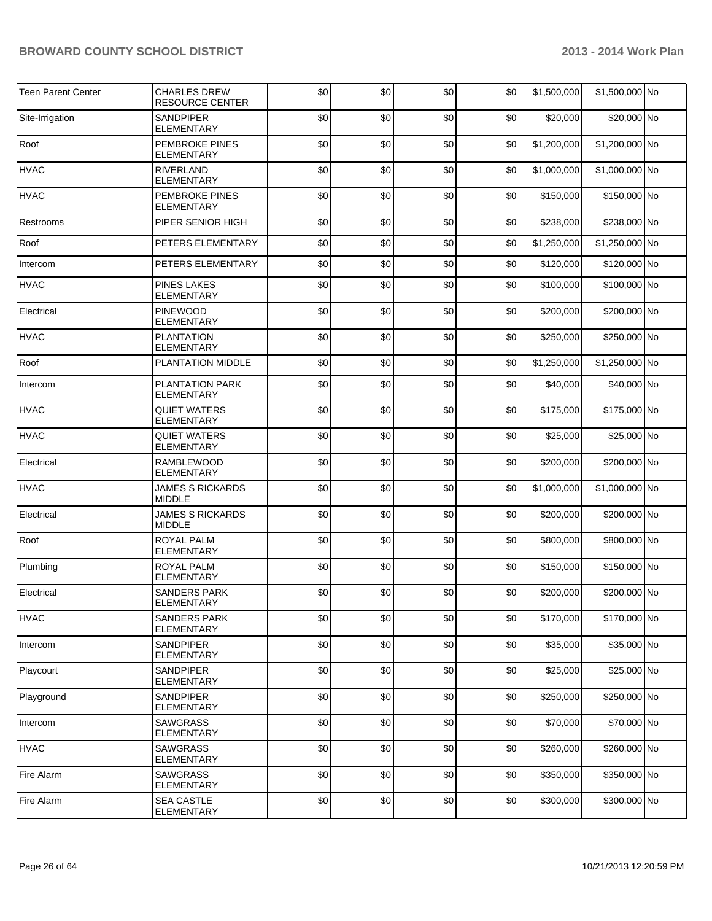| | | | | | | | | |
|---|---|---|---|---|---|---|---|---|
| Teen Parent Center | CHARLES DREW RESOURCE CENTER | $0 | $0 | $0 | $0 | $1,500,000 | $1,500,000 | No |
| Site-Irrigation | SANDPIPER ELEMENTARY | $0 | $0 | $0 | $0 | $20,000 | $20,000 | No |
| Roof | PEMBROKE PINES ELEMENTARY | $0 | $0 | $0 | $0 | $1,200,000 | $1,200,000 | No |
| HVAC | RIVERLAND ELEMENTARY | $0 | $0 | $0 | $0 | $1,000,000 | $1,000,000 | No |
| HVAC | PEMBROKE PINES ELEMENTARY | $0 | $0 | $0 | $0 | $150,000 | $150,000 | No |
| Restrooms | PIPER SENIOR HIGH | $0 | $0 | $0 | $0 | $238,000 | $238,000 | No |
| Roof | PETERS ELEMENTARY | $0 | $0 | $0 | $0 | $1,250,000 | $1,250,000 | No |
| Intercom | PETERS ELEMENTARY | $0 | $0 | $0 | $0 | $120,000 | $120,000 | No |
| HVAC | PINES LAKES ELEMENTARY | $0 | $0 | $0 | $0 | $100,000 | $100,000 | No |
| Electrical | PINEWOOD ELEMENTARY | $0 | $0 | $0 | $0 | $200,000 | $200,000 | No |
| HVAC | PLANTATION ELEMENTARY | $0 | $0 | $0 | $0 | $250,000 | $250,000 | No |
| Roof | PLANTATION MIDDLE | $0 | $0 | $0 | $0 | $1,250,000 | $1,250,000 | No |
| Intercom | PLANTATION PARK ELEMENTARY | $0 | $0 | $0 | $0 | $40,000 | $40,000 | No |
| HVAC | QUIET WATERS ELEMENTARY | $0 | $0 | $0 | $0 | $175,000 | $175,000 | No |
| HVAC | QUIET WATERS ELEMENTARY | $0 | $0 | $0 | $0 | $25,000 | $25,000 | No |
| Electrical | RAMBLEWOOD ELEMENTARY | $0 | $0 | $0 | $0 | $200,000 | $200,000 | No |
| HVAC | JAMES S RICKARDS MIDDLE | $0 | $0 | $0 | $0 | $1,000,000 | $1,000,000 | No |
| Electrical | JAMES S RICKARDS MIDDLE | $0 | $0 | $0 | $0 | $200,000 | $200,000 | No |
| Roof | ROYAL PALM ELEMENTARY | $0 | $0 | $0 | $0 | $800,000 | $800,000 | No |
| Plumbing | ROYAL PALM ELEMENTARY | $0 | $0 | $0 | $0 | $150,000 | $150,000 | No |
| Electrical | SANDERS PARK ELEMENTARY | $0 | $0 | $0 | $0 | $200,000 | $200,000 | No |
| HVAC | SANDERS PARK ELEMENTARY | $0 | $0 | $0 | $0 | $170,000 | $170,000 | No |
| Intercom | SANDPIPER ELEMENTARY | $0 | $0 | $0 | $0 | $35,000 | $35,000 | No |
| Playcourt | SANDPIPER ELEMENTARY | $0 | $0 | $0 | $0 | $25,000 | $25,000 | No |
| Playground | SANDPIPER ELEMENTARY | $0 | $0 | $0 | $0 | $250,000 | $250,000 | No |
| Intercom | SAWGRASS ELEMENTARY | $0 | $0 | $0 | $0 | $70,000 | $70,000 | No |
| HVAC | SAWGRASS ELEMENTARY | $0 | $0 | $0 | $0 | $260,000 | $260,000 | No |
| Fire Alarm | SAWGRASS ELEMENTARY | $0 | $0 | $0 | $0 | $350,000 | $350,000 | No |
| Fire Alarm | SEA CASTLE ELEMENTARY | $0 | $0 | $0 | $0 | $300,000 | $300,000 | No |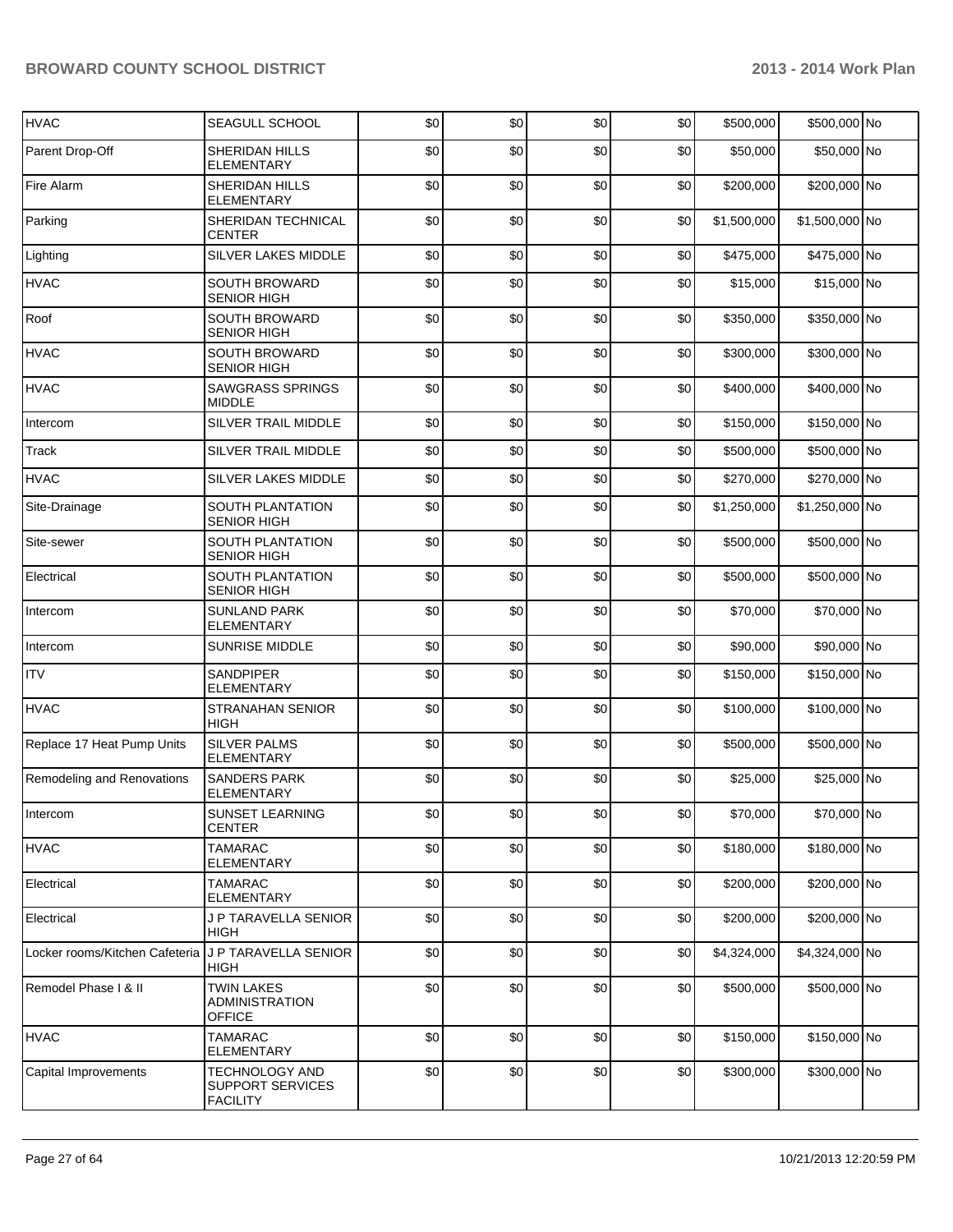| HVAC | SEAGULL SCHOOL | $0 | $0 | $0 | $0 | $500,000 | $500,000 | No |
|---|---|---|---|---|---|---|---|---|
| Parent Drop-Off | SHERIDAN HILLS ELEMENTARY | $0 | $0 | $0 | $0 | $50,000 | $50,000 | No |
| Fire Alarm | SHERIDAN HILLS ELEMENTARY | $0 | $0 | $0 | $0 | $200,000 | $200,000 | No |
| Parking | SHERIDAN TECHNICAL CENTER | $0 | $0 | $0 | $0 | $1,500,000 | $1,500,000 | No |
| Lighting | SILVER LAKES MIDDLE | $0 | $0 | $0 | $0 | $475,000 | $475,000 | No |
| HVAC | SOUTH BROWARD SENIOR HIGH | $0 | $0 | $0 | $0 | $15,000 | $15,000 | No |
| Roof | SOUTH BROWARD SENIOR HIGH | $0 | $0 | $0 | $0 | $350,000 | $350,000 | No |
| HVAC | SOUTH BROWARD SENIOR HIGH | $0 | $0 | $0 | $0 | $300,000 | $300,000 | No |
| HVAC | SAWGRASS SPRINGS MIDDLE | $0 | $0 | $0 | $0 | $400,000 | $400,000 | No |
| Intercom | SILVER TRAIL MIDDLE | $0 | $0 | $0 | $0 | $150,000 | $150,000 | No |
| Track | SILVER TRAIL MIDDLE | $0 | $0 | $0 | $0 | $500,000 | $500,000 | No |
| HVAC | SILVER LAKES MIDDLE | $0 | $0 | $0 | $0 | $270,000 | $270,000 | No |
| Site-Drainage | SOUTH PLANTATION SENIOR HIGH | $0 | $0 | $0 | $0 | $1,250,000 | $1,250,000 | No |
| Site-sewer | SOUTH PLANTATION SENIOR HIGH | $0 | $0 | $0 | $0 | $500,000 | $500,000 | No |
| Electrical | SOUTH PLANTATION SENIOR HIGH | $0 | $0 | $0 | $0 | $500,000 | $500,000 | No |
| Intercom | SUNLAND PARK ELEMENTARY | $0 | $0 | $0 | $0 | $70,000 | $70,000 | No |
| Intercom | SUNRISE MIDDLE | $0 | $0 | $0 | $0 | $90,000 | $90,000 | No |
| ITV | SANDPIPER ELEMENTARY | $0 | $0 | $0 | $0 | $150,000 | $150,000 | No |
| HVAC | STRANAHAN SENIOR HIGH | $0 | $0 | $0 | $0 | $100,000 | $100,000 | No |
| Replace 17 Heat Pump Units | SILVER PALMS ELEMENTARY | $0 | $0 | $0 | $0 | $500,000 | $500,000 | No |
| Remodeling and Renovations | SANDERS PARK ELEMENTARY | $0 | $0 | $0 | $0 | $25,000 | $25,000 | No |
| Intercom | SUNSET LEARNING CENTER | $0 | $0 | $0 | $0 | $70,000 | $70,000 | No |
| HVAC | TAMARAC ELEMENTARY | $0 | $0 | $0 | $0 | $180,000 | $180,000 | No |
| Electrical | TAMARAC ELEMENTARY | $0 | $0 | $0 | $0 | $200,000 | $200,000 | No |
| Electrical | J P TARAVELLA SENIOR HIGH | $0 | $0 | $0 | $0 | $200,000 | $200,000 | No |
| Locker rooms/Kitchen Cafeteria | J P TARAVELLA SENIOR HIGH | $0 | $0 | $0 | $0 | $4,324,000 | $4,324,000 | No |
| Remodel Phase I & II | TWIN LAKES ADMINISTRATION OFFICE | $0 | $0 | $0 | $0 | $500,000 | $500,000 | No |
| HVAC | TAMARAC ELEMENTARY | $0 | $0 | $0 | $0 | $150,000 | $150,000 | No |
| Capital Improvements | TECHNOLOGY AND SUPPORT SERVICES FACILITY | $0 | $0 | $0 | $0 | $300,000 | $300,000 | No |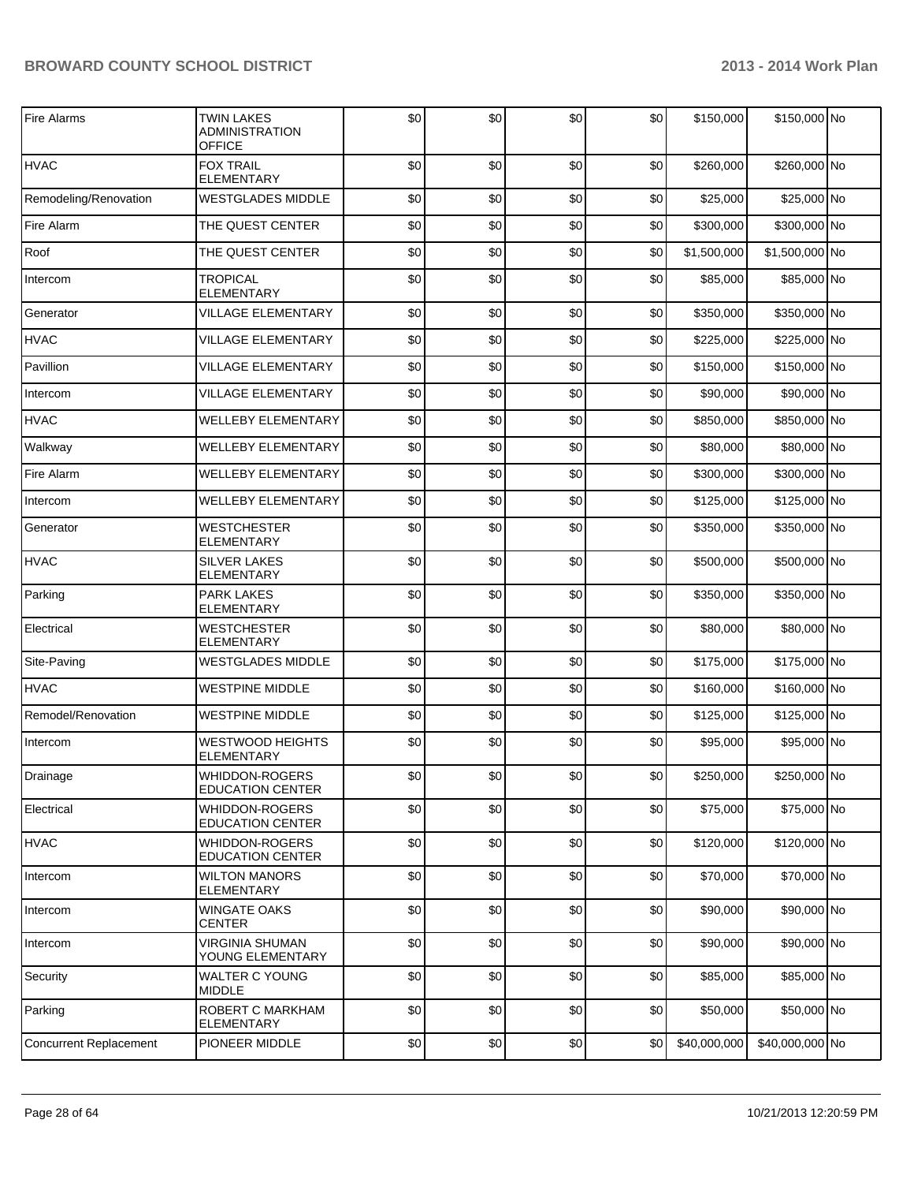| | | | | | | | | |
|---|---|---|---|---|---|---|---|---|
| Fire Alarms | TWIN LAKES ADMINISTRATION OFFICE | $0 | $0 | $0 | $0 | $150,000 | $150,000 | No |
| HVAC | FOX TRAIL ELEMENTARY | $0 | $0 | $0 | $0 | $260,000 | $260,000 | No |
| Remodeling/Renovation | WESTGLADES MIDDLE | $0 | $0 | $0 | $0 | $25,000 | $25,000 | No |
| Fire Alarm | THE QUEST CENTER | $0 | $0 | $0 | $0 | $300,000 | $300,000 | No |
| Roof | THE QUEST CENTER | $0 | $0 | $0 | $0 | $1,500,000 | $1,500,000 | No |
| Intercom | TROPICAL ELEMENTARY | $0 | $0 | $0 | $0 | $85,000 | $85,000 | No |
| Generator | VILLAGE ELEMENTARY | $0 | $0 | $0 | $0 | $350,000 | $350,000 | No |
| HVAC | VILLAGE ELEMENTARY | $0 | $0 | $0 | $0 | $225,000 | $225,000 | No |
| Pavillion | VILLAGE ELEMENTARY | $0 | $0 | $0 | $0 | $150,000 | $150,000 | No |
| Intercom | VILLAGE ELEMENTARY | $0 | $0 | $0 | $0 | $90,000 | $90,000 | No |
| HVAC | WELLEBY ELEMENTARY | $0 | $0 | $0 | $0 | $850,000 | $850,000 | No |
| Walkway | WELLEBY ELEMENTARY | $0 | $0 | $0 | $0 | $80,000 | $80,000 | No |
| Fire Alarm | WELLEBY ELEMENTARY | $0 | $0 | $0 | $0 | $300,000 | $300,000 | No |
| Intercom | WELLEBY ELEMENTARY | $0 | $0 | $0 | $0 | $125,000 | $125,000 | No |
| Generator | WESTCHESTER ELEMENTARY | $0 | $0 | $0 | $0 | $350,000 | $350,000 | No |
| HVAC | SILVER LAKES ELEMENTARY | $0 | $0 | $0 | $0 | $500,000 | $500,000 | No |
| Parking | PARK LAKES ELEMENTARY | $0 | $0 | $0 | $0 | $350,000 | $350,000 | No |
| Electrical | WESTCHESTER ELEMENTARY | $0 | $0 | $0 | $0 | $80,000 | $80,000 | No |
| Site-Paving | WESTGLADES MIDDLE | $0 | $0 | $0 | $0 | $175,000 | $175,000 | No |
| HVAC | WESTPINE MIDDLE | $0 | $0 | $0 | $0 | $160,000 | $160,000 | No |
| Remodel/Renovation | WESTPINE MIDDLE | $0 | $0 | $0 | $0 | $125,000 | $125,000 | No |
| Intercom | WESTWOOD HEIGHTS ELEMENTARY | $0 | $0 | $0 | $0 | $95,000 | $95,000 | No |
| Drainage | WHIDDON-ROGERS EDUCATION CENTER | $0 | $0 | $0 | $0 | $250,000 | $250,000 | No |
| Electrical | WHIDDON-ROGERS EDUCATION CENTER | $0 | $0 | $0 | $0 | $75,000 | $75,000 | No |
| HVAC | WHIDDON-ROGERS EDUCATION CENTER | $0 | $0 | $0 | $0 | $120,000 | $120,000 | No |
| Intercom | WILTON MANORS ELEMENTARY | $0 | $0 | $0 | $0 | $70,000 | $70,000 | No |
| Intercom | WINGATE OAKS CENTER | $0 | $0 | $0 | $0 | $90,000 | $90,000 | No |
| Intercom | VIRGINIA SHUMAN YOUNG ELEMENTARY | $0 | $0 | $0 | $0 | $90,000 | $90,000 | No |
| Security | WALTER C YOUNG MIDDLE | $0 | $0 | $0 | $0 | $85,000 | $85,000 | No |
| Parking | ROBERT C MARKHAM ELEMENTARY | $0 | $0 | $0 | $0 | $50,000 | $50,000 | No |
| Concurrent Replacement | PIONEER MIDDLE | $0 | $0 | $0 | $0 | $40,000,000 | $40,000,000 | No |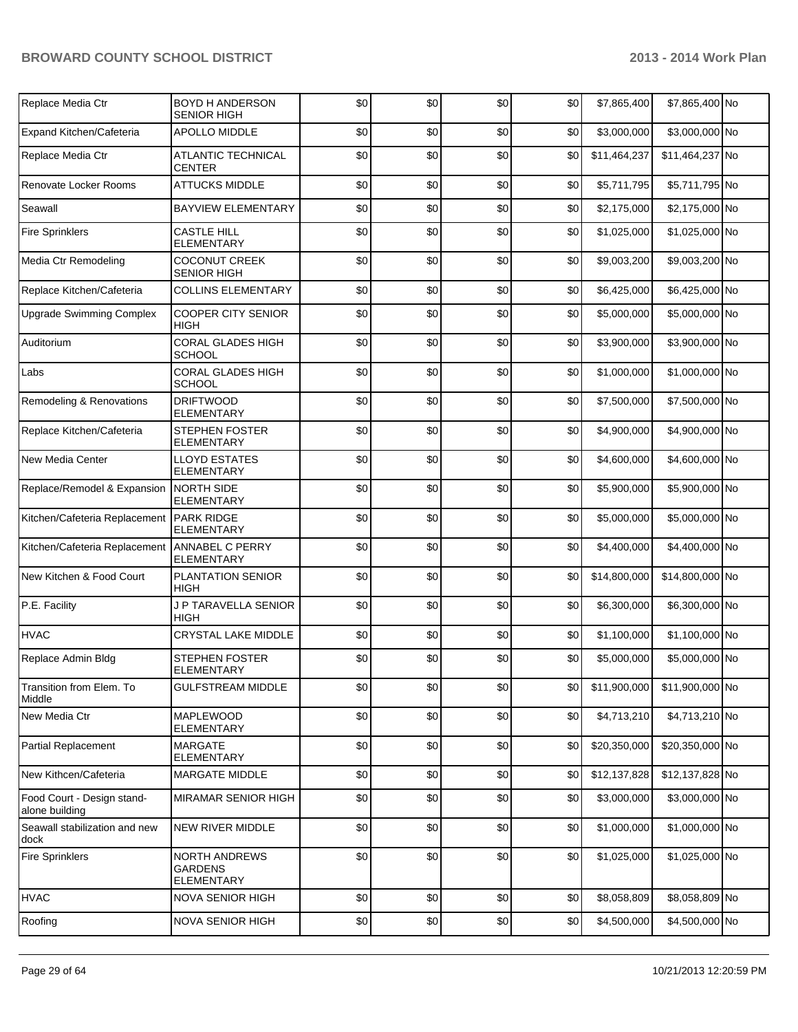| | | | | | | | | |
|---|---|---|---|---|---|---|---|---|
| Replace Media Ctr | BOYD H ANDERSON SENIOR HIGH | $0 | $0 | $0 | $0 | $7,865,400 | $7,865,400 | No |
| Expand Kitchen/Cafeteria | APOLLO MIDDLE | $0 | $0 | $0 | $0 | $3,000,000 | $3,000,000 | No |
| Replace Media Ctr | ATLANTIC TECHNICAL CENTER | $0 | $0 | $0 | $0 | $11,464,237 | $11,464,237 | No |
| Renovate Locker Rooms | ATTUCKS MIDDLE | $0 | $0 | $0 | $0 | $5,711,795 | $5,711,795 | No |
| Seawall | BAYVIEW ELEMENTARY | $0 | $0 | $0 | $0 | $2,175,000 | $2,175,000 | No |
| Fire Sprinklers | CASTLE HILL ELEMENTARY | $0 | $0 | $0 | $0 | $1,025,000 | $1,025,000 | No |
| Media Ctr Remodeling | COCONUT CREEK SENIOR HIGH | $0 | $0 | $0 | $0 | $9,003,200 | $9,003,200 | No |
| Replace Kitchen/Cafeteria | COLLINS ELEMENTARY | $0 | $0 | $0 | $0 | $6,425,000 | $6,425,000 | No |
| Upgrade Swimming Complex | COOPER CITY SENIOR HIGH | $0 | $0 | $0 | $0 | $5,000,000 | $5,000,000 | No |
| Auditorium | CORAL GLADES HIGH SCHOOL | $0 | $0 | $0 | $0 | $3,900,000 | $3,900,000 | No |
| Labs | CORAL GLADES HIGH SCHOOL | $0 | $0 | $0 | $0 | $1,000,000 | $1,000,000 | No |
| Remodeling & Renovations | DRIFTWOOD ELEMENTARY | $0 | $0 | $0 | $0 | $7,500,000 | $7,500,000 | No |
| Replace Kitchen/Cafeteria | STEPHEN FOSTER ELEMENTARY | $0 | $0 | $0 | $0 | $4,900,000 | $4,900,000 | No |
| New Media Center | LLOYD ESTATES ELEMENTARY | $0 | $0 | $0 | $0 | $4,600,000 | $4,600,000 | No |
| Replace/Remodel & Expansion | NORTH SIDE ELEMENTARY | $0 | $0 | $0 | $0 | $5,900,000 | $5,900,000 | No |
| Kitchen/Cafeteria Replacement | PARK RIDGE ELEMENTARY | $0 | $0 | $0 | $0 | $5,000,000 | $5,000,000 | No |
| Kitchen/Cafeteria Replacement | ANNABEL C PERRY ELEMENTARY | $0 | $0 | $0 | $0 | $4,400,000 | $4,400,000 | No |
| New Kitchen & Food Court | PLANTATION SENIOR HIGH | $0 | $0 | $0 | $0 | $14,800,000 | $14,800,000 | No |
| P.E. Facility | J P TARAVELLA SENIOR HIGH | $0 | $0 | $0 | $0 | $6,300,000 | $6,300,000 | No |
| HVAC | CRYSTAL LAKE MIDDLE | $0 | $0 | $0 | $0 | $1,100,000 | $1,100,000 | No |
| Replace Admin Bldg | STEPHEN FOSTER ELEMENTARY | $0 | $0 | $0 | $0 | $5,000,000 | $5,000,000 | No |
| Transition from Elem. To Middle | GULFSTREAM MIDDLE | $0 | $0 | $0 | $0 | $11,900,000 | $11,900,000 | No |
| New Media Ctr | MAPLEWOOD ELEMENTARY | $0 | $0 | $0 | $0 | $4,713,210 | $4,713,210 | No |
| Partial Replacement | MARGATE ELEMENTARY | $0 | $0 | $0 | $0 | $20,350,000 | $20,350,000 | No |
| New Kithcen/Cafeteria | MARGATE MIDDLE | $0 | $0 | $0 | $0 | $12,137,828 | $12,137,828 | No |
| Food Court - Design stand-alone building | MIRAMAR SENIOR HIGH | $0 | $0 | $0 | $0 | $3,000,000 | $3,000,000 | No |
| Seawall stabilization and new dock | NEW RIVER MIDDLE | $0 | $0 | $0 | $0 | $1,000,000 | $1,000,000 | No |
| Fire Sprinklers | NORTH ANDREWS GARDENS ELEMENTARY | $0 | $0 | $0 | $0 | $1,025,000 | $1,025,000 | No |
| HVAC | NOVA SENIOR HIGH | $0 | $0 | $0 | $0 | $8,058,809 | $8,058,809 | No |
| Roofing | NOVA SENIOR HIGH | $0 | $0 | $0 | $0 | $4,500,000 | $4,500,000 | No |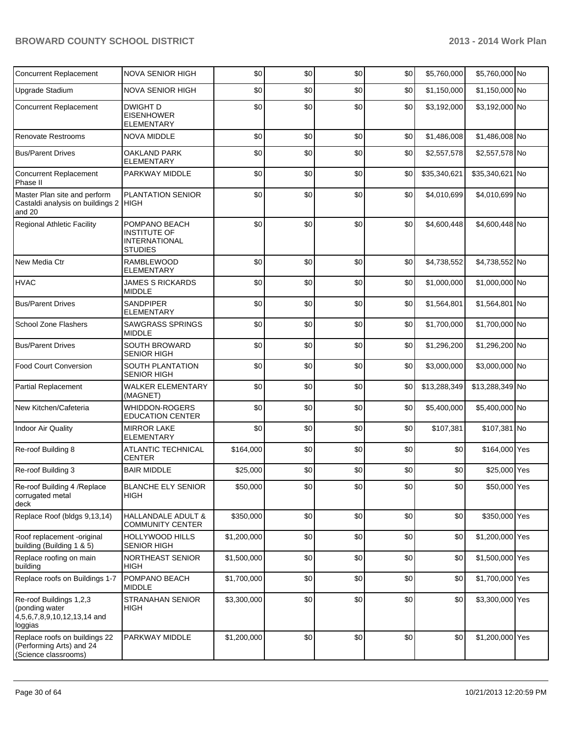| | | | | | | | | |
|---|---|---|---|---|---|---|---|---|
| Concurrent Replacement | NOVA SENIOR HIGH | $0 | $0 | $0 | $0 | $5,760,000 | $5,760,000 | No |
| Upgrade Stadium | NOVA SENIOR HIGH | $0 | $0 | $0 | $0 | $1,150,000 | $1,150,000 | No |
| Concurrent Replacement | DWIGHT D EISENHOWER ELEMENTARY | $0 | $0 | $0 | $0 | $3,192,000 | $3,192,000 | No |
| Renovate Restrooms | NOVA MIDDLE | $0 | $0 | $0 | $0 | $1,486,008 | $1,486,008 | No |
| Bus/Parent Drives | OAKLAND PARK ELEMENTARY | $0 | $0 | $0 | $0 | $2,557,578 | $2,557,578 | No |
| Concurrent Replacement Phase II | PARKWAY MIDDLE | $0 | $0 | $0 | $0 | $35,340,621 | $35,340,621 | No |
| Master Plan site and perform Castaldi analysis on buildings 2 and 20 | PLANTATION SENIOR HIGH | $0 | $0 | $0 | $0 | $4,010,699 | $4,010,699 | No |
| Regional Athletic Facility | POMPANO BEACH INSTITUTE OF INTERNATIONAL STUDIES | $0 | $0 | $0 | $0 | $4,600,448 | $4,600,448 | No |
| New Media Ctr | RAMBLEWOOD ELEMENTARY | $0 | $0 | $0 | $0 | $4,738,552 | $4,738,552 | No |
| HVAC | JAMES S RICKARDS MIDDLE | $0 | $0 | $0 | $0 | $1,000,000 | $1,000,000 | No |
| Bus/Parent Drives | SANDPIPER ELEMENTARY | $0 | $0 | $0 | $0 | $1,564,801 | $1,564,801 | No |
| School Zone Flashers | SAWGRASS SPRINGS MIDDLE | $0 | $0 | $0 | $0 | $1,700,000 | $1,700,000 | No |
| Bus/Parent Drives | SOUTH BROWARD SENIOR HIGH | $0 | $0 | $0 | $0 | $1,296,200 | $1,296,200 | No |
| Food Court Conversion | SOUTH PLANTATION SENIOR HIGH | $0 | $0 | $0 | $0 | $3,000,000 | $3,000,000 | No |
| Partial Replacement | WALKER ELEMENTARY (MAGNET) | $0 | $0 | $0 | $0 | $13,288,349 | $13,288,349 | No |
| New Kitchen/Cafeteria | WHIDDON-ROGERS EDUCATION CENTER | $0 | $0 | $0 | $0 | $5,400,000 | $5,400,000 | No |
| Indoor Air Quality | MIRROR LAKE ELEMENTARY | $0 | $0 | $0 | $0 | $107,381 | $107,381 | No |
| Re-roof Building 8 | ATLANTIC TECHNICAL CENTER | $164,000 | $0 | $0 | $0 | $0 | $164,000 | Yes |
| Re-roof Building 3 | BAIR MIDDLE | $25,000 | $0 | $0 | $0 | $0 | $25,000 | Yes |
| Re-roof Building 4 /Replace corrugated metal deck | BLANCHE ELY SENIOR HIGH | $50,000 | $0 | $0 | $0 | $0 | $50,000 | Yes |
| Replace Roof (bldgs 9,13,14) | HALLANDALE ADULT & COMMUNITY CENTER | $350,000 | $0 | $0 | $0 | $0 | $350,000 | Yes |
| Roof replacement -original building (Building 1 & 5) | HOLLYWOOD HILLS SENIOR HIGH | $1,200,000 | $0 | $0 | $0 | $0 | $1,200,000 | Yes |
| Replace roofing on main building | NORTHEAST SENIOR HIGH | $1,500,000 | $0 | $0 | $0 | $0 | $1,500,000 | Yes |
| Replace roofs on Buildings 1-7 | POMPANO BEACH MIDDLE | $1,700,000 | $0 | $0 | $0 | $0 | $1,700,000 | Yes |
| Re-roof Buildings 1,2,3 (ponding water 4,5,6,7,8,9,10,12,13,14 and loggias | STRANAHAN SENIOR HIGH | $3,300,000 | $0 | $0 | $0 | $0 | $3,300,000 | Yes |
| Replace roofs on buildings 22 (Performing Arts) and 24 (Science classrooms) | PARKWAY MIDDLE | $1,200,000 | $0 | $0 | $0 | $0 | $1,200,000 | Yes |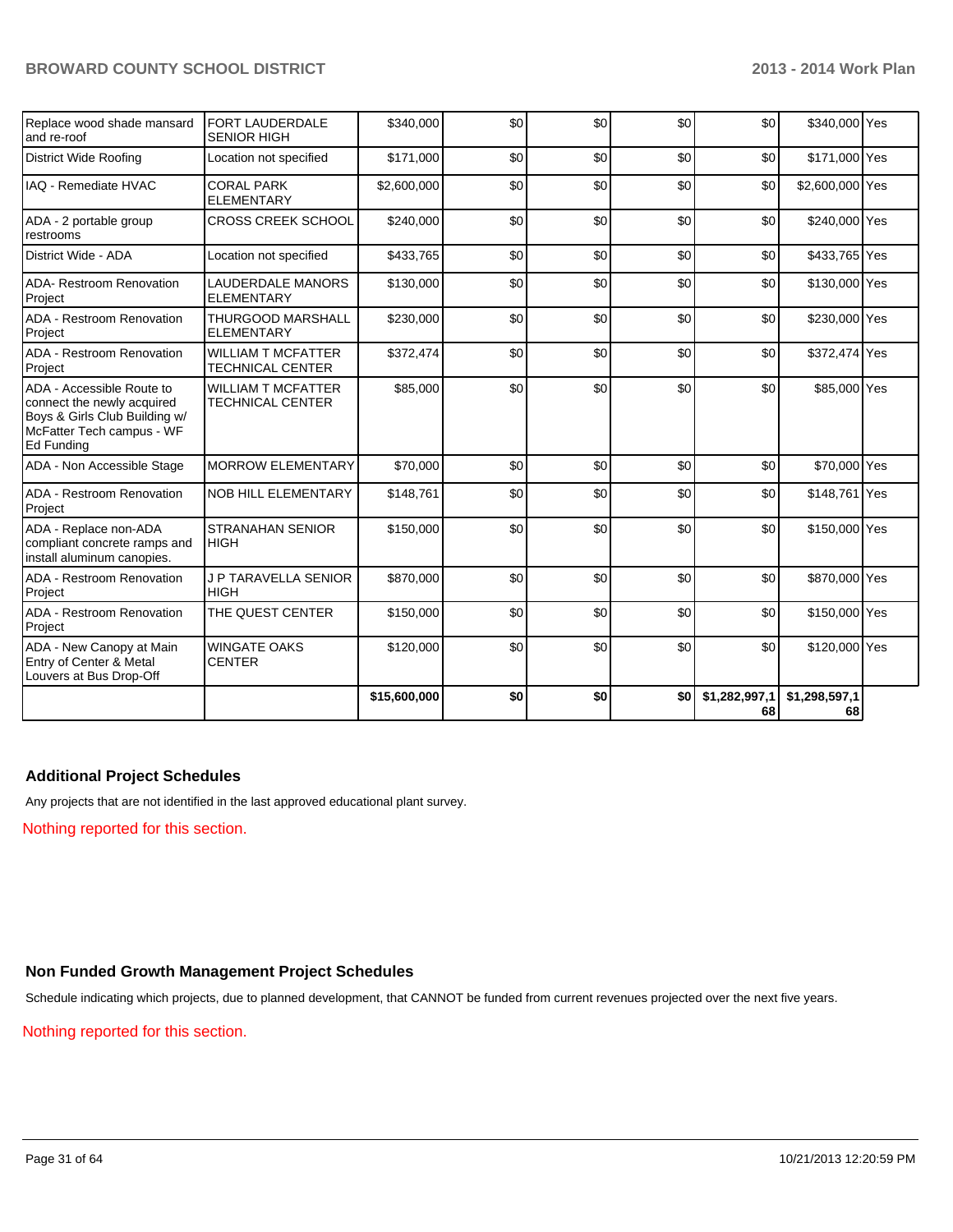| | | | | | | | | |
|---|---|---|---|---|---|---|---|---|
| Replace wood shade mansard and re-roof | FORT LAUDERDALE SENIOR HIGH | $340,000 | $0 | $0 | $0 | $0 | $340,000 | Yes |
| District Wide Roofing | Location not specified | $171,000 | $0 | $0 | $0 | $0 | $171,000 | Yes |
| IAQ - Remediate HVAC | CORAL PARK ELEMENTARY | $2,600,000 | $0 | $0 | $0 | $0 | $2,600,000 | Yes |
| ADA - 2 portable group restrooms | CROSS CREEK SCHOOL | $240,000 | $0 | $0 | $0 | $0 | $240,000 | Yes |
| District Wide - ADA | Location not specified | $433,765 | $0 | $0 | $0 | $0 | $433,765 | Yes |
| ADA- Restroom Renovation Project | LAUDERDALE MANORS ELEMENTARY | $130,000 | $0 | $0 | $0 | $0 | $130,000 | Yes |
| ADA - Restroom Renovation Project | THURGOOD MARSHALL ELEMENTARY | $230,000 | $0 | $0 | $0 | $0 | $230,000 | Yes |
| ADA - Restroom Renovation Project | WILLIAM T MCFATTER TECHNICAL CENTER | $372,474 | $0 | $0 | $0 | $0 | $372,474 | Yes |
| ADA - Accessible Route to connect the newly acquired Boys & Girls Club Building w/ McFatter Tech campus - WF Ed Funding | WILLIAM T MCFATTER TECHNICAL CENTER | $85,000 | $0 | $0 | $0 | $0 | $85,000 | Yes |
| ADA - Non Accessible Stage | MORROW ELEMENTARY | $70,000 | $0 | $0 | $0 | $0 | $70,000 | Yes |
| ADA - Restroom Renovation Project | NOB HILL ELEMENTARY | $148,761 | $0 | $0 | $0 | $0 | $148,761 | Yes |
| ADA - Replace non-ADA compliant concrete ramps and install aluminum canopies. | STRANAHAN SENIOR HIGH | $150,000 | $0 | $0 | $0 | $0 | $150,000 | Yes |
| ADA - Restroom Renovation Project | J P TARAVELLA SENIOR HIGH | $870,000 | $0 | $0 | $0 | $0 | $870,000 | Yes |
| ADA - Restroom Renovation Project | THE QUEST CENTER | $150,000 | $0 | $0 | $0 | $0 | $150,000 | Yes |
| ADA - New Canopy at Main Entry of Center & Metal Louvers at Bus Drop-Off | WINGATE OAKS CENTER | $120,000 | $0 | $0 | $0 | $0 | $120,000 | Yes |
| | | $15,600,000 | $0 | $0 | $0 | $1,282,997,168 | $1,298,597,168 | |

### Additional Project Schedules

Any projects that are not identified in the last approved educational plant survey.

Nothing reported for this section.

### Non Funded Growth Management Project Schedules

Schedule indicating which projects, due to planned development, that CANNOT be funded from current revenues projected over the next five years.

Nothing reported for this section.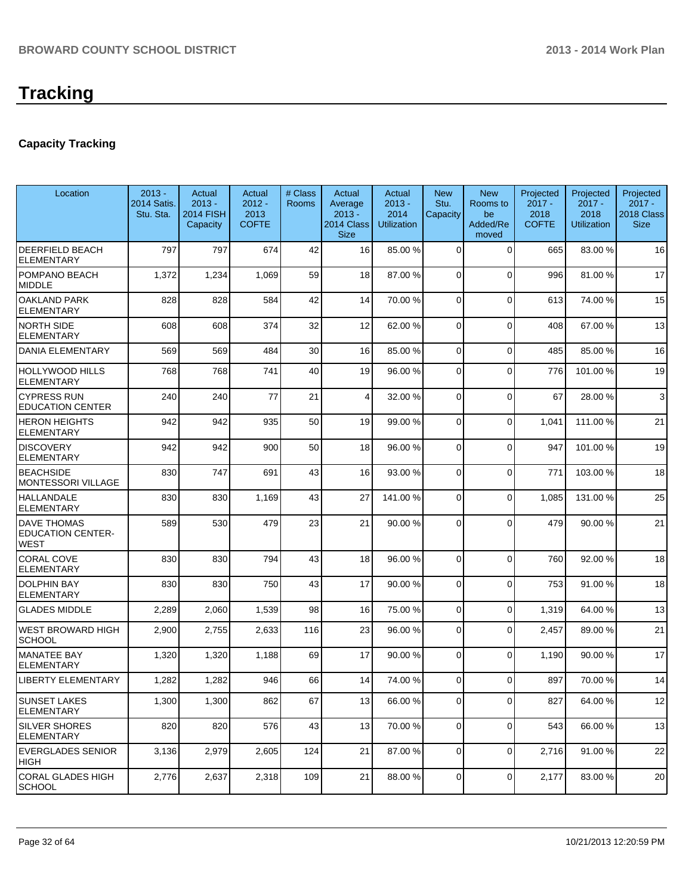# Tracking

### Capacity Tracking

| Location | 2013 - 2014 Satis. Stu. Sta. | Actual 2013 - 2014 FISH Capacity | Actual 2012 - 2013 COFTE | # Class Rooms | Actual Average 2013 - 2014 Class Size | Actual 2013 - 2014 Utilization | New Stu. Capacity | New Rooms to be Added/Removed | Projected 2017 - 2018 COFTE | Projected 2017 - 2018 Utilization | Projected 2017 - 2018 Class Size |
|---|---|---|---|---|---|---|---|---|---|---|---|
| DEERFIELD BEACH ELEMENTARY | 797 | 797 | 674 | 42 | 16 | 85.00 % | 0 | 0 | 665 | 83.00 % | 16 |
| POMPANO BEACH MIDDLE | 1,372 | 1,234 | 1,069 | 59 | 18 | 87.00 % | 0 | 0 | 996 | 81.00 % | 17 |
| OAKLAND PARK ELEMENTARY | 828 | 828 | 584 | 42 | 14 | 70.00 % | 0 | 0 | 613 | 74.00 % | 15 |
| NORTH SIDE ELEMENTARY | 608 | 608 | 374 | 32 | 12 | 62.00 % | 0 | 0 | 408 | 67.00 % | 13 |
| DANIA ELEMENTARY | 569 | 569 | 484 | 30 | 16 | 85.00 % | 0 | 0 | 485 | 85.00 % | 16 |
| HOLLYWOOD HILLS ELEMENTARY | 768 | 768 | 741 | 40 | 19 | 96.00 % | 0 | 0 | 776 | 101.00 % | 19 |
| CYPRESS RUN EDUCATION CENTER | 240 | 240 | 77 | 21 | 4 | 32.00 % | 0 | 0 | 67 | 28.00 % | 3 |
| HERON HEIGHTS ELEMENTARY | 942 | 942 | 935 | 50 | 19 | 99.00 % | 0 | 0 | 1,041 | 111.00 % | 21 |
| DISCOVERY ELEMENTARY | 942 | 942 | 900 | 50 | 18 | 96.00 % | 0 | 0 | 947 | 101.00 % | 19 |
| BEACHSIDE MONTESSORI VILLAGE | 830 | 747 | 691 | 43 | 16 | 93.00 % | 0 | 0 | 771 | 103.00 % | 18 |
| HALLANDALE ELEMENTARY | 830 | 830 | 1,169 | 43 | 27 | 141.00 % | 0 | 0 | 1,085 | 131.00 % | 25 |
| DAVE THOMAS EDUCATION CENTER-WEST | 589 | 530 | 479 | 23 | 21 | 90.00 % | 0 | 0 | 479 | 90.00 % | 21 |
| CORAL COVE ELEMENTARY | 830 | 830 | 794 | 43 | 18 | 96.00 % | 0 | 0 | 760 | 92.00 % | 18 |
| DOLPHIN BAY ELEMENTARY | 830 | 830 | 750 | 43 | 17 | 90.00 % | 0 | 0 | 753 | 91.00 % | 18 |
| GLADES MIDDLE | 2,289 | 2,060 | 1,539 | 98 | 16 | 75.00 % | 0 | 0 | 1,319 | 64.00 % | 13 |
| WEST BROWARD HIGH SCHOOL | 2,900 | 2,755 | 2,633 | 116 | 23 | 96.00 % | 0 | 0 | 2,457 | 89.00 % | 21 |
| MANATEE BAY ELEMENTARY | 1,320 | 1,320 | 1,188 | 69 | 17 | 90.00 % | 0 | 0 | 1,190 | 90.00 % | 17 |
| LIBERTY ELEMENTARY | 1,282 | 1,282 | 946 | 66 | 14 | 74.00 % | 0 | 0 | 897 | 70.00 % | 14 |
| SUNSET LAKES ELEMENTARY | 1,300 | 1,300 | 862 | 67 | 13 | 66.00 % | 0 | 0 | 827 | 64.00 % | 12 |
| SILVER SHORES ELEMENTARY | 820 | 820 | 576 | 43 | 13 | 70.00 % | 0 | 0 | 543 | 66.00 % | 13 |
| EVERGLADES SENIOR HIGH | 3,136 | 2,979 | 2,605 | 124 | 21 | 87.00 % | 0 | 0 | 2,716 | 91.00 % | 22 |
| CORAL GLADES HIGH SCHOOL | 2,776 | 2,637 | 2,318 | 109 | 21 | 88.00 % | 0 | 0 | 2,177 | 83.00 % | 20 |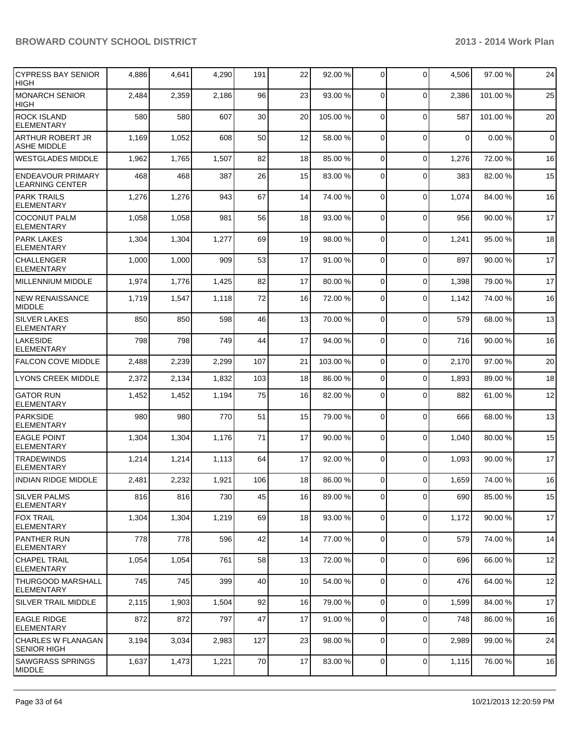| | | | | | | | | | | |
|---|---|---|---|---|---|---|---|---|---|---|
| CYPRESS BAY SENIOR HIGH | 4,886 | 4,641 | 4,290 | 191 | 22 | 92.00 % | 0 | 0 | 4,506 | 97.00 % | 24 |
| MONARCH SENIOR HIGH | 2,484 | 2,359 | 2,186 | 96 | 23 | 93.00 % | 0 | 0 | 2,386 | 101.00 % | 25 |
| ROCK ISLAND ELEMENTARY | 580 | 580 | 607 | 30 | 20 | 105.00 % | 0 | 0 | 587 | 101.00 % | 20 |
| ARTHUR ROBERT JR ASHE MIDDLE | 1,169 | 1,052 | 608 | 50 | 12 | 58.00 % | 0 | 0 | 0 | 0.00 % | 0 |
| WESTGLADES MIDDLE | 1,962 | 1,765 | 1,507 | 82 | 18 | 85.00 % | 0 | 0 | 1,276 | 72.00 % | 16 |
| ENDEAVOUR PRIMARY LEARNING CENTER | 468 | 468 | 387 | 26 | 15 | 83.00 % | 0 | 0 | 383 | 82.00 % | 15 |
| PARK TRAILS ELEMENTARY | 1,276 | 1,276 | 943 | 67 | 14 | 74.00 % | 0 | 0 | 1,074 | 84.00 % | 16 |
| COCONUT PALM ELEMENTARY | 1,058 | 1,058 | 981 | 56 | 18 | 93.00 % | 0 | 0 | 956 | 90.00 % | 17 |
| PARK LAKES ELEMENTARY | 1,304 | 1,304 | 1,277 | 69 | 19 | 98.00 % | 0 | 0 | 1,241 | 95.00 % | 18 |
| CHALLENGER ELEMENTARY | 1,000 | 1,000 | 909 | 53 | 17 | 91.00 % | 0 | 0 | 897 | 90.00 % | 17 |
| MILLENNIUM MIDDLE | 1,974 | 1,776 | 1,425 | 82 | 17 | 80.00 % | 0 | 0 | 1,398 | 79.00 % | 17 |
| NEW RENAISSANCE MIDDLE | 1,719 | 1,547 | 1,118 | 72 | 16 | 72.00 % | 0 | 0 | 1,142 | 74.00 % | 16 |
| SILVER LAKES ELEMENTARY | 850 | 850 | 598 | 46 | 13 | 70.00 % | 0 | 0 | 579 | 68.00 % | 13 |
| LAKESIDE ELEMENTARY | 798 | 798 | 749 | 44 | 17 | 94.00 % | 0 | 0 | 716 | 90.00 % | 16 |
| FALCON COVE MIDDLE | 2,488 | 2,239 | 2,299 | 107 | 21 | 103.00 % | 0 | 0 | 2,170 | 97.00 % | 20 |
| LYONS CREEK MIDDLE | 2,372 | 2,134 | 1,832 | 103 | 18 | 86.00 % | 0 | 0 | 1,893 | 89.00 % | 18 |
| GATOR RUN ELEMENTARY | 1,452 | 1,452 | 1,194 | 75 | 16 | 82.00 % | 0 | 0 | 882 | 61.00 % | 12 |
| PARKSIDE ELEMENTARY | 980 | 980 | 770 | 51 | 15 | 79.00 % | 0 | 0 | 666 | 68.00 % | 13 |
| EAGLE POINT ELEMENTARY | 1,304 | 1,304 | 1,176 | 71 | 17 | 90.00 % | 0 | 0 | 1,040 | 80.00 % | 15 |
| TRADEWINDS ELEMENTARY | 1,214 | 1,214 | 1,113 | 64 | 17 | 92.00 % | 0 | 0 | 1,093 | 90.00 % | 17 |
| INDIAN RIDGE MIDDLE | 2,481 | 2,232 | 1,921 | 106 | 18 | 86.00 % | 0 | 0 | 1,659 | 74.00 % | 16 |
| SILVER PALMS ELEMENTARY | 816 | 816 | 730 | 45 | 16 | 89.00 % | 0 | 0 | 690 | 85.00 % | 15 |
| FOX TRAIL ELEMENTARY | 1,304 | 1,304 | 1,219 | 69 | 18 | 93.00 % | 0 | 0 | 1,172 | 90.00 % | 17 |
| PANTHER RUN ELEMENTARY | 778 | 778 | 596 | 42 | 14 | 77.00 % | 0 | 0 | 579 | 74.00 % | 14 |
| CHAPEL TRAIL ELEMENTARY | 1,054 | 1,054 | 761 | 58 | 13 | 72.00 % | 0 | 0 | 696 | 66.00 % | 12 |
| THURGOOD MARSHALL ELEMENTARY | 745 | 745 | 399 | 40 | 10 | 54.00 % | 0 | 0 | 476 | 64.00 % | 12 |
| SILVER TRAIL MIDDLE | 2,115 | 1,903 | 1,504 | 92 | 16 | 79.00 % | 0 | 0 | 1,599 | 84.00 % | 17 |
| EAGLE RIDGE ELEMENTARY | 872 | 872 | 797 | 47 | 17 | 91.00 % | 0 | 0 | 748 | 86.00 % | 16 |
| CHARLES W FLANAGAN SENIOR HIGH | 3,194 | 3,034 | 2,983 | 127 | 23 | 98.00 % | 0 | 0 | 2,989 | 99.00 % | 24 |
| SAWGRASS SPRINGS MIDDLE | 1,637 | 1,473 | 1,221 | 70 | 17 | 83.00 % | 0 | 0 | 1,115 | 76.00 % | 16 |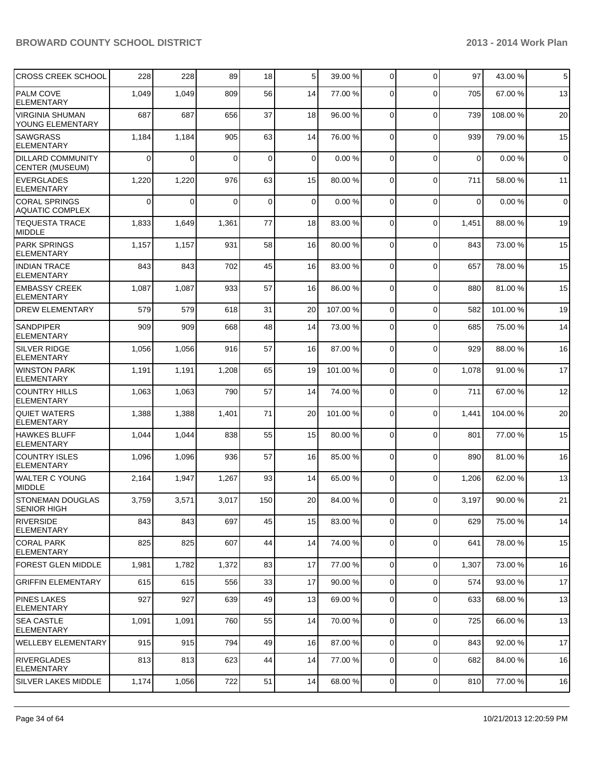| | | | | | | | | | | | |
|---|---|---|---|---|---|---|---|---|---|---|---|
| CROSS CREEK SCHOOL | 228 | 228 | 89 | 18 | 5 | 39.00 % | 0 | 0 | 97 | 43.00 % | 5 |
| PALM COVE ELEMENTARY | 1,049 | 1,049 | 809 | 56 | 14 | 77.00 % | 0 | 0 | 705 | 67.00 % | 13 |
| VIRGINIA SHUMAN YOUNG ELEMENTARY | 687 | 687 | 656 | 37 | 18 | 96.00 % | 0 | 0 | 739 | 108.00 % | 20 |
| SAWGRASS ELEMENTARY | 1,184 | 1,184 | 905 | 63 | 14 | 76.00 % | 0 | 0 | 939 | 79.00 % | 15 |
| DILLARD COMMUNITY CENTER (MUSEUM) | 0 | 0 | 0 | 0 | 0 | 0.00 % | 0 | 0 | 0 | 0.00 % | 0 |
| EVERGLADES ELEMENTARY | 1,220 | 1,220 | 976 | 63 | 15 | 80.00 % | 0 | 0 | 711 | 58.00 % | 11 |
| CORAL SPRINGS AQUATIC COMPLEX | 0 | 0 | 0 | 0 | 0 | 0.00 % | 0 | 0 | 0 | 0.00 % | 0 |
| TEQUESTA TRACE MIDDLE | 1,833 | 1,649 | 1,361 | 77 | 18 | 83.00 % | 0 | 0 | 1,451 | 88.00 % | 19 |
| PARK SPRINGS ELEMENTARY | 1,157 | 1,157 | 931 | 58 | 16 | 80.00 % | 0 | 0 | 843 | 73.00 % | 15 |
| INDIAN TRACE ELEMENTARY | 843 | 843 | 702 | 45 | 16 | 83.00 % | 0 | 0 | 657 | 78.00 % | 15 |
| EMBASSY CREEK ELEMENTARY | 1,087 | 1,087 | 933 | 57 | 16 | 86.00 % | 0 | 0 | 880 | 81.00 % | 15 |
| DREW ELEMENTARY | 579 | 579 | 618 | 31 | 20 | 107.00 % | 0 | 0 | 582 | 101.00 % | 19 |
| SANDPIPER ELEMENTARY | 909 | 909 | 668 | 48 | 14 | 73.00 % | 0 | 0 | 685 | 75.00 % | 14 |
| SILVER RIDGE ELEMENTARY | 1,056 | 1,056 | 916 | 57 | 16 | 87.00 % | 0 | 0 | 929 | 88.00 % | 16 |
| WINSTON PARK ELEMENTARY | 1,191 | 1,191 | 1,208 | 65 | 19 | 101.00 % | 0 | 0 | 1,078 | 91.00 % | 17 |
| COUNTRY HILLS ELEMENTARY | 1,063 | 1,063 | 790 | 57 | 14 | 74.00 % | 0 | 0 | 711 | 67.00 % | 12 |
| QUIET WATERS ELEMENTARY | 1,388 | 1,388 | 1,401 | 71 | 20 | 101.00 % | 0 | 0 | 1,441 | 104.00 % | 20 |
| HAWKES BLUFF ELEMENTARY | 1,044 | 1,044 | 838 | 55 | 15 | 80.00 % | 0 | 0 | 801 | 77.00 % | 15 |
| COUNTRY ISLES ELEMENTARY | 1,096 | 1,096 | 936 | 57 | 16 | 85.00 % | 0 | 0 | 890 | 81.00 % | 16 |
| WALTER C YOUNG MIDDLE | 2,164 | 1,947 | 1,267 | 93 | 14 | 65.00 % | 0 | 0 | 1,206 | 62.00 % | 13 |
| STONEMAN DOUGLAS SENIOR HIGH | 3,759 | 3,571 | 3,017 | 150 | 20 | 84.00 % | 0 | 0 | 3,197 | 90.00 % | 21 |
| RIVERSIDE ELEMENTARY | 843 | 843 | 697 | 45 | 15 | 83.00 % | 0 | 0 | 629 | 75.00 % | 14 |
| CORAL PARK ELEMENTARY | 825 | 825 | 607 | 44 | 14 | 74.00 % | 0 | 0 | 641 | 78.00 % | 15 |
| FOREST GLEN MIDDLE | 1,981 | 1,782 | 1,372 | 83 | 17 | 77.00 % | 0 | 0 | 1,307 | 73.00 % | 16 |
| GRIFFIN ELEMENTARY | 615 | 615 | 556 | 33 | 17 | 90.00 % | 0 | 0 | 574 | 93.00 % | 17 |
| PINES LAKES ELEMENTARY | 927 | 927 | 639 | 49 | 13 | 69.00 % | 0 | 0 | 633 | 68.00 % | 13 |
| SEA CASTLE ELEMENTARY | 1,091 | 1,091 | 760 | 55 | 14 | 70.00 % | 0 | 0 | 725 | 66.00 % | 13 |
| WELLEBY ELEMENTARY | 915 | 915 | 794 | 49 | 16 | 87.00 % | 0 | 0 | 843 | 92.00 % | 17 |
| RIVERGLADES ELEMENTARY | 813 | 813 | 623 | 44 | 14 | 77.00 % | 0 | 0 | 682 | 84.00 % | 16 |
| SILVER LAKES MIDDLE | 1,174 | 1,056 | 722 | 51 | 14 | 68.00 % | 0 | 0 | 810 | 77.00 % | 16 |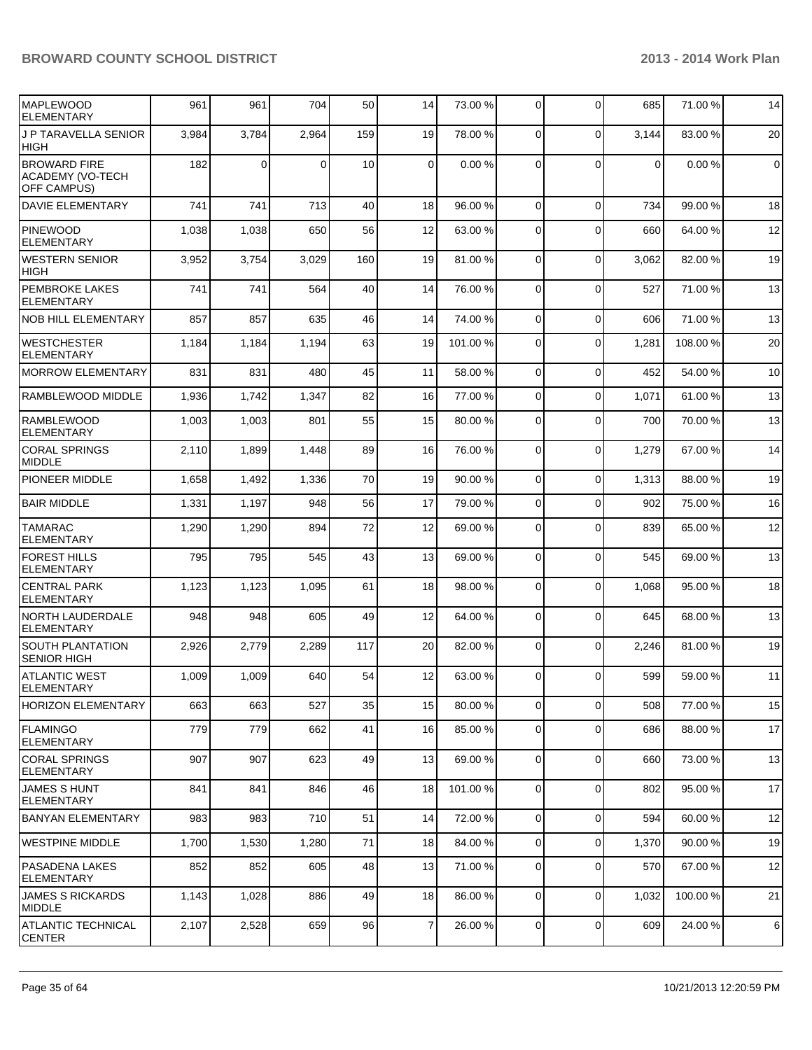| | | | | | | | | | | |
|---|---|---|---|---|---|---|---|---|---|---|
| MAPLEWOOD ELEMENTARY | 961 | 961 | 704 | 50 | 14 | 73.00 % | 0 | 0 | 685 | 71.00 % | 14 |
| J P TARAVELLA SENIOR HIGH | 3,984 | 3,784 | 2,964 | 159 | 19 | 78.00 % | 0 | 0 | 3,144 | 83.00 % | 20 |
| BROWARD FIRE ACADEMY (VO-TECH OFF CAMPUS) | 182 | 0 | 0 | 10 | 0 | 0.00 % | 0 | 0 | 0 | 0.00 % | 0 |
| DAVIE ELEMENTARY | 741 | 741 | 713 | 40 | 18 | 96.00 % | 0 | 0 | 734 | 99.00 % | 18 |
| PINEWOOD ELEMENTARY | 1,038 | 1,038 | 650 | 56 | 12 | 63.00 % | 0 | 0 | 660 | 64.00 % | 12 |
| WESTERN SENIOR HIGH | 3,952 | 3,754 | 3,029 | 160 | 19 | 81.00 % | 0 | 0 | 3,062 | 82.00 % | 19 |
| PEMBROKE LAKES ELEMENTARY | 741 | 741 | 564 | 40 | 14 | 76.00 % | 0 | 0 | 527 | 71.00 % | 13 |
| NOB HILL ELEMENTARY | 857 | 857 | 635 | 46 | 14 | 74.00 % | 0 | 0 | 606 | 71.00 % | 13 |
| WESTCHESTER ELEMENTARY | 1,184 | 1,184 | 1,194 | 63 | 19 | 101.00 % | 0 | 0 | 1,281 | 108.00 % | 20 |
| MORROW ELEMENTARY | 831 | 831 | 480 | 45 | 11 | 58.00 % | 0 | 0 | 452 | 54.00 % | 10 |
| RAMBLEWOOD MIDDLE | 1,936 | 1,742 | 1,347 | 82 | 16 | 77.00 % | 0 | 0 | 1,071 | 61.00 % | 13 |
| RAMBLEWOOD ELEMENTARY | 1,003 | 1,003 | 801 | 55 | 15 | 80.00 % | 0 | 0 | 700 | 70.00 % | 13 |
| CORAL SPRINGS MIDDLE | 2,110 | 1,899 | 1,448 | 89 | 16 | 76.00 % | 0 | 0 | 1,279 | 67.00 % | 14 |
| PIONEER MIDDLE | 1,658 | 1,492 | 1,336 | 70 | 19 | 90.00 % | 0 | 0 | 1,313 | 88.00 % | 19 |
| BAIR MIDDLE | 1,331 | 1,197 | 948 | 56 | 17 | 79.00 % | 0 | 0 | 902 | 75.00 % | 16 |
| TAMARAC ELEMENTARY | 1,290 | 1,290 | 894 | 72 | 12 | 69.00 % | 0 | 0 | 839 | 65.00 % | 12 |
| FOREST HILLS ELEMENTARY | 795 | 795 | 545 | 43 | 13 | 69.00 % | 0 | 0 | 545 | 69.00 % | 13 |
| CENTRAL PARK ELEMENTARY | 1,123 | 1,123 | 1,095 | 61 | 18 | 98.00 % | 0 | 0 | 1,068 | 95.00 % | 18 |
| NORTH LAUDERDALE ELEMENTARY | 948 | 948 | 605 | 49 | 12 | 64.00 % | 0 | 0 | 645 | 68.00 % | 13 |
| SOUTH PLANTATION SENIOR HIGH | 2,926 | 2,779 | 2,289 | 117 | 20 | 82.00 % | 0 | 0 | 2,246 | 81.00 % | 19 |
| ATLANTIC WEST ELEMENTARY | 1,009 | 1,009 | 640 | 54 | 12 | 63.00 % | 0 | 0 | 599 | 59.00 % | 11 |
| HORIZON ELEMENTARY | 663 | 663 | 527 | 35 | 15 | 80.00 % | 0 | 0 | 508 | 77.00 % | 15 |
| FLAMINGO ELEMENTARY | 779 | 779 | 662 | 41 | 16 | 85.00 % | 0 | 0 | 686 | 88.00 % | 17 |
| CORAL SPRINGS ELEMENTARY | 907 | 907 | 623 | 49 | 13 | 69.00 % | 0 | 0 | 660 | 73.00 % | 13 |
| JAMES S HUNT ELEMENTARY | 841 | 841 | 846 | 46 | 18 | 101.00 % | 0 | 0 | 802 | 95.00 % | 17 |
| BANYAN ELEMENTARY | 983 | 983 | 710 | 51 | 14 | 72.00 % | 0 | 0 | 594 | 60.00 % | 12 |
| WESTPINE MIDDLE | 1,700 | 1,530 | 1,280 | 71 | 18 | 84.00 % | 0 | 0 | 1,370 | 90.00 % | 19 |
| PASADENA LAKES ELEMENTARY | 852 | 852 | 605 | 48 | 13 | 71.00 % | 0 | 0 | 570 | 67.00 % | 12 |
| JAMES S RICKARDS MIDDLE | 1,143 | 1,028 | 886 | 49 | 18 | 86.00 % | 0 | 0 | 1,032 | 100.00 % | 21 |
| ATLANTIC TECHNICAL CENTER | 2,107 | 2,528 | 659 | 96 | 7 | 26.00 % | 0 | 0 | 609 | 24.00 % | 6 |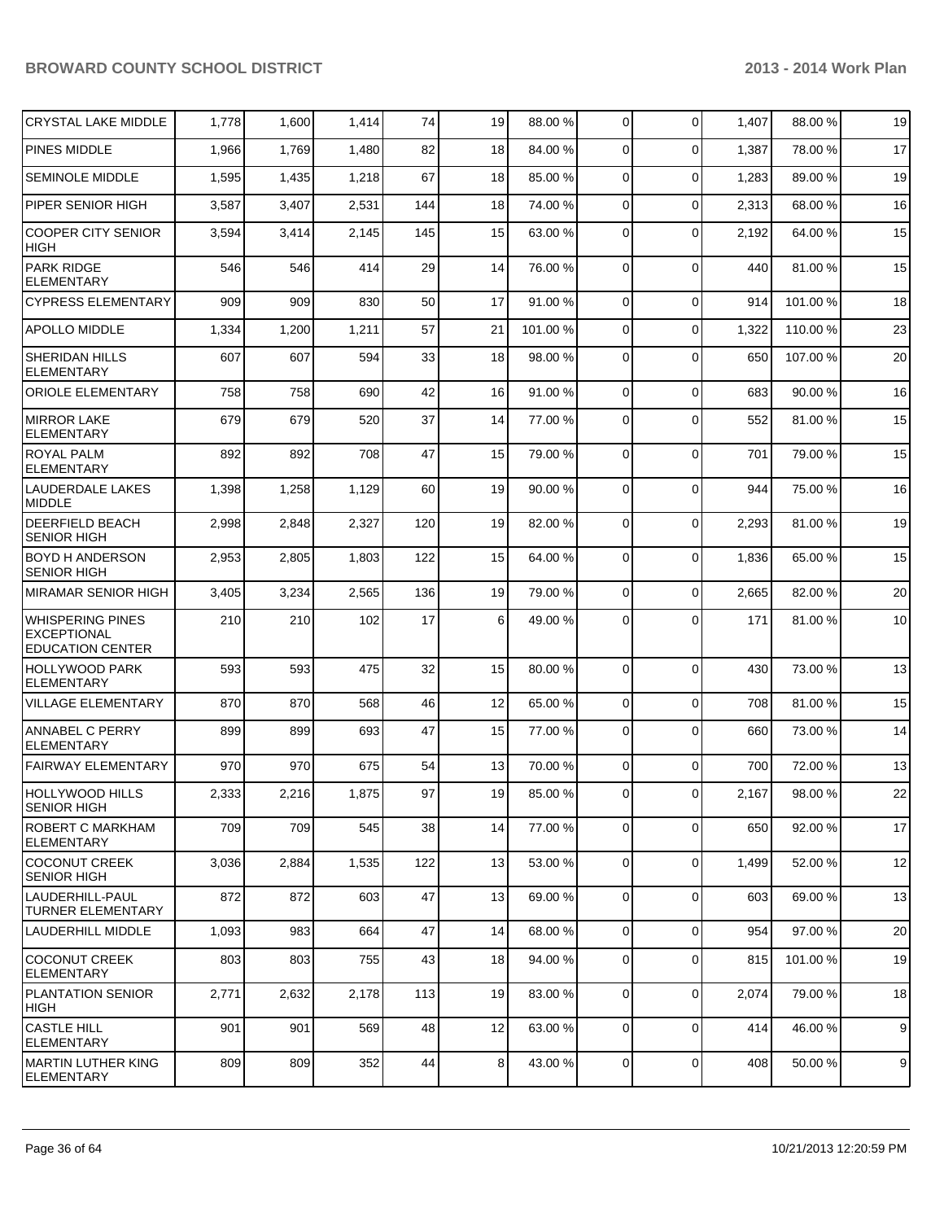| CRYSTAL LAKE MIDDLE | 1,778 | 1,600 | 1,414 | 74 | 19 | 88.00 % | 0 | 0 | 1,407 | 88.00 % | 19 |
|---|---|---|---|---|---|---|---|---|---|---|---|
| PINES MIDDLE | 1,966 | 1,769 | 1,480 | 82 | 18 | 84.00 % | 0 | 0 | 1,387 | 78.00 % | 17 |
| SEMINOLE MIDDLE | 1,595 | 1,435 | 1,218 | 67 | 18 | 85.00 % | 0 | 0 | 1,283 | 89.00 % | 19 |
| PIPER SENIOR HIGH | 3,587 | 3,407 | 2,531 | 144 | 18 | 74.00 % | 0 | 0 | 2,313 | 68.00 % | 16 |
| COOPER CITY SENIOR HIGH | 3,594 | 3,414 | 2,145 | 145 | 15 | 63.00 % | 0 | 0 | 2,192 | 64.00 % | 15 |
| PARK RIDGE ELEMENTARY | 546 | 546 | 414 | 29 | 14 | 76.00 % | 0 | 0 | 440 | 81.00 % | 15 |
| CYPRESS ELEMENTARY | 909 | 909 | 830 | 50 | 17 | 91.00 % | 0 | 0 | 914 | 101.00 % | 18 |
| APOLLO MIDDLE | 1,334 | 1,200 | 1,211 | 57 | 21 | 101.00 % | 0 | 0 | 1,322 | 110.00 % | 23 |
| SHERIDAN HILLS ELEMENTARY | 607 | 607 | 594 | 33 | 18 | 98.00 % | 0 | 0 | 650 | 107.00 % | 20 |
| ORIOLE ELEMENTARY | 758 | 758 | 690 | 42 | 16 | 91.00 % | 0 | 0 | 683 | 90.00 % | 16 |
| MIRROR LAKE ELEMENTARY | 679 | 679 | 520 | 37 | 14 | 77.00 % | 0 | 0 | 552 | 81.00 % | 15 |
| ROYAL PALM ELEMENTARY | 892 | 892 | 708 | 47 | 15 | 79.00 % | 0 | 0 | 701 | 79.00 % | 15 |
| LAUDERDALE LAKES MIDDLE | 1,398 | 1,258 | 1,129 | 60 | 19 | 90.00 % | 0 | 0 | 944 | 75.00 % | 16 |
| DEERFIELD BEACH SENIOR HIGH | 2,998 | 2,848 | 2,327 | 120 | 19 | 82.00 % | 0 | 0 | 2,293 | 81.00 % | 19 |
| BOYD H ANDERSON SENIOR HIGH | 2,953 | 2,805 | 1,803 | 122 | 15 | 64.00 % | 0 | 0 | 1,836 | 65.00 % | 15 |
| MIRAMAR SENIOR HIGH | 3,405 | 3,234 | 2,565 | 136 | 19 | 79.00 % | 0 | 0 | 2,665 | 82.00 % | 20 |
| WHISPERING PINES EXCEPTIONAL EDUCATION CENTER | 210 | 210 | 102 | 17 | 6 | 49.00 % | 0 | 0 | 171 | 81.00 % | 10 |
| HOLLYWOOD PARK ELEMENTARY | 593 | 593 | 475 | 32 | 15 | 80.00 % | 0 | 0 | 430 | 73.00 % | 13 |
| VILLAGE ELEMENTARY | 870 | 870 | 568 | 46 | 12 | 65.00 % | 0 | 0 | 708 | 81.00 % | 15 |
| ANNABEL C PERRY ELEMENTARY | 899 | 899 | 693 | 47 | 15 | 77.00 % | 0 | 0 | 660 | 73.00 % | 14 |
| FAIRWAY ELEMENTARY | 970 | 970 | 675 | 54 | 13 | 70.00 % | 0 | 0 | 700 | 72.00 % | 13 |
| HOLLYWOOD HILLS SENIOR HIGH | 2,333 | 2,216 | 1,875 | 97 | 19 | 85.00 % | 0 | 0 | 2,167 | 98.00 % | 22 |
| ROBERT C MARKHAM ELEMENTARY | 709 | 709 | 545 | 38 | 14 | 77.00 % | 0 | 0 | 650 | 92.00 % | 17 |
| COCONUT CREEK SENIOR HIGH | 3,036 | 2,884 | 1,535 | 122 | 13 | 53.00 % | 0 | 0 | 1,499 | 52.00 % | 12 |
| LAUDERHILL-PAUL TURNER ELEMENTARY | 872 | 872 | 603 | 47 | 13 | 69.00 % | 0 | 0 | 603 | 69.00 % | 13 |
| LAUDERHILL MIDDLE | 1,093 | 983 | 664 | 47 | 14 | 68.00 % | 0 | 0 | 954 | 97.00 % | 20 |
| COCONUT CREEK ELEMENTARY | 803 | 803 | 755 | 43 | 18 | 94.00 % | 0 | 0 | 815 | 101.00 % | 19 |
| PLANTATION SENIOR HIGH | 2,771 | 2,632 | 2,178 | 113 | 19 | 83.00 % | 0 | 0 | 2,074 | 79.00 % | 18 |
| CASTLE HILL ELEMENTARY | 901 | 901 | 569 | 48 | 12 | 63.00 % | 0 | 0 | 414 | 46.00 % | 9 |
| MARTIN LUTHER KING ELEMENTARY | 809 | 809 | 352 | 44 | 8 | 43.00 % | 0 | 0 | 408 | 50.00 % | 9 |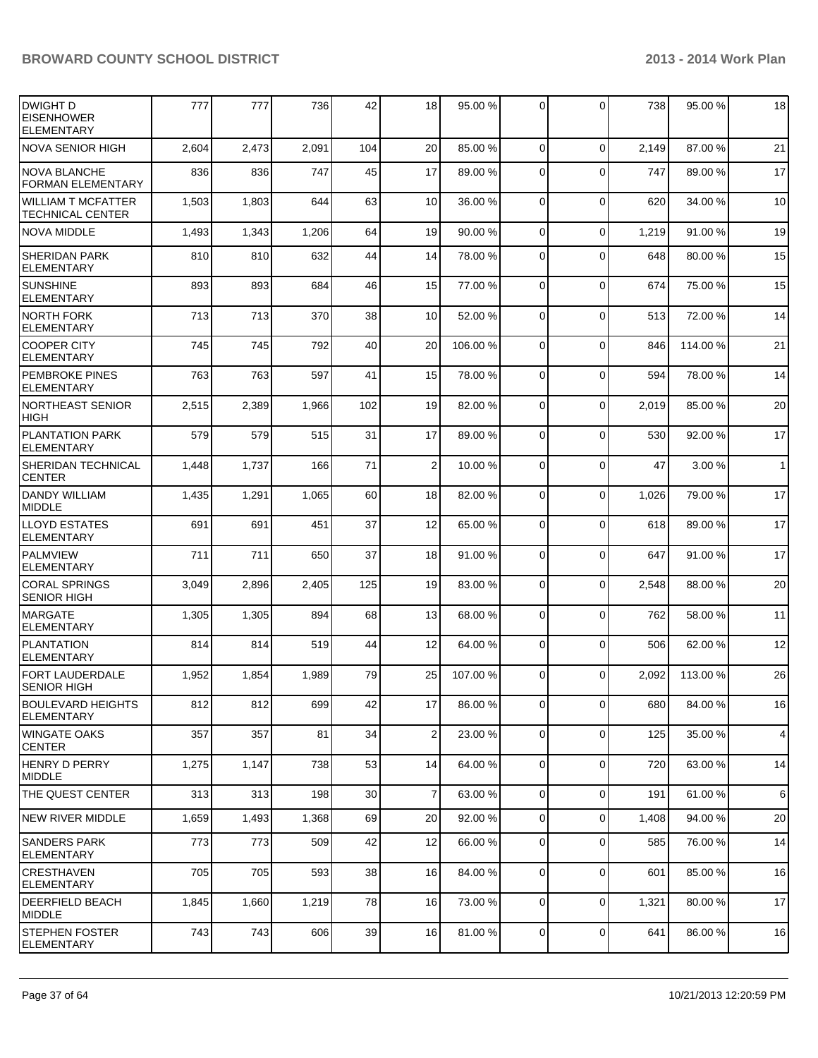| | | | | | | | | | | | |
|---|---|---|---|---|---|---|---|---|---|---|---|
| DWIGHT D EISENHOWER ELEMENTARY | 777 | 777 | 736 | 42 | 18 | 95.00 % | 0 | 0 | 738 | 95.00 % | 18 |
| NOVA SENIOR HIGH | 2,604 | 2,473 | 2,091 | 104 | 20 | 85.00 % | 0 | 0 | 2,149 | 87.00 % | 21 |
| NOVA BLANCHE FORMAN ELEMENTARY | 836 | 836 | 747 | 45 | 17 | 89.00 % | 0 | 0 | 747 | 89.00 % | 17 |
| WILLIAM T MCFATTER TECHNICAL CENTER | 1,503 | 1,803 | 644 | 63 | 10 | 36.00 % | 0 | 0 | 620 | 34.00 % | 10 |
| NOVA MIDDLE | 1,493 | 1,343 | 1,206 | 64 | 19 | 90.00 % | 0 | 0 | 1,219 | 91.00 % | 19 |
| SHERIDAN PARK ELEMENTARY | 810 | 810 | 632 | 44 | 14 | 78.00 % | 0 | 0 | 648 | 80.00 % | 15 |
| SUNSHINE ELEMENTARY | 893 | 893 | 684 | 46 | 15 | 77.00 % | 0 | 0 | 674 | 75.00 % | 15 |
| NORTH FORK ELEMENTARY | 713 | 713 | 370 | 38 | 10 | 52.00 % | 0 | 0 | 513 | 72.00 % | 14 |
| COOPER CITY ELEMENTARY | 745 | 745 | 792 | 40 | 20 | 106.00 % | 0 | 0 | 846 | 114.00 % | 21 |
| PEMBROKE PINES ELEMENTARY | 763 | 763 | 597 | 41 | 15 | 78.00 % | 0 | 0 | 594 | 78.00 % | 14 |
| NORTHEAST SENIOR HIGH | 2,515 | 2,389 | 1,966 | 102 | 19 | 82.00 % | 0 | 0 | 2,019 | 85.00 % | 20 |
| PLANTATION PARK ELEMENTARY | 579 | 579 | 515 | 31 | 17 | 89.00 % | 0 | 0 | 530 | 92.00 % | 17 |
| SHERIDAN TECHNICAL CENTER | 1,448 | 1,737 | 166 | 71 | 2 | 10.00 % | 0 | 0 | 47 | 3.00 % | 1 |
| DANDY WILLIAM MIDDLE | 1,435 | 1,291 | 1,065 | 60 | 18 | 82.00 % | 0 | 0 | 1,026 | 79.00 % | 17 |
| LLOYD ESTATES ELEMENTARY | 691 | 691 | 451 | 37 | 12 | 65.00 % | 0 | 0 | 618 | 89.00 % | 17 |
| PALMVIEW ELEMENTARY | 711 | 711 | 650 | 37 | 18 | 91.00 % | 0 | 0 | 647 | 91.00 % | 17 |
| CORAL SPRINGS SENIOR HIGH | 3,049 | 2,896 | 2,405 | 125 | 19 | 83.00 % | 0 | 0 | 2,548 | 88.00 % | 20 |
| MARGATE ELEMENTARY | 1,305 | 1,305 | 894 | 68 | 13 | 68.00 % | 0 | 0 | 762 | 58.00 % | 11 |
| PLANTATION ELEMENTARY | 814 | 814 | 519 | 44 | 12 | 64.00 % | 0 | 0 | 506 | 62.00 % | 12 |
| FORT LAUDERDALE SENIOR HIGH | 1,952 | 1,854 | 1,989 | 79 | 25 | 107.00 % | 0 | 0 | 2,092 | 113.00 % | 26 |
| BOULEVARD HEIGHTS ELEMENTARY | 812 | 812 | 699 | 42 | 17 | 86.00 % | 0 | 0 | 680 | 84.00 % | 16 |
| WINGATE OAKS CENTER | 357 | 357 | 81 | 34 | 2 | 23.00 % | 0 | 0 | 125 | 35.00 % | 4 |
| HENRY D PERRY MIDDLE | 1,275 | 1,147 | 738 | 53 | 14 | 64.00 % | 0 | 0 | 720 | 63.00 % | 14 |
| THE QUEST CENTER | 313 | 313 | 198 | 30 | 7 | 63.00 % | 0 | 0 | 191 | 61.00 % | 6 |
| NEW RIVER MIDDLE | 1,659 | 1,493 | 1,368 | 69 | 20 | 92.00 % | 0 | 0 | 1,408 | 94.00 % | 20 |
| SANDERS PARK ELEMENTARY | 773 | 773 | 509 | 42 | 12 | 66.00 % | 0 | 0 | 585 | 76.00 % | 14 |
| CRESTHAVEN ELEMENTARY | 705 | 705 | 593 | 38 | 16 | 84.00 % | 0 | 0 | 601 | 85.00 % | 16 |
| DEERFIELD BEACH MIDDLE | 1,845 | 1,660 | 1,219 | 78 | 16 | 73.00 % | 0 | 0 | 1,321 | 80.00 % | 17 |
| STEPHEN FOSTER ELEMENTARY | 743 | 743 | 606 | 39 | 16 | 81.00 % | 0 | 0 | 641 | 86.00 % | 16 |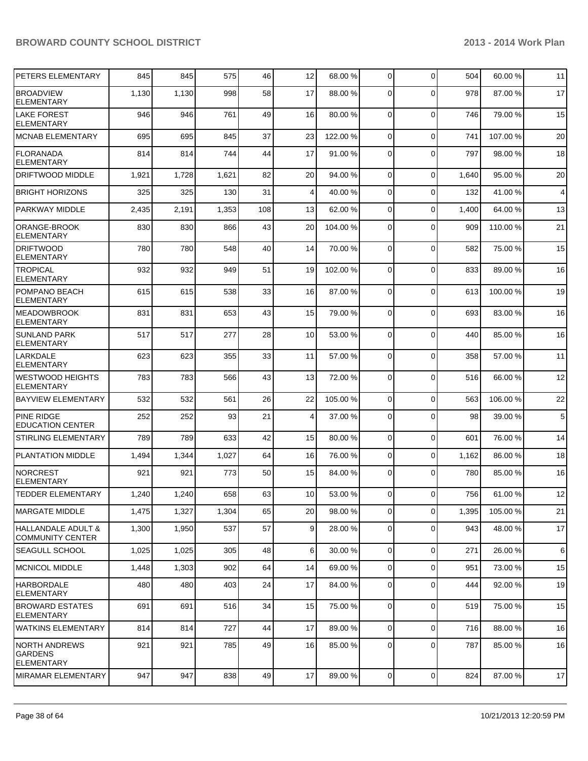| PETERS ELEMENTARY | 845 | 845 | 575 | 46 | 12 | 68.00 % | 0 | 0 | 504 | 60.00 % | 11 |
|---|---|---|---|---|---|---|---|---|---|---|---|
| BROADVIEW ELEMENTARY | 1,130 | 1,130 | 998 | 58 | 17 | 88.00 % | 0 | 0 | 978 | 87.00 % | 17 |
| LAKE FOREST ELEMENTARY | 946 | 946 | 761 | 49 | 16 | 80.00 % | 0 | 0 | 746 | 79.00 % | 15 |
| MCNAB ELEMENTARY | 695 | 695 | 845 | 37 | 23 | 122.00 % | 0 | 0 | 741 | 107.00 % | 20 |
| FLORANADA ELEMENTARY | 814 | 814 | 744 | 44 | 17 | 91.00 % | 0 | 0 | 797 | 98.00 % | 18 |
| DRIFTWOOD MIDDLE | 1,921 | 1,728 | 1,621 | 82 | 20 | 94.00 % | 0 | 0 | 1,640 | 95.00 % | 20 |
| BRIGHT HORIZONS | 325 | 325 | 130 | 31 | 4 | 40.00 % | 0 | 0 | 132 | 41.00 % | 4 |
| PARKWAY MIDDLE | 2,435 | 2,191 | 1,353 | 108 | 13 | 62.00 % | 0 | 0 | 1,400 | 64.00 % | 13 |
| ORANGE-BROOK ELEMENTARY | 830 | 830 | 866 | 43 | 20 | 104.00 % | 0 | 0 | 909 | 110.00 % | 21 |
| DRIFTWOOD ELEMENTARY | 780 | 780 | 548 | 40 | 14 | 70.00 % | 0 | 0 | 582 | 75.00 % | 15 |
| TROPICAL ELEMENTARY | 932 | 932 | 949 | 51 | 19 | 102.00 % | 0 | 0 | 833 | 89.00 % | 16 |
| POMPANO BEACH ELEMENTARY | 615 | 615 | 538 | 33 | 16 | 87.00 % | 0 | 0 | 613 | 100.00 % | 19 |
| MEADOWBROOK ELEMENTARY | 831 | 831 | 653 | 43 | 15 | 79.00 % | 0 | 0 | 693 | 83.00 % | 16 |
| SUNLAND PARK ELEMENTARY | 517 | 517 | 277 | 28 | 10 | 53.00 % | 0 | 0 | 440 | 85.00 % | 16 |
| LARKDALE ELEMENTARY | 623 | 623 | 355 | 33 | 11 | 57.00 % | 0 | 0 | 358 | 57.00 % | 11 |
| WESTWOOD HEIGHTS ELEMENTARY | 783 | 783 | 566 | 43 | 13 | 72.00 % | 0 | 0 | 516 | 66.00 % | 12 |
| BAYVIEW ELEMENTARY | 532 | 532 | 561 | 26 | 22 | 105.00 % | 0 | 0 | 563 | 106.00 % | 22 |
| PINE RIDGE EDUCATION CENTER | 252 | 252 | 93 | 21 | 4 | 37.00 % | 0 | 0 | 98 | 39.00 % | 5 |
| STIRLING ELEMENTARY | 789 | 789 | 633 | 42 | 15 | 80.00 % | 0 | 0 | 601 | 76.00 % | 14 |
| PLANTATION MIDDLE | 1,494 | 1,344 | 1,027 | 64 | 16 | 76.00 % | 0 | 0 | 1,162 | 86.00 % | 18 |
| NORCREST ELEMENTARY | 921 | 921 | 773 | 50 | 15 | 84.00 % | 0 | 0 | 780 | 85.00 % | 16 |
| TEDDER ELEMENTARY | 1,240 | 1,240 | 658 | 63 | 10 | 53.00 % | 0 | 0 | 756 | 61.00 % | 12 |
| MARGATE MIDDLE | 1,475 | 1,327 | 1,304 | 65 | 20 | 98.00 % | 0 | 0 | 1,395 | 105.00 % | 21 |
| HALLANDALE ADULT & COMMUNITY CENTER | 1,300 | 1,950 | 537 | 57 | 9 | 28.00 % | 0 | 0 | 943 | 48.00 % | 17 |
| SEAGULL SCHOOL | 1,025 | 1,025 | 305 | 48 | 6 | 30.00 % | 0 | 0 | 271 | 26.00 % | 6 |
| MCNICOL MIDDLE | 1,448 | 1,303 | 902 | 64 | 14 | 69.00 % | 0 | 0 | 951 | 73.00 % | 15 |
| HARBORDALE ELEMENTARY | 480 | 480 | 403 | 24 | 17 | 84.00 % | 0 | 0 | 444 | 92.00 % | 19 |
| BROWARD ESTATES ELEMENTARY | 691 | 691 | 516 | 34 | 15 | 75.00 % | 0 | 0 | 519 | 75.00 % | 15 |
| WATKINS ELEMENTARY | 814 | 814 | 727 | 44 | 17 | 89.00 % | 0 | 0 | 716 | 88.00 % | 16 |
| NORTH ANDREWS GARDENS ELEMENTARY | 921 | 921 | 785 | 49 | 16 | 85.00 % | 0 | 0 | 787 | 85.00 % | 16 |
| MIRAMAR ELEMENTARY | 947 | 947 | 838 | 49 | 17 | 89.00 % | 0 | 0 | 824 | 87.00 % | 17 |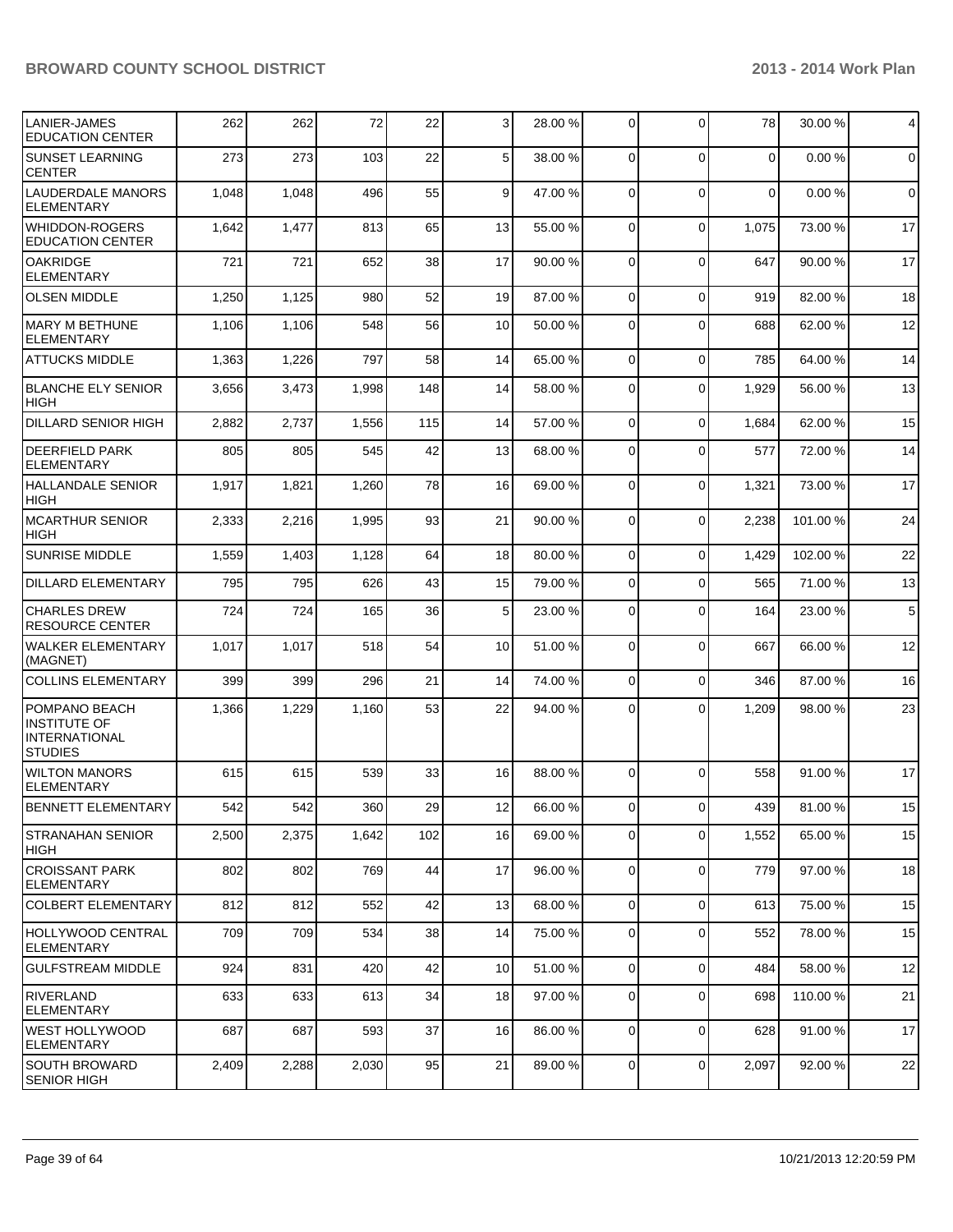| | | | | | | | | | | |
|---|---|---|---|---|---|---|---|---|---|---|
| LANIER-JAMES EDUCATION CENTER | 262 | 262 | 72 | 22 | 3 | 28.00 % | 0 | 0 | 78 | 30.00 % | 4 |
| SUNSET LEARNING CENTER | 273 | 273 | 103 | 22 | 5 | 38.00 % | 0 | 0 | 0 | 0.00 % | 0 |
| LAUDERDALE MANORS ELEMENTARY | 1,048 | 1,048 | 496 | 55 | 9 | 47.00 % | 0 | 0 | 0 | 0.00 % | 0 |
| WHIDDON-ROGERS EDUCATION CENTER | 1,642 | 1,477 | 813 | 65 | 13 | 55.00 % | 0 | 0 | 1,075 | 73.00 % | 17 |
| OAKRIDGE ELEMENTARY | 721 | 721 | 652 | 38 | 17 | 90.00 % | 0 | 0 | 647 | 90.00 % | 17 |
| OLSEN MIDDLE | 1,250 | 1,125 | 980 | 52 | 19 | 87.00 % | 0 | 0 | 919 | 82.00 % | 18 |
| MARY M BETHUNE ELEMENTARY | 1,106 | 1,106 | 548 | 56 | 10 | 50.00 % | 0 | 0 | 688 | 62.00 % | 12 |
| ATTUCKS MIDDLE | 1,363 | 1,226 | 797 | 58 | 14 | 65.00 % | 0 | 0 | 785 | 64.00 % | 14 |
| BLANCHE ELY SENIOR HIGH | 3,656 | 3,473 | 1,998 | 148 | 14 | 58.00 % | 0 | 0 | 1,929 | 56.00 % | 13 |
| DILLARD SENIOR HIGH | 2,882 | 2,737 | 1,556 | 115 | 14 | 57.00 % | 0 | 0 | 1,684 | 62.00 % | 15 |
| DEERFIELD PARK ELEMENTARY | 805 | 805 | 545 | 42 | 13 | 68.00 % | 0 | 0 | 577 | 72.00 % | 14 |
| HALLANDALE SENIOR HIGH | 1,917 | 1,821 | 1,260 | 78 | 16 | 69.00 % | 0 | 0 | 1,321 | 73.00 % | 17 |
| MCARTHUR SENIOR HIGH | 2,333 | 2,216 | 1,995 | 93 | 21 | 90.00 % | 0 | 0 | 2,238 | 101.00 % | 24 |
| SUNRISE MIDDLE | 1,559 | 1,403 | 1,128 | 64 | 18 | 80.00 % | 0 | 0 | 1,429 | 102.00 % | 22 |
| DILLARD ELEMENTARY | 795 | 795 | 626 | 43 | 15 | 79.00 % | 0 | 0 | 565 | 71.00 % | 13 |
| CHARLES DREW RESOURCE CENTER | 724 | 724 | 165 | 36 | 5 | 23.00 % | 0 | 0 | 164 | 23.00 % | 5 |
| WALKER ELEMENTARY (MAGNET) | 1,017 | 1,017 | 518 | 54 | 10 | 51.00 % | 0 | 0 | 667 | 66.00 % | 12 |
| COLLINS ELEMENTARY | 399 | 399 | 296 | 21 | 14 | 74.00 % | 0 | 0 | 346 | 87.00 % | 16 |
| POMPANO BEACH INSTITUTE OF INTERNATIONAL STUDIES | 1,366 | 1,229 | 1,160 | 53 | 22 | 94.00 % | 0 | 0 | 1,209 | 98.00 % | 23 |
| WILTON MANORS ELEMENTARY | 615 | 615 | 539 | 33 | 16 | 88.00 % | 0 | 0 | 558 | 91.00 % | 17 |
| BENNETT ELEMENTARY | 542 | 542 | 360 | 29 | 12 | 66.00 % | 0 | 0 | 439 | 81.00 % | 15 |
| STRANAHAN SENIOR HIGH | 2,500 | 2,375 | 1,642 | 102 | 16 | 69.00 % | 0 | 0 | 1,552 | 65.00 % | 15 |
| CROISSANT PARK ELEMENTARY | 802 | 802 | 769 | 44 | 17 | 96.00 % | 0 | 0 | 779 | 97.00 % | 18 |
| COLBERT ELEMENTARY | 812 | 812 | 552 | 42 | 13 | 68.00 % | 0 | 0 | 613 | 75.00 % | 15 |
| HOLLYWOOD CENTRAL ELEMENTARY | 709 | 709 | 534 | 38 | 14 | 75.00 % | 0 | 0 | 552 | 78.00 % | 15 |
| GULFSTREAM MIDDLE | 924 | 831 | 420 | 42 | 10 | 51.00 % | 0 | 0 | 484 | 58.00 % | 12 |
| RIVERLAND ELEMENTARY | 633 | 633 | 613 | 34 | 18 | 97.00 % | 0 | 0 | 698 | 110.00 % | 21 |
| WEST HOLLYWOOD ELEMENTARY | 687 | 687 | 593 | 37 | 16 | 86.00 % | 0 | 0 | 628 | 91.00 % | 17 |
| SOUTH BROWARD SENIOR HIGH | 2,409 | 2,288 | 2,030 | 95 | 21 | 89.00 % | 0 | 0 | 2,097 | 92.00 % | 22 |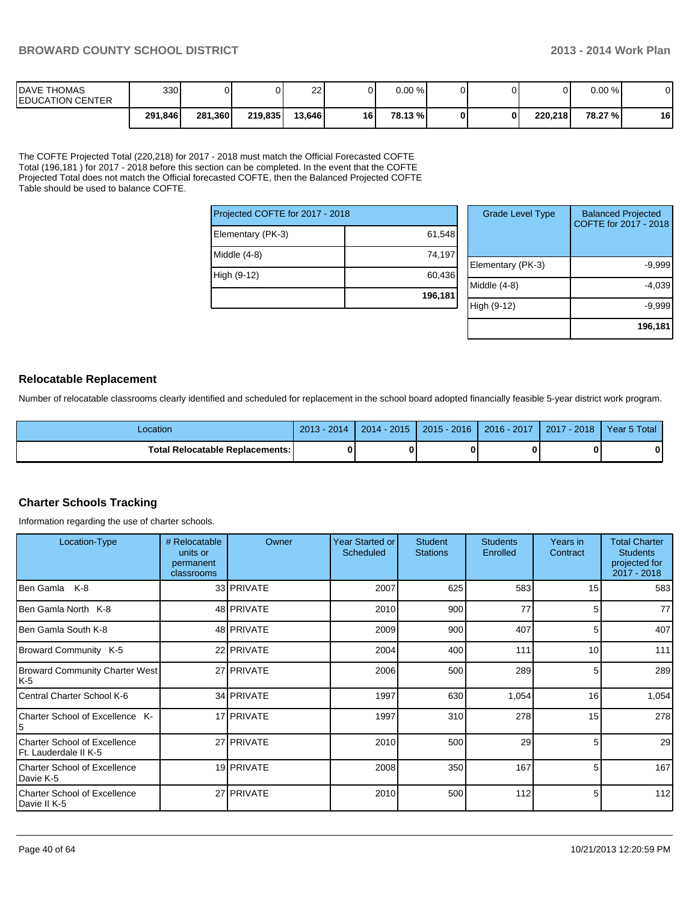| DAVE THOMAS EDUCATION CENTER | 330 | 0 | 0 | 22 | 0 | 0.00 % | 0 | 0 | 0 | 0.00 % | 0 |
|---|---|---|---|---|---|---|---|---|---|---|---|
| | **291,846** | **281,360** | **219,835** | **13,646** | **16** | **78.13 %** | **0** | **0** | **220,218** | **78.27 %** | **16** |

The COFTE Projected Total (220,218) for 2017 - 2018 must match the Official Forecasted COFTE Total (196,181 ) for 2017 - 2018 before this section can be completed. In the event that the COFTE Projected Total does not match the Official forecasted COFTE, then the Balanced Projected COFTE Table should be used to balance COFTE.

| Projected COFTE for 2017 - 2018 | |
|---|---|
| Elementary (PK-3) | 61,548 |
| Middle (4-8) | 74,197 |
| High (9-12) | 60,436 |
| | **196,181** |

| Grade Level Type | Balanced Projected COFTE for 2017 - 2018 |
|---|---|
| Elementary (PK-3) | -9,999 |
| Middle (4-8) | -4,039 |
| High (9-12) | -9,999 |
| | **196,181** |

## Relocatable Replacement

Number of relocatable classrooms clearly identified and scheduled for replacement in the school board adopted financially feasible 5-year district work program.

| Location | 2013 - 2014 | 2014 - 2015 | 2015 - 2016 | 2016 - 2017 | 2017 - 2018 | Year 5 Total |
|---|---|---|---|---|---|---|
| **Total Relocatable Replacements:** | **0** | **0** | **0** | **0** | **0** | **0** |

## Charter Schools Tracking

Information regarding the use of charter schools.

| Location-Type | # Relocatable units or permanent classrooms | Owner | Year Started or Scheduled | Student Stations | Students Enrolled | Years in Contract | Total Charter Students projected for 2017 - 2018 |
|---|---|---|---|---|---|---|---|
| Ben Gamla K-8 | 33 | PRIVATE | 2007 | 625 | 583 | 15 | 583 |
| Ben Gamla North K-8 | 48 | PRIVATE | 2010 | 900 | 77 | 5 | 77 |
| Ben Gamla South K-8 | 48 | PRIVATE | 2009 | 900 | 407 | 5 | 407 |
| Broward Community K-5 | 22 | PRIVATE | 2004 | 400 | 111 | 10 | 111 |
| Broward Community Charter West K-5 | 27 | PRIVATE | 2006 | 500 | 289 | 5 | 289 |
| Central Charter School K-6 | 34 | PRIVATE | 1997 | 630 | 1,054 | 16 | 1,054 |
| Charter School of Excellence K-5 | 17 | PRIVATE | 1997 | 310 | 278 | 15 | 278 |
| Charter School of Excellence Ft. Lauderdale II K-5 | 27 | PRIVATE | 2010 | 500 | 29 | 5 | 29 |
| Charter School of Excellence Davie K-5 | 19 | PRIVATE | 2008 | 350 | 167 | 5 | 167 |
| Charter School of Excellence Davie II K-5 | 27 | PRIVATE | 2010 | 500 | 112 | 5 | 112 |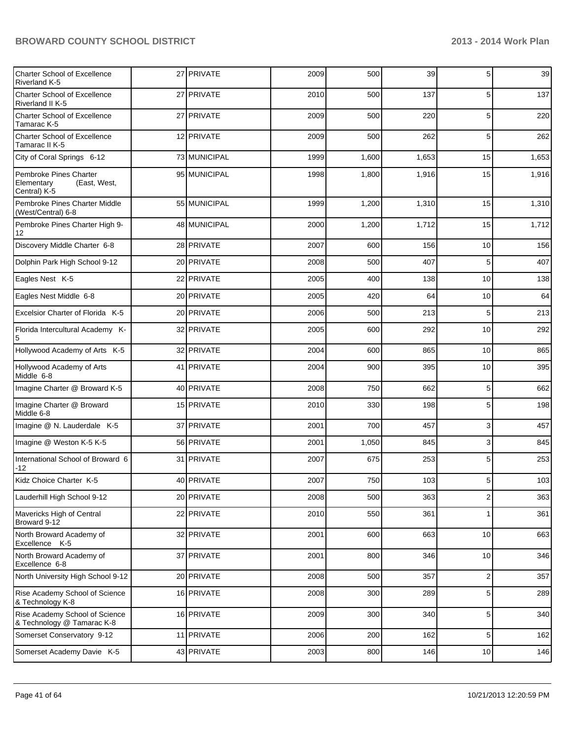| | | | | | | | |
|---|---|---|---|---|---|---|---|
| Charter School of Excellence Riverland K-5 | 27 | PRIVATE | 2009 | 500 | 39 | 5 | 39 |
| Charter School of Excellence Riverland II K-5 | 27 | PRIVATE | 2010 | 500 | 137 | 5 | 137 |
| Charter School of Excellence Tamarac K-5 | 27 | PRIVATE | 2009 | 500 | 220 | 5 | 220 |
| Charter School of Excellence Tamarac II K-5 | 12 | PRIVATE | 2009 | 500 | 262 | 5 | 262 |
| City of Coral Springs 6-12 | 73 | MUNICIPAL | 1999 | 1,600 | 1,653 | 15 | 1,653 |
| Pembroke Pines Charter Elementary (East, West, Central) K-5 | 95 | MUNICIPAL | 1998 | 1,800 | 1,916 | 15 | 1,916 |
| Pembroke Pines Charter Middle (West/Central) 6-8 | 55 | MUNICIPAL | 1999 | 1,200 | 1,310 | 15 | 1,310 |
| Pembroke Pines Charter High 9-12 | 48 | MUNICIPAL | 2000 | 1,200 | 1,712 | 15 | 1,712 |
| Discovery Middle Charter 6-8 | 28 | PRIVATE | 2007 | 600 | 156 | 10 | 156 |
| Dolphin Park High School 9-12 | 20 | PRIVATE | 2008 | 500 | 407 | 5 | 407 |
| Eagles Nest K-5 | 22 | PRIVATE | 2005 | 400 | 138 | 10 | 138 |
| Eagles Nest Middle 6-8 | 20 | PRIVATE | 2005 | 420 | 64 | 10 | 64 |
| Excelsior Charter of Florida K-5 | 20 | PRIVATE | 2006 | 500 | 213 | 5 | 213 |
| Florida Intercultural Academy K-5 | 32 | PRIVATE | 2005 | 600 | 292 | 10 | 292 |
| Hollywood Academy of Arts K-5 | 32 | PRIVATE | 2004 | 600 | 865 | 10 | 865 |
| Hollywood Academy of Arts Middle 6-8 | 41 | PRIVATE | 2004 | 900 | 395 | 10 | 395 |
| Imagine Charter @ Broward K-5 | 40 | PRIVATE | 2008 | 750 | 662 | 5 | 662 |
| Imagine Charter @ Broward Middle 6-8 | 15 | PRIVATE | 2010 | 330 | 198 | 5 | 198 |
| Imagine @ N. Lauderdale K-5 | 37 | PRIVATE | 2001 | 700 | 457 | 3 | 457 |
| Imagine @ Weston K-5 K-5 | 56 | PRIVATE | 2001 | 1,050 | 845 | 3 | 845 |
| International School of Broward 6-12 | 31 | PRIVATE | 2007 | 675 | 253 | 5 | 253 |
| Kidz Choice Charter K-5 | 40 | PRIVATE | 2007 | 750 | 103 | 5 | 103 |
| Lauderhill High School 9-12 | 20 | PRIVATE | 2008 | 500 | 363 | 2 | 363 |
| Mavericks High of Central Broward 9-12 | 22 | PRIVATE | 2010 | 550 | 361 | 1 | 361 |
| North Broward Academy of Excellence K-5 | 32 | PRIVATE | 2001 | 600 | 663 | 10 | 663 |
| North Broward Academy of Excellence 6-8 | 37 | PRIVATE | 2001 | 800 | 346 | 10 | 346 |
| North University High School 9-12 | 20 | PRIVATE | 2008 | 500 | 357 | 2 | 357 |
| Rise Academy School of Science & Technology K-8 | 16 | PRIVATE | 2008 | 300 | 289 | 5 | 289 |
| Rise Academy School of Science & Technology @ Tamarac K-8 | 16 | PRIVATE | 2009 | 300 | 340 | 5 | 340 |
| Somerset Conservatory 9-12 | 11 | PRIVATE | 2006 | 200 | 162 | 5 | 162 |
| Somerset Academy Davie K-5 | 43 | PRIVATE | 2003 | 800 | 146 | 10 | 146 |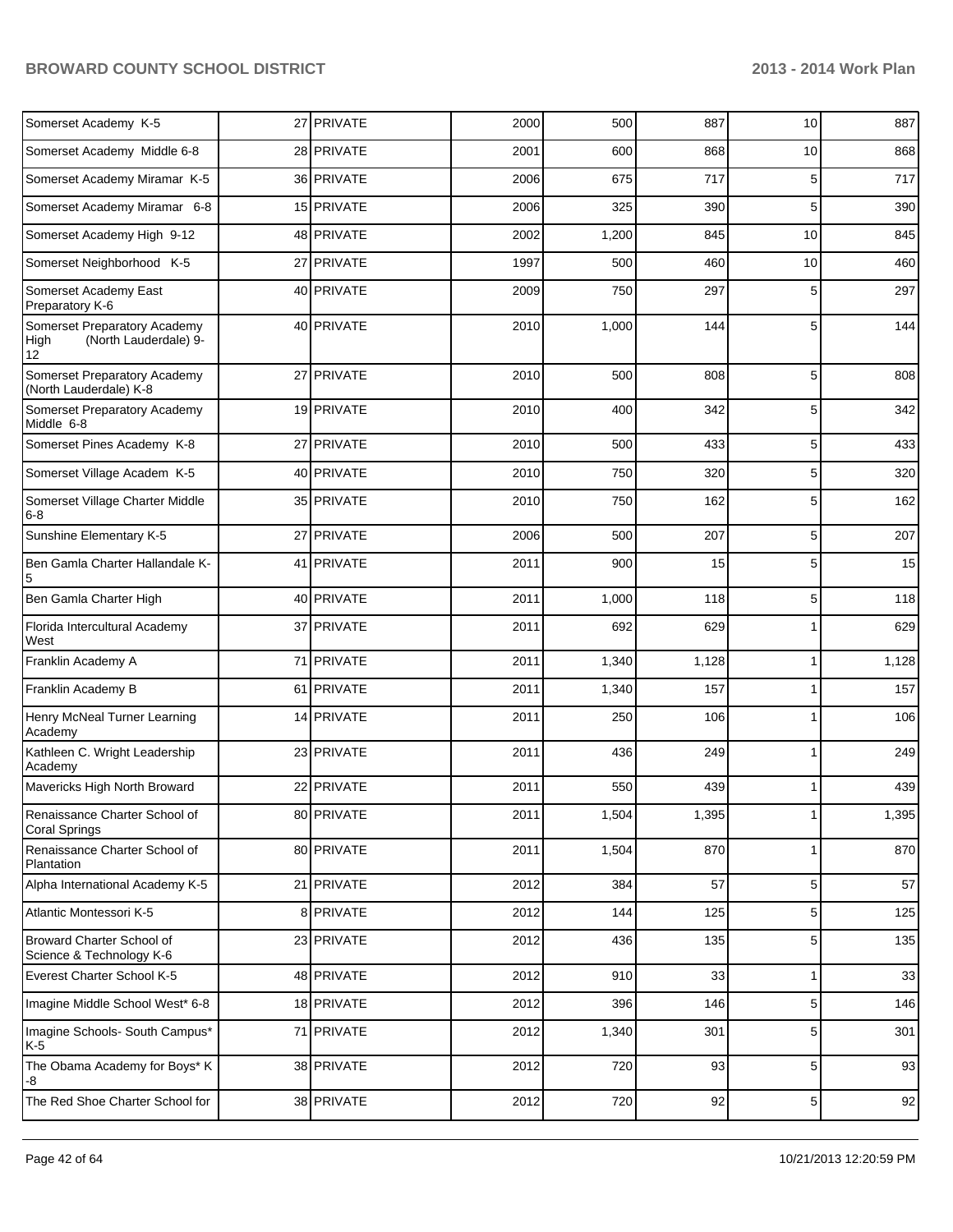| | | | | | | | |
|---|---|---|---|---|---|---|---|
| Somerset Academy K-5 | 27 | PRIVATE | 2000 | 500 | 887 | 10 | 887 |
| Somerset Academy Middle 6-8 | 28 | PRIVATE | 2001 | 600 | 868 | 10 | 868 |
| Somerset Academy Miramar K-5 | 36 | PRIVATE | 2006 | 675 | 717 | 5 | 717 |
| Somerset Academy Miramar 6-8 | 15 | PRIVATE | 2006 | 325 | 390 | 5 | 390 |
| Somerset Academy High 9-12 | 48 | PRIVATE | 2002 | 1,200 | 845 | 10 | 845 |
| Somerset Neighborhood K-5 | 27 | PRIVATE | 1997 | 500 | 460 | 10 | 460 |
| Somerset Academy East Preparatory K-6 | 40 | PRIVATE | 2009 | 750 | 297 | 5 | 297 |
| Somerset Preparatory Academy High (North Lauderdale) 9-12 | 40 | PRIVATE | 2010 | 1,000 | 144 | 5 | 144 |
| Somerset Preparatory Academy (North Lauderdale) K-8 | 27 | PRIVATE | 2010 | 500 | 808 | 5 | 808 |
| Somerset Preparatory Academy Middle 6-8 | 19 | PRIVATE | 2010 | 400 | 342 | 5 | 342 |
| Somerset Pines Academy K-8 | 27 | PRIVATE | 2010 | 500 | 433 | 5 | 433 |
| Somerset Village Academ K-5 | 40 | PRIVATE | 2010 | 750 | 320 | 5 | 320 |
| Somerset Village Charter Middle 6-8 | 35 | PRIVATE | 2010 | 750 | 162 | 5 | 162 |
| Sunshine Elementary K-5 | 27 | PRIVATE | 2006 | 500 | 207 | 5 | 207 |
| Ben Gamla Charter Hallandale K-5 | 41 | PRIVATE | 2011 | 900 | 15 | 5 | 15 |
| Ben Gamla Charter High | 40 | PRIVATE | 2011 | 1,000 | 118 | 5 | 118 |
| Florida Intercultural Academy West | 37 | PRIVATE | 2011 | 692 | 629 | 1 | 629 |
| Franklin Academy A | 71 | PRIVATE | 2011 | 1,340 | 1,128 | 1 | 1,128 |
| Franklin Academy B | 61 | PRIVATE | 2011 | 1,340 | 157 | 1 | 157 |
| Henry McNeal Turner Learning Academy | 14 | PRIVATE | 2011 | 250 | 106 | 1 | 106 |
| Kathleen C. Wright Leadership Academy | 23 | PRIVATE | 2011 | 436 | 249 | 1 | 249 |
| Mavericks High North Broward | 22 | PRIVATE | 2011 | 550 | 439 | 1 | 439 |
| Renaissance Charter School of Coral Springs | 80 | PRIVATE | 2011 | 1,504 | 1,395 | 1 | 1,395 |
| Renaissance Charter School of Plantation | 80 | PRIVATE | 2011 | 1,504 | 870 | 1 | 870 |
| Alpha International Academy K-5 | 21 | PRIVATE | 2012 | 384 | 57 | 5 | 57 |
| Atlantic Montessori K-5 | 8 | PRIVATE | 2012 | 144 | 125 | 5 | 125 |
| Broward Charter School of Science & Technology K-6 | 23 | PRIVATE | 2012 | 436 | 135 | 5 | 135 |
| Everest Charter School K-5 | 48 | PRIVATE | 2012 | 910 | 33 | 1 | 33 |
| Imagine Middle School West* 6-8 | 18 | PRIVATE | 2012 | 396 | 146 | 5 | 146 |
| Imagine Schools- South Campus* K-5 | 71 | PRIVATE | 2012 | 1,340 | 301 | 5 | 301 |
| The Obama Academy for Boys* K -8 | 38 | PRIVATE | 2012 | 720 | 93 | 5 | 93 |
| The Red Shoe Charter School for | 38 | PRIVATE | 2012 | 720 | 92 | 5 | 92 |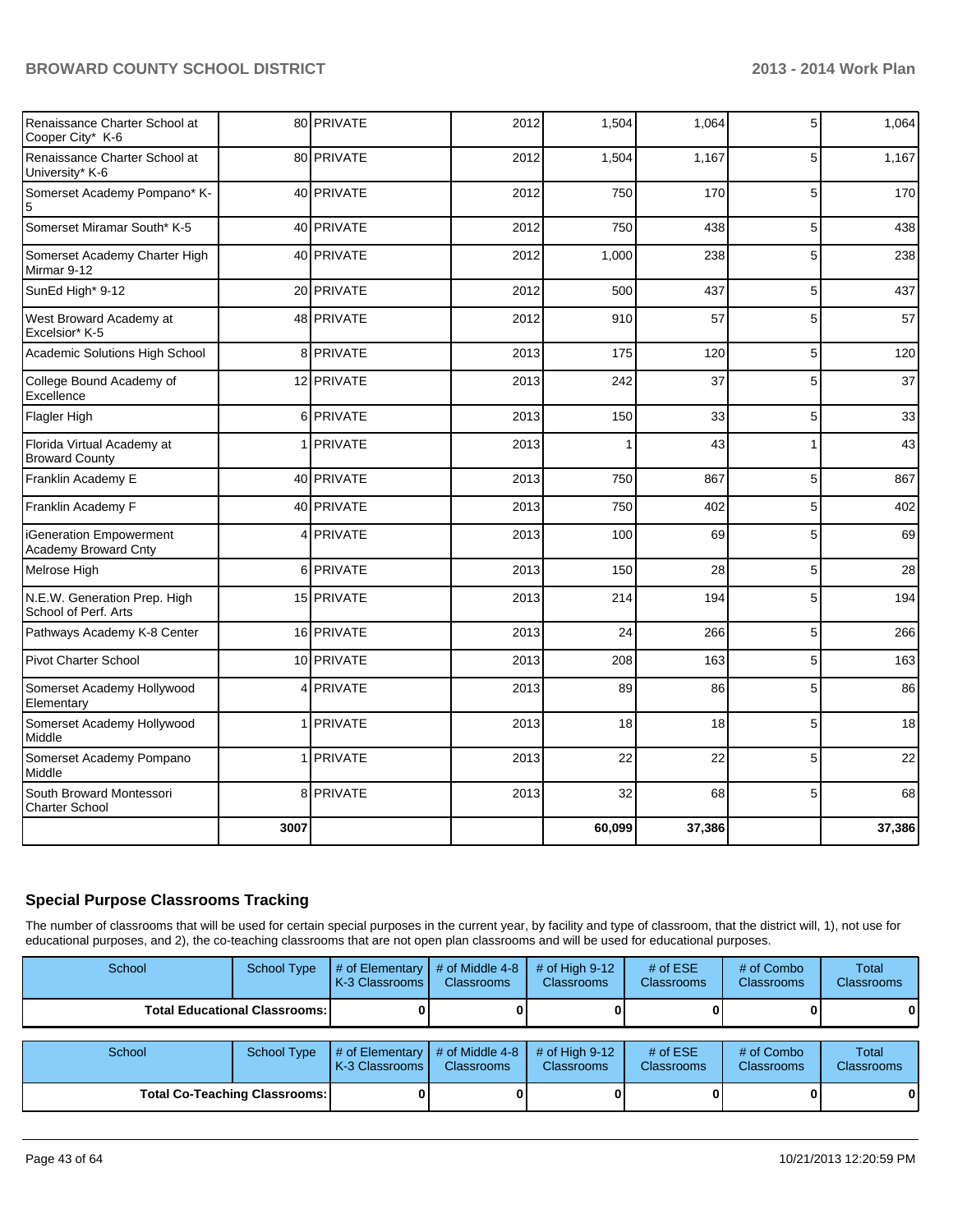| | | | | | | | |
|---|---|---|---|---|---|---|---|
| Renaissance Charter School at Cooper City* K-6 | 80 | PRIVATE | 2012 | 1,504 | 1,064 | 5 | 1,064 |
| Renaissance Charter School at University* K-6 | 80 | PRIVATE | 2012 | 1,504 | 1,167 | 5 | 1,167 |
| Somerset Academy Pompano* K-5 | 40 | PRIVATE | 2012 | 750 | 170 | 5 | 170 |
| Somerset Miramar South* K-5 | 40 | PRIVATE | 2012 | 750 | 438 | 5 | 438 |
| Somerset Academy Charter High Mirmar 9-12 | 40 | PRIVATE | 2012 | 1,000 | 238 | 5 | 238 |
| SunEd High* 9-12 | 20 | PRIVATE | 2012 | 500 | 437 | 5 | 437 |
| West Broward Academy at Excelsior* K-5 | 48 | PRIVATE | 2012 | 910 | 57 | 5 | 57 |
| Academic Solutions High School | 8 | PRIVATE | 2013 | 175 | 120 | 5 | 120 |
| College Bound Academy of Excellence | 12 | PRIVATE | 2013 | 242 | 37 | 5 | 37 |
| Flagler High | 6 | PRIVATE | 2013 | 150 | 33 | 5 | 33 |
| Florida Virtual Academy at Broward County | 1 | PRIVATE | 2013 | 1 | 43 | 1 | 43 |
| Franklin Academy E | 40 | PRIVATE | 2013 | 750 | 867 | 5 | 867 |
| Franklin Academy F | 40 | PRIVATE | 2013 | 750 | 402 | 5 | 402 |
| iGeneration Empowerment Academy Broward Cnty | 4 | PRIVATE | 2013 | 100 | 69 | 5 | 69 |
| Melrose High | 6 | PRIVATE | 2013 | 150 | 28 | 5 | 28 |
| N.E.W. Generation Prep. High School of Perf. Arts | 15 | PRIVATE | 2013 | 214 | 194 | 5 | 194 |
| Pathways Academy K-8 Center | 16 | PRIVATE | 2013 | 24 | 266 | 5 | 266 |
| Pivot Charter School | 10 | PRIVATE | 2013 | 208 | 163 | 5 | 163 |
| Somerset Academy Hollywood Elementary | 4 | PRIVATE | 2013 | 89 | 86 | 5 | 86 |
| Somerset Academy Hollywood Middle | 1 | PRIVATE | 2013 | 18 | 18 | 5 | 18 |
| Somerset Academy Pompano Middle | 1 | PRIVATE | 2013 | 22 | 22 | 5 | 22 |
| South Broward Montessori Charter School | 8 | PRIVATE | 2013 | 32 | 68 | 5 | 68 |
| | **3007** | | | **60,099** | **37,386** | | **37,386** |

## Special Purpose Classrooms Tracking

The number of classrooms that will be used for certain special purposes in the current year, by facility and type of classroom, that the district will, 1), not use for educational purposes, and 2), the co-teaching classrooms that are not open plan classrooms and will be used for educational purposes.

| School | School Type | # of Elementary K-3 Classrooms | # of Middle 4-8 Classrooms | # of High 9-12 Classrooms | # of ESE Classrooms | # of Combo Classrooms | Total Classrooms |
|---|---|---|---|---|---|---|---|
| **Total Educational Classrooms:** | | **0** | **0** | **0** | **0** | **0** | **0** |

| School | School Type | # of Elementary K-3 Classrooms | # of Middle 4-8 Classrooms | # of High 9-12 Classrooms | # of ESE Classrooms | # of Combo Classrooms | Total Classrooms |
|---|---|---|---|---|---|---|---|
| **Total Co-Teaching Classrooms:** | | **0** | **0** | **0** | **0** | **0** | **0** |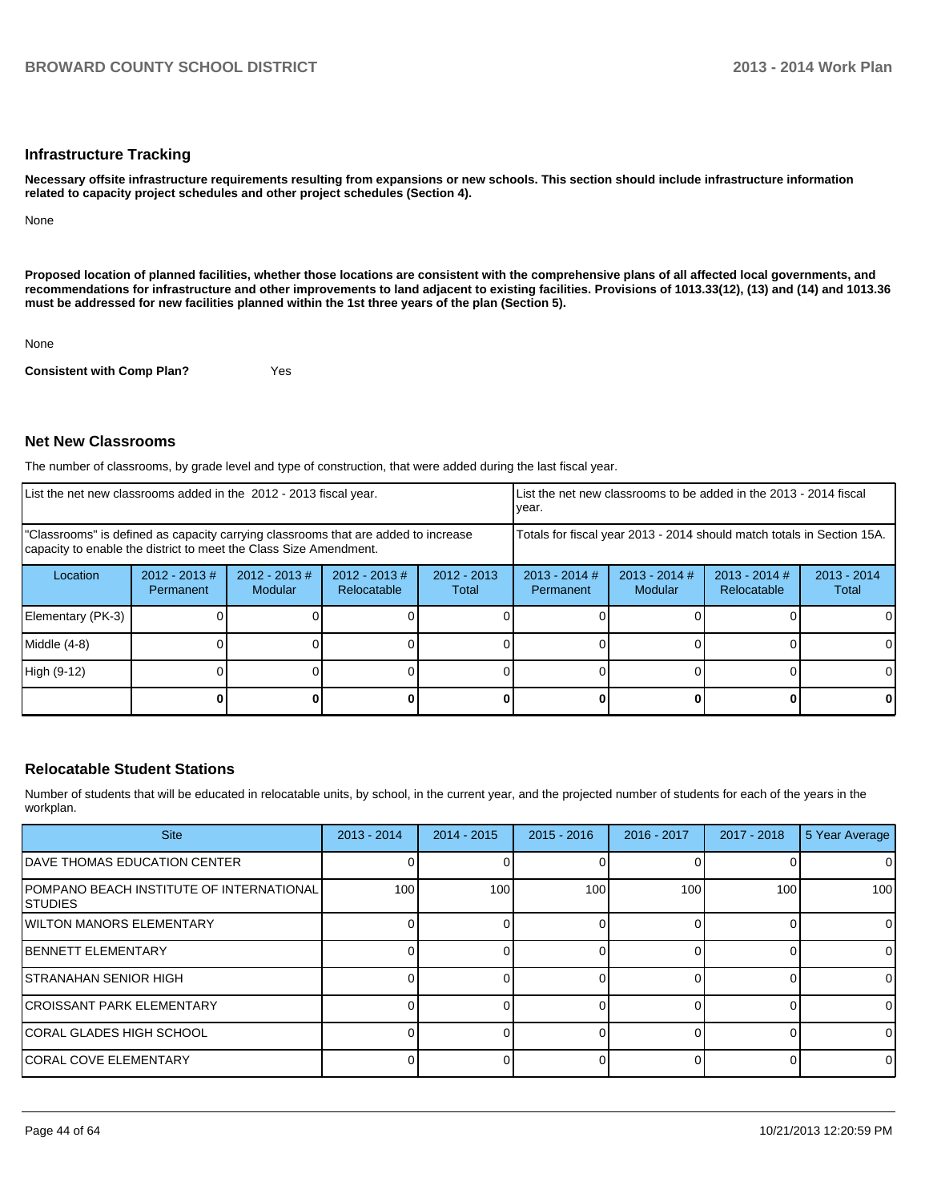## Infrastructure Tracking

**Necessary offsite infrastructure requirements resulting from expansions or new schools. This section should include infrastructure information related to capacity project schedules and other project schedules (Section 4).**

None

**Proposed location of planned facilities, whether those locations are consistent with the comprehensive plans of all affected local governments, and recommendations for infrastructure and other improvements to land adjacent to existing facilities. Provisions of 1013.33(12), (13) and (14) and 1013.36 must be addressed for new facilities planned within the 1st three years of the plan (Section 5).**

None

**Consistent with Comp Plan?** Yes

## Net New Classrooms

The number of classrooms, by grade level and type of construction, that were added during the last fiscal year.

| List the net new classrooms added in the 2012 - 2013 fiscal year. | | | | | List the net new classrooms to be added in the 2013 - 2014 fiscal year. | | | |
|---|---|---|---|---|---|---|---|---|
| "Classrooms" is defined as capacity carrying classrooms that are added to increase capacity to enable the district to meet the Class Size Amendment. | | | | | Totals for fiscal year 2013 - 2014 should match totals in Section 15A. | | | |
| Location | 2012 - 2013 # Permanent | 2012 - 2013 # Modular | 2012 - 2013 # Relocatable | 2012 - 2013 Total | 2013 - 2014 # Permanent | 2013 - 2014 # Modular | 2013 - 2014 # Relocatable | 2013 - 2014 Total |
| Elementary (PK-3) | 0 | 0 | 0 | 0 | 0 | 0 | 0 | 0 |
| Middle (4-8) | 0 | 0 | 0 | 0 | 0 | 0 | 0 | 0 |
| High (9-12) | 0 | 0 | 0 | 0 | 0 | 0 | 0 | 0 |
| | **0** | **0** | **0** | **0** | **0** | **0** | **0** | **0** |

## Relocatable Student Stations

Number of students that will be educated in relocatable units, by school, in the current year, and the projected number of students for each of the years in the workplan.

| Site | 2013 - 2014 | 2014 - 2015 | 2015 - 2016 | 2016 - 2017 | 2017 - 2018 | 5 Year Average |
|---|---|---|---|---|---|---|
| DAVE THOMAS EDUCATION CENTER | 0 | 0 | 0 | 0 | 0 | 0 |
| POMPANO BEACH INSTITUTE OF INTERNATIONAL STUDIES | 100 | 100 | 100 | 100 | 100 | 100 |
| WILTON MANORS ELEMENTARY | 0 | 0 | 0 | 0 | 0 | 0 |
| BENNETT ELEMENTARY | 0 | 0 | 0 | 0 | 0 | 0 |
| STRANAHAN SENIOR HIGH | 0 | 0 | 0 | 0 | 0 | 0 |
| CROISSANT PARK ELEMENTARY | 0 | 0 | 0 | 0 | 0 | 0 |
| CORAL GLADES HIGH SCHOOL | 0 | 0 | 0 | 0 | 0 | 0 |
| CORAL COVE ELEMENTARY | 0 | 0 | 0 | 0 | 0 | 0 |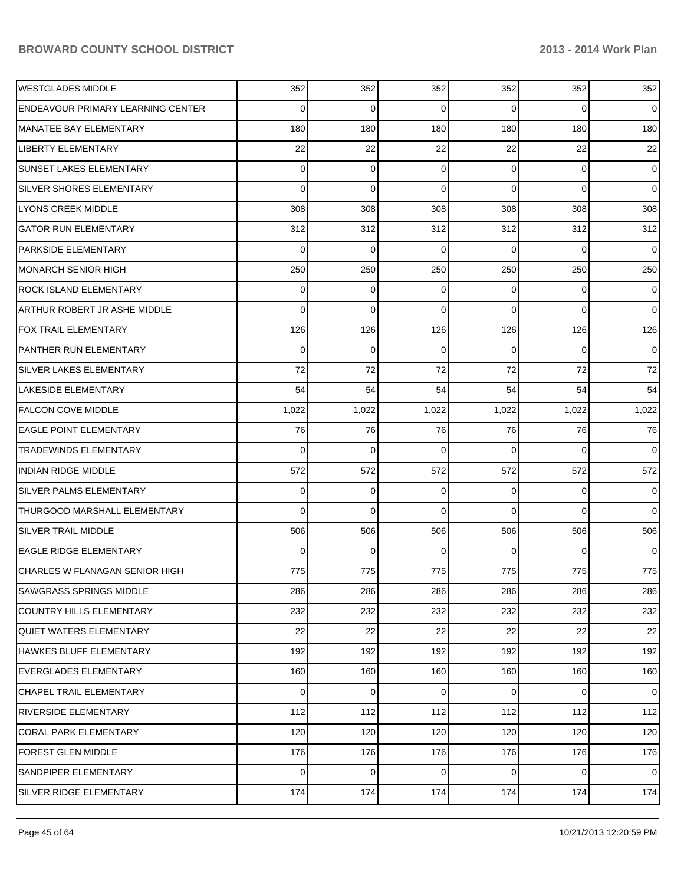| | | | | | | |
|---|---|---|---|---|---|---|
| WESTGLADES MIDDLE | 352 | 352 | 352 | 352 | 352 | 352 |
| ENDEAVOUR PRIMARY LEARNING CENTER | 0 | 0 | 0 | 0 | 0 | 0 |
| MANATEE BAY ELEMENTARY | 180 | 180 | 180 | 180 | 180 | 180 |
| LIBERTY ELEMENTARY | 22 | 22 | 22 | 22 | 22 | 22 |
| SUNSET LAKES ELEMENTARY | 0 | 0 | 0 | 0 | 0 | 0 |
| SILVER SHORES ELEMENTARY | 0 | 0 | 0 | 0 | 0 | 0 |
| LYONS CREEK MIDDLE | 308 | 308 | 308 | 308 | 308 | 308 |
| GATOR RUN ELEMENTARY | 312 | 312 | 312 | 312 | 312 | 312 |
| PARKSIDE ELEMENTARY | 0 | 0 | 0 | 0 | 0 | 0 |
| MONARCH SENIOR HIGH | 250 | 250 | 250 | 250 | 250 | 250 |
| ROCK ISLAND ELEMENTARY | 0 | 0 | 0 | 0 | 0 | 0 |
| ARTHUR ROBERT JR ASHE MIDDLE | 0 | 0 | 0 | 0 | 0 | 0 |
| FOX TRAIL ELEMENTARY | 126 | 126 | 126 | 126 | 126 | 126 |
| PANTHER RUN ELEMENTARY | 0 | 0 | 0 | 0 | 0 | 0 |
| SILVER LAKES ELEMENTARY | 72 | 72 | 72 | 72 | 72 | 72 |
| LAKESIDE ELEMENTARY | 54 | 54 | 54 | 54 | 54 | 54 |
| FALCON COVE MIDDLE | 1,022 | 1,022 | 1,022 | 1,022 | 1,022 | 1,022 |
| EAGLE POINT ELEMENTARY | 76 | 76 | 76 | 76 | 76 | 76 |
| TRADEWINDS ELEMENTARY | 0 | 0 | 0 | 0 | 0 | 0 |
| INDIAN RIDGE MIDDLE | 572 | 572 | 572 | 572 | 572 | 572 |
| SILVER PALMS ELEMENTARY | 0 | 0 | 0 | 0 | 0 | 0 |
| THURGOOD MARSHALL ELEMENTARY | 0 | 0 | 0 | 0 | 0 | 0 |
| SILVER TRAIL MIDDLE | 506 | 506 | 506 | 506 | 506 | 506 |
| EAGLE RIDGE ELEMENTARY | 0 | 0 | 0 | 0 | 0 | 0 |
| CHARLES W FLANAGAN SENIOR HIGH | 775 | 775 | 775 | 775 | 775 | 775 |
| SAWGRASS SPRINGS MIDDLE | 286 | 286 | 286 | 286 | 286 | 286 |
| COUNTRY HILLS ELEMENTARY | 232 | 232 | 232 | 232 | 232 | 232 |
| QUIET WATERS ELEMENTARY | 22 | 22 | 22 | 22 | 22 | 22 |
| HAWKES BLUFF ELEMENTARY | 192 | 192 | 192 | 192 | 192 | 192 |
| EVERGLADES ELEMENTARY | 160 | 160 | 160 | 160 | 160 | 160 |
| CHAPEL TRAIL ELEMENTARY | 0 | 0 | 0 | 0 | 0 | 0 |
| RIVERSIDE ELEMENTARY | 112 | 112 | 112 | 112 | 112 | 112 |
| CORAL PARK ELEMENTARY | 120 | 120 | 120 | 120 | 120 | 120 |
| FOREST GLEN MIDDLE | 176 | 176 | 176 | 176 | 176 | 176 |
| SANDPIPER ELEMENTARY | 0 | 0 | 0 | 0 | 0 | 0 |
| SILVER RIDGE ELEMENTARY | 174 | 174 | 174 | 174 | 174 | 174 |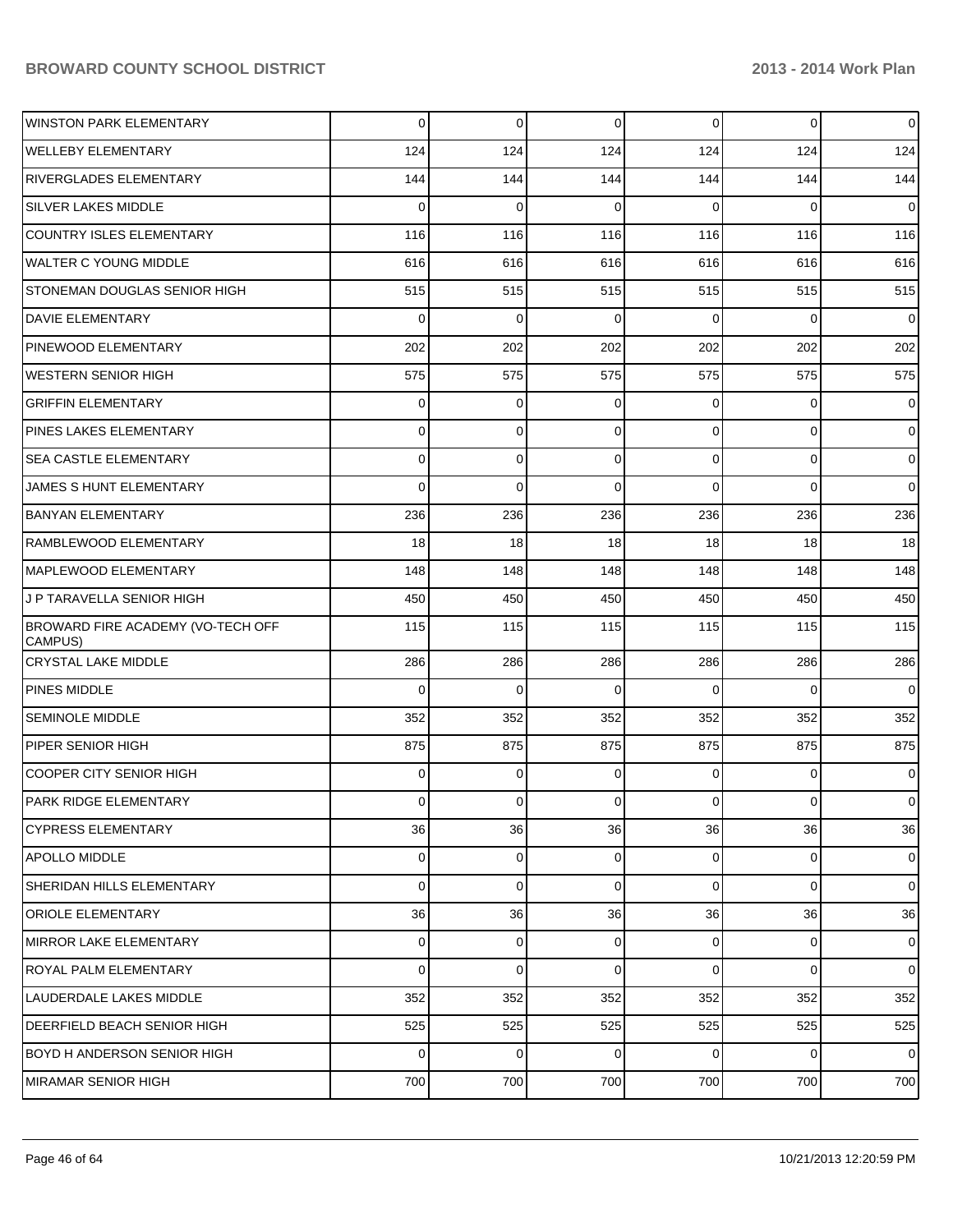| | | | | | | |
|---|---|---|---|---|---|---|
| WINSTON PARK ELEMENTARY | 0 | 0 | 0 | 0 | 0 | 0 |
| WELLEBY ELEMENTARY | 124 | 124 | 124 | 124 | 124 | 124 |
| RIVERGLADES ELEMENTARY | 144 | 144 | 144 | 144 | 144 | 144 |
| SILVER LAKES MIDDLE | 0 | 0 | 0 | 0 | 0 | 0 |
| COUNTRY ISLES ELEMENTARY | 116 | 116 | 116 | 116 | 116 | 116 |
| WALTER C YOUNG MIDDLE | 616 | 616 | 616 | 616 | 616 | 616 |
| STONEMAN DOUGLAS SENIOR HIGH | 515 | 515 | 515 | 515 | 515 | 515 |
| DAVIE ELEMENTARY | 0 | 0 | 0 | 0 | 0 | 0 |
| PINEWOOD ELEMENTARY | 202 | 202 | 202 | 202 | 202 | 202 |
| WESTERN SENIOR HIGH | 575 | 575 | 575 | 575 | 575 | 575 |
| GRIFFIN ELEMENTARY | 0 | 0 | 0 | 0 | 0 | 0 |
| PINES LAKES ELEMENTARY | 0 | 0 | 0 | 0 | 0 | 0 |
| SEA CASTLE ELEMENTARY | 0 | 0 | 0 | 0 | 0 | 0 |
| JAMES S HUNT ELEMENTARY | 0 | 0 | 0 | 0 | 0 | 0 |
| BANYAN ELEMENTARY | 236 | 236 | 236 | 236 | 236 | 236 |
| RAMBLEWOOD ELEMENTARY | 18 | 18 | 18 | 18 | 18 | 18 |
| MAPLEWOOD ELEMENTARY | 148 | 148 | 148 | 148 | 148 | 148 |
| J P TARAVELLA SENIOR HIGH | 450 | 450 | 450 | 450 | 450 | 450 |
| BROWARD FIRE ACADEMY (VO-TECH OFF CAMPUS) | 115 | 115 | 115 | 115 | 115 | 115 |
| CRYSTAL LAKE MIDDLE | 286 | 286 | 286 | 286 | 286 | 286 |
| PINES MIDDLE | 0 | 0 | 0 | 0 | 0 | 0 |
| SEMINOLE MIDDLE | 352 | 352 | 352 | 352 | 352 | 352 |
| PIPER SENIOR HIGH | 875 | 875 | 875 | 875 | 875 | 875 |
| COOPER CITY SENIOR HIGH | 0 | 0 | 0 | 0 | 0 | 0 |
| PARK RIDGE ELEMENTARY | 0 | 0 | 0 | 0 | 0 | 0 |
| CYPRESS ELEMENTARY | 36 | 36 | 36 | 36 | 36 | 36 |
| APOLLO MIDDLE | 0 | 0 | 0 | 0 | 0 | 0 |
| SHERIDAN HILLS ELEMENTARY | 0 | 0 | 0 | 0 | 0 | 0 |
| ORIOLE ELEMENTARY | 36 | 36 | 36 | 36 | 36 | 36 |
| MIRROR LAKE ELEMENTARY | 0 | 0 | 0 | 0 | 0 | 0 |
| ROYAL PALM ELEMENTARY | 0 | 0 | 0 | 0 | 0 | 0 |
| LAUDERDALE LAKES MIDDLE | 352 | 352 | 352 | 352 | 352 | 352 |
| DEERFIELD BEACH SENIOR HIGH | 525 | 525 | 525 | 525 | 525 | 525 |
| BOYD H ANDERSON SENIOR HIGH | 0 | 0 | 0 | 0 | 0 | 0 |
| MIRAMAR SENIOR HIGH | 700 | 700 | 700 | 700 | 700 | 700 |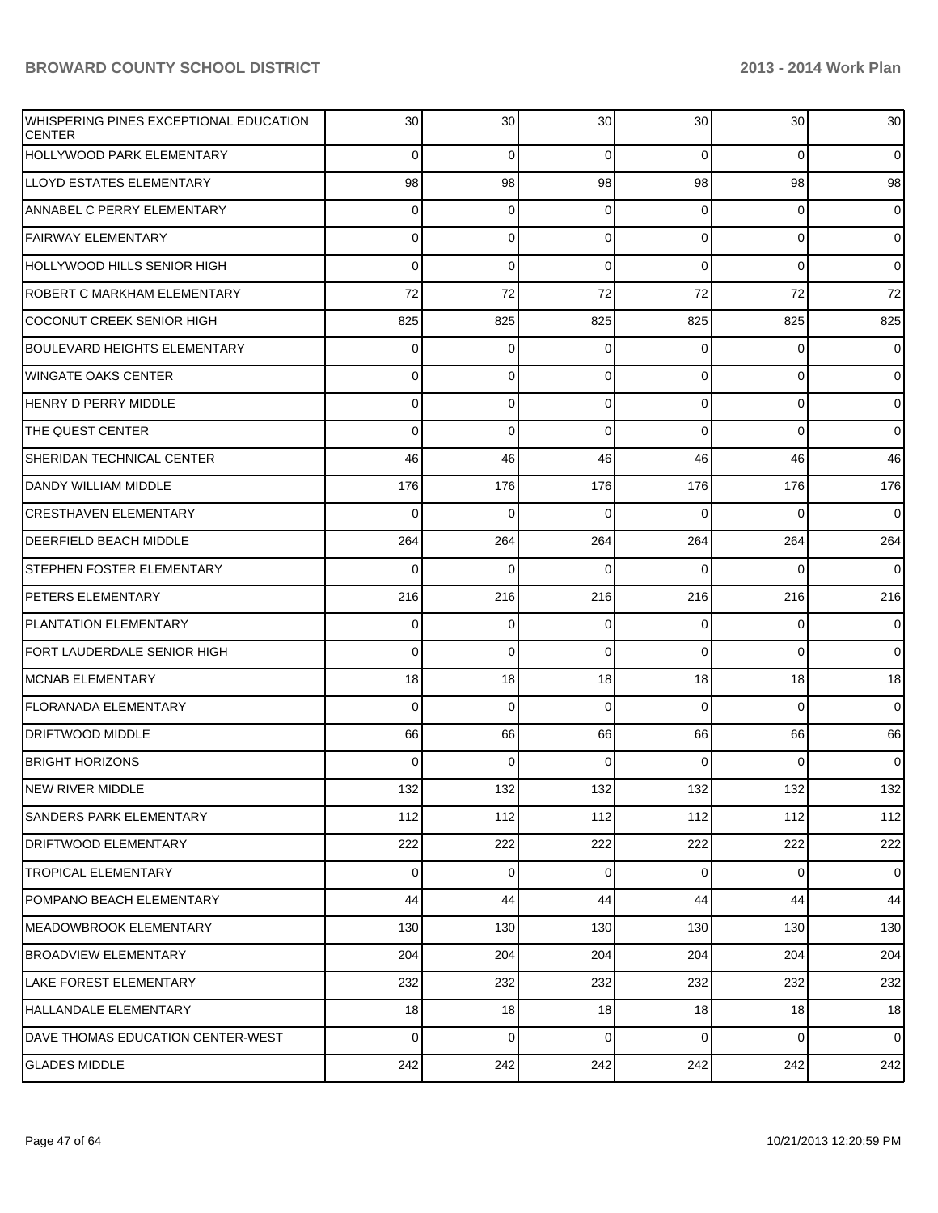| | | | | | | |
|---|---|---|---|---|---|---|
| WHISPERING PINES EXCEPTIONAL EDUCATION CENTER | 30 | 30 | 30 | 30 | 30 | 30 |
| HOLLYWOOD PARK ELEMENTARY | 0 | 0 | 0 | 0 | 0 | 0 |
| LLOYD ESTATES ELEMENTARY | 98 | 98 | 98 | 98 | 98 | 98 |
| ANNABEL C PERRY ELEMENTARY | 0 | 0 | 0 | 0 | 0 | 0 |
| FAIRWAY ELEMENTARY | 0 | 0 | 0 | 0 | 0 | 0 |
| HOLLYWOOD HILLS SENIOR HIGH | 0 | 0 | 0 | 0 | 0 | 0 |
| ROBERT C MARKHAM ELEMENTARY | 72 | 72 | 72 | 72 | 72 | 72 |
| COCONUT CREEK SENIOR HIGH | 825 | 825 | 825 | 825 | 825 | 825 |
| BOULEVARD HEIGHTS ELEMENTARY | 0 | 0 | 0 | 0 | 0 | 0 |
| WINGATE OAKS CENTER | 0 | 0 | 0 | 0 | 0 | 0 |
| HENRY D PERRY MIDDLE | 0 | 0 | 0 | 0 | 0 | 0 |
| THE QUEST CENTER | 0 | 0 | 0 | 0 | 0 | 0 |
| SHERIDAN TECHNICAL CENTER | 46 | 46 | 46 | 46 | 46 | 46 |
| DANDY WILLIAM MIDDLE | 176 | 176 | 176 | 176 | 176 | 176 |
| CRESTHAVEN ELEMENTARY | 0 | 0 | 0 | 0 | 0 | 0 |
| DEERFIELD BEACH MIDDLE | 264 | 264 | 264 | 264 | 264 | 264 |
| STEPHEN FOSTER ELEMENTARY | 0 | 0 | 0 | 0 | 0 | 0 |
| PETERS ELEMENTARY | 216 | 216 | 216 | 216 | 216 | 216 |
| PLANTATION ELEMENTARY | 0 | 0 | 0 | 0 | 0 | 0 |
| FORT LAUDERDALE SENIOR HIGH | 0 | 0 | 0 | 0 | 0 | 0 |
| MCNAB ELEMENTARY | 18 | 18 | 18 | 18 | 18 | 18 |
| FLORANADA ELEMENTARY | 0 | 0 | 0 | 0 | 0 | 0 |
| DRIFTWOOD MIDDLE | 66 | 66 | 66 | 66 | 66 | 66 |
| BRIGHT HORIZONS | 0 | 0 | 0 | 0 | 0 | 0 |
| NEW RIVER MIDDLE | 132 | 132 | 132 | 132 | 132 | 132 |
| SANDERS PARK ELEMENTARY | 112 | 112 | 112 | 112 | 112 | 112 |
| DRIFTWOOD ELEMENTARY | 222 | 222 | 222 | 222 | 222 | 222 |
| TROPICAL ELEMENTARY | 0 | 0 | 0 | 0 | 0 | 0 |
| POMPANO BEACH ELEMENTARY | 44 | 44 | 44 | 44 | 44 | 44 |
| MEADOWBROOK ELEMENTARY | 130 | 130 | 130 | 130 | 130 | 130 |
| BROADVIEW ELEMENTARY | 204 | 204 | 204 | 204 | 204 | 204 |
| LAKE FOREST ELEMENTARY | 232 | 232 | 232 | 232 | 232 | 232 |
| HALLANDALE ELEMENTARY | 18 | 18 | 18 | 18 | 18 | 18 |
| DAVE THOMAS EDUCATION CENTER-WEST | 0 | 0 | 0 | 0 | 0 | 0 |
| GLADES MIDDLE | 242 | 242 | 242 | 242 | 242 | 242 |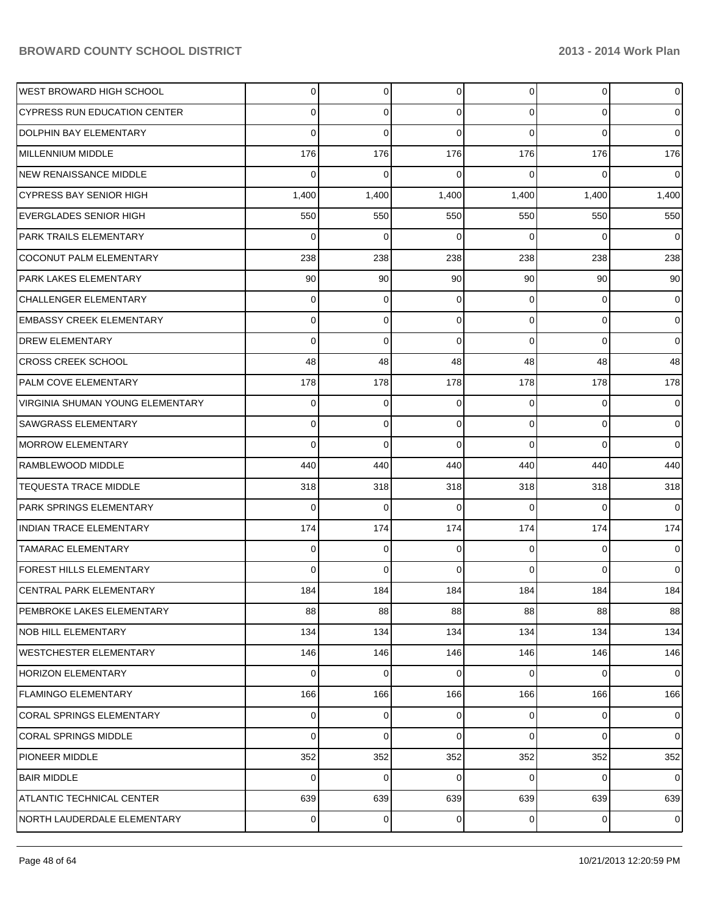| | | | | | | |
|---|---|---|---|---|---|---|
| WEST BROWARD HIGH SCHOOL | 0 | 0 | 0 | 0 | 0 | 0 |
| CYPRESS RUN EDUCATION CENTER | 0 | 0 | 0 | 0 | 0 | 0 |
| DOLPHIN BAY ELEMENTARY | 0 | 0 | 0 | 0 | 0 | 0 |
| MILLENNIUM MIDDLE | 176 | 176 | 176 | 176 | 176 | 176 |
| NEW RENAISSANCE MIDDLE | 0 | 0 | 0 | 0 | 0 | 0 |
| CYPRESS BAY SENIOR HIGH | 1,400 | 1,400 | 1,400 | 1,400 | 1,400 | 1,400 |
| EVERGLADES SENIOR HIGH | 550 | 550 | 550 | 550 | 550 | 550 |
| PARK TRAILS ELEMENTARY | 0 | 0 | 0 | 0 | 0 | 0 |
| COCONUT PALM ELEMENTARY | 238 | 238 | 238 | 238 | 238 | 238 |
| PARK LAKES ELEMENTARY | 90 | 90 | 90 | 90 | 90 | 90 |
| CHALLENGER ELEMENTARY | 0 | 0 | 0 | 0 | 0 | 0 |
| EMBASSY CREEK ELEMENTARY | 0 | 0 | 0 | 0 | 0 | 0 |
| DREW ELEMENTARY | 0 | 0 | 0 | 0 | 0 | 0 |
| CROSS CREEK SCHOOL | 48 | 48 | 48 | 48 | 48 | 48 |
| PALM COVE ELEMENTARY | 178 | 178 | 178 | 178 | 178 | 178 |
| VIRGINIA SHUMAN YOUNG ELEMENTARY | 0 | 0 | 0 | 0 | 0 | 0 |
| SAWGRASS ELEMENTARY | 0 | 0 | 0 | 0 | 0 | 0 |
| MORROW ELEMENTARY | 0 | 0 | 0 | 0 | 0 | 0 |
| RAMBLEWOOD MIDDLE | 440 | 440 | 440 | 440 | 440 | 440 |
| TEQUESTA TRACE MIDDLE | 318 | 318 | 318 | 318 | 318 | 318 |
| PARK SPRINGS ELEMENTARY | 0 | 0 | 0 | 0 | 0 | 0 |
| INDIAN TRACE ELEMENTARY | 174 | 174 | 174 | 174 | 174 | 174 |
| TAMARAC ELEMENTARY | 0 | 0 | 0 | 0 | 0 | 0 |
| FOREST HILLS ELEMENTARY | 0 | 0 | 0 | 0 | 0 | 0 |
| CENTRAL PARK ELEMENTARY | 184 | 184 | 184 | 184 | 184 | 184 |
| PEMBROKE LAKES ELEMENTARY | 88 | 88 | 88 | 88 | 88 | 88 |
| NOB HILL ELEMENTARY | 134 | 134 | 134 | 134 | 134 | 134 |
| WESTCHESTER ELEMENTARY | 146 | 146 | 146 | 146 | 146 | 146 |
| HORIZON ELEMENTARY | 0 | 0 | 0 | 0 | 0 | 0 |
| FLAMINGO ELEMENTARY | 166 | 166 | 166 | 166 | 166 | 166 |
| CORAL SPRINGS ELEMENTARY | 0 | 0 | 0 | 0 | 0 | 0 |
| CORAL SPRINGS MIDDLE | 0 | 0 | 0 | 0 | 0 | 0 |
| PIONEER MIDDLE | 352 | 352 | 352 | 352 | 352 | 352 |
| BAIR MIDDLE | 0 | 0 | 0 | 0 | 0 | 0 |
| ATLANTIC TECHNICAL CENTER | 639 | 639 | 639 | 639 | 639 | 639 |
| NORTH LAUDERDALE ELEMENTARY | 0 | 0 | 0 | 0 | 0 | 0 |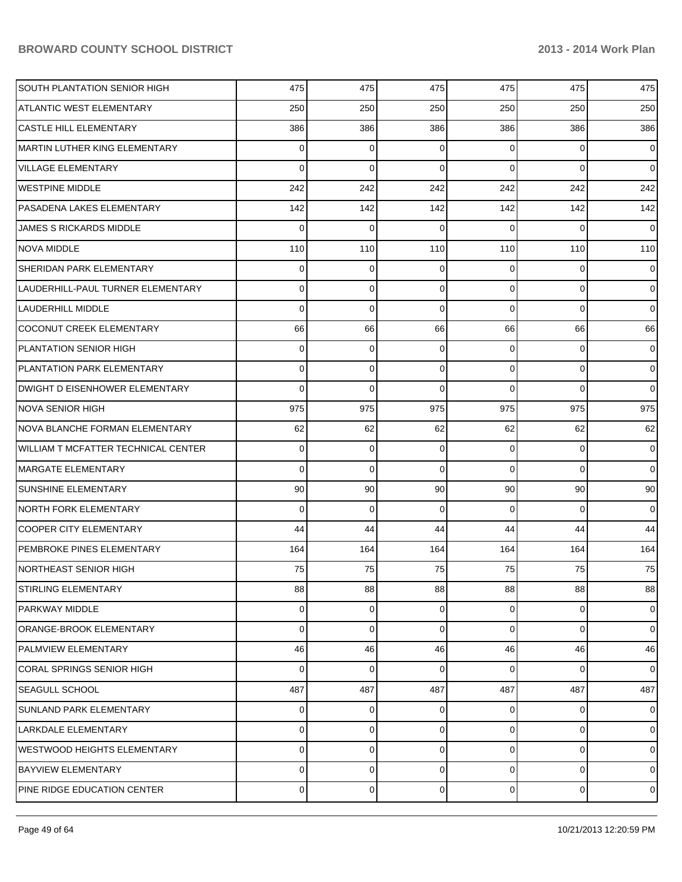| | | | | | | |
|---|---|---|---|---|---|---|
| SOUTH PLANTATION SENIOR HIGH | 475 | 475 | 475 | 475 | 475 | 475 |
| ATLANTIC WEST ELEMENTARY | 250 | 250 | 250 | 250 | 250 | 250 |
| CASTLE HILL ELEMENTARY | 386 | 386 | 386 | 386 | 386 | 386 |
| MARTIN LUTHER KING ELEMENTARY | 0 | 0 | 0 | 0 | 0 | 0 |
| VILLAGE ELEMENTARY | 0 | 0 | 0 | 0 | 0 | 0 |
| WESTPINE MIDDLE | 242 | 242 | 242 | 242 | 242 | 242 |
| PASADENA LAKES ELEMENTARY | 142 | 142 | 142 | 142 | 142 | 142 |
| JAMES S RICKARDS MIDDLE | 0 | 0 | 0 | 0 | 0 | 0 |
| NOVA MIDDLE | 110 | 110 | 110 | 110 | 110 | 110 |
| SHERIDAN PARK ELEMENTARY | 0 | 0 | 0 | 0 | 0 | 0 |
| LAUDERHILL-PAUL TURNER ELEMENTARY | 0 | 0 | 0 | 0 | 0 | 0 |
| LAUDERHILL MIDDLE | 0 | 0 | 0 | 0 | 0 | 0 |
| COCONUT CREEK ELEMENTARY | 66 | 66 | 66 | 66 | 66 | 66 |
| PLANTATION SENIOR HIGH | 0 | 0 | 0 | 0 | 0 | 0 |
| PLANTATION PARK ELEMENTARY | 0 | 0 | 0 | 0 | 0 | 0 |
| DWIGHT D EISENHOWER ELEMENTARY | 0 | 0 | 0 | 0 | 0 | 0 |
| NOVA SENIOR HIGH | 975 | 975 | 975 | 975 | 975 | 975 |
| NOVA BLANCHE FORMAN ELEMENTARY | 62 | 62 | 62 | 62 | 62 | 62 |
| WILLIAM T MCFATTER TECHNICAL CENTER | 0 | 0 | 0 | 0 | 0 | 0 |
| MARGATE ELEMENTARY | 0 | 0 | 0 | 0 | 0 | 0 |
| SUNSHINE ELEMENTARY | 90 | 90 | 90 | 90 | 90 | 90 |
| NORTH FORK ELEMENTARY | 0 | 0 | 0 | 0 | 0 | 0 |
| COOPER CITY ELEMENTARY | 44 | 44 | 44 | 44 | 44 | 44 |
| PEMBROKE PINES ELEMENTARY | 164 | 164 | 164 | 164 | 164 | 164 |
| NORTHEAST SENIOR HIGH | 75 | 75 | 75 | 75 | 75 | 75 |
| STIRLING ELEMENTARY | 88 | 88 | 88 | 88 | 88 | 88 |
| PARKWAY MIDDLE | 0 | 0 | 0 | 0 | 0 | 0 |
| ORANGE-BROOK ELEMENTARY | 0 | 0 | 0 | 0 | 0 | 0 |
| PALMVIEW ELEMENTARY | 46 | 46 | 46 | 46 | 46 | 46 |
| CORAL SPRINGS SENIOR HIGH | 0 | 0 | 0 | 0 | 0 | 0 |
| SEAGULL SCHOOL | 487 | 487 | 487 | 487 | 487 | 487 |
| SUNLAND PARK ELEMENTARY | 0 | 0 | 0 | 0 | 0 | 0 |
| LARKDALE ELEMENTARY | 0 | 0 | 0 | 0 | 0 | 0 |
| WESTWOOD HEIGHTS ELEMENTARY | 0 | 0 | 0 | 0 | 0 | 0 |
| BAYVIEW ELEMENTARY | 0 | 0 | 0 | 0 | 0 | 0 |
| PINE RIDGE EDUCATION CENTER | 0 | 0 | 0 | 0 | 0 | 0 |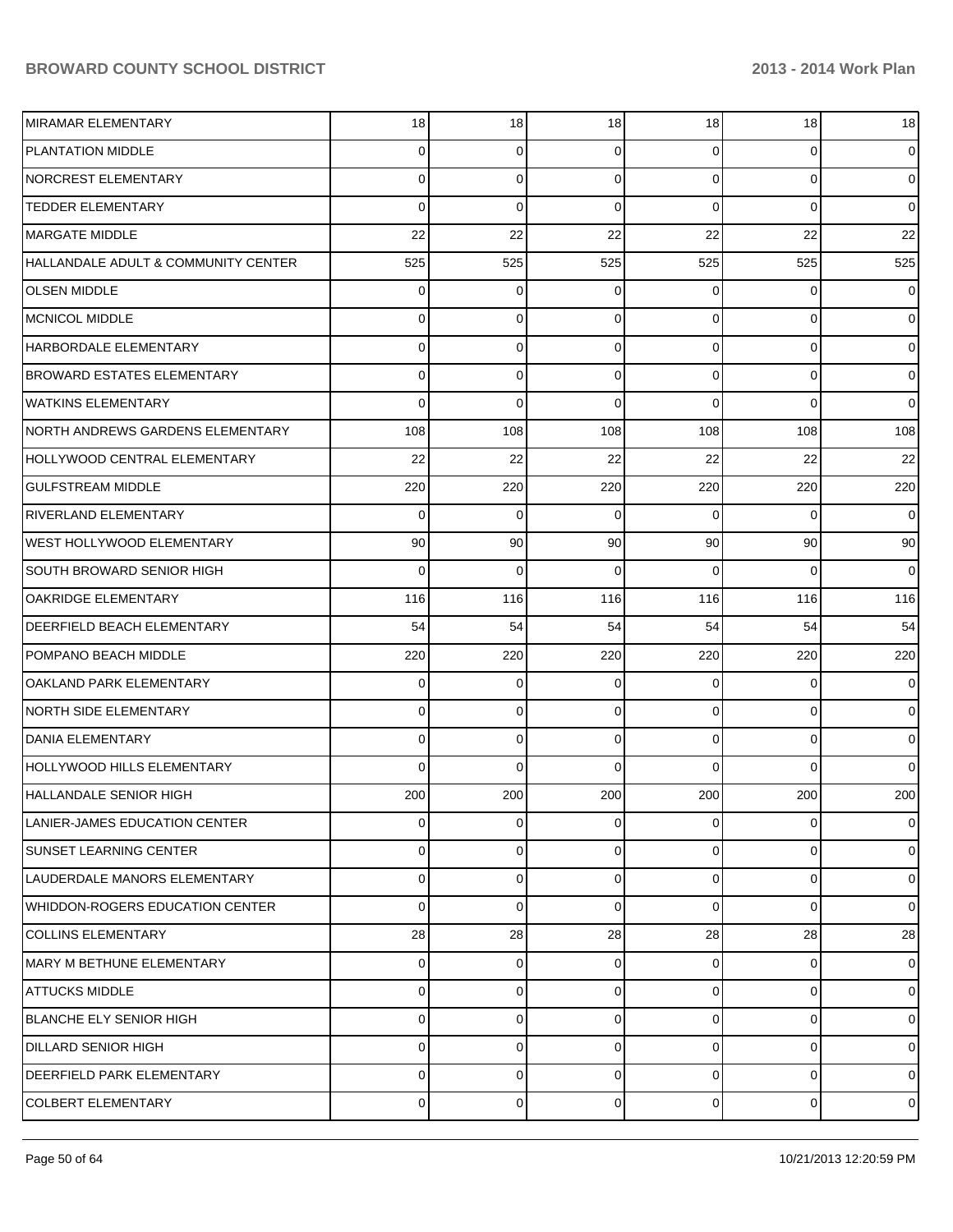| | | | | | | |
|---|---|---|---|---|---|---|
| MIRAMAR ELEMENTARY | 18 | 18 | 18 | 18 | 18 | 18 |
| PLANTATION MIDDLE | 0 | 0 | 0 | 0 | 0 | 0 |
| NORCREST ELEMENTARY | 0 | 0 | 0 | 0 | 0 | 0 |
| TEDDER ELEMENTARY | 0 | 0 | 0 | 0 | 0 | 0 |
| MARGATE MIDDLE | 22 | 22 | 22 | 22 | 22 | 22 |
| HALLANDALE ADULT & COMMUNITY CENTER | 525 | 525 | 525 | 525 | 525 | 525 |
| OLSEN MIDDLE | 0 | 0 | 0 | 0 | 0 | 0 |
| MCNICOL MIDDLE | 0 | 0 | 0 | 0 | 0 | 0 |
| HARBORDALE ELEMENTARY | 0 | 0 | 0 | 0 | 0 | 0 |
| BROWARD ESTATES ELEMENTARY | 0 | 0 | 0 | 0 | 0 | 0 |
| WATKINS ELEMENTARY | 0 | 0 | 0 | 0 | 0 | 0 |
| NORTH ANDREWS GARDENS ELEMENTARY | 108 | 108 | 108 | 108 | 108 | 108 |
| HOLLYWOOD CENTRAL ELEMENTARY | 22 | 22 | 22 | 22 | 22 | 22 |
| GULFSTREAM MIDDLE | 220 | 220 | 220 | 220 | 220 | 220 |
| RIVERLAND ELEMENTARY | 0 | 0 | 0 | 0 | 0 | 0 |
| WEST HOLLYWOOD ELEMENTARY | 90 | 90 | 90 | 90 | 90 | 90 |
| SOUTH BROWARD SENIOR HIGH | 0 | 0 | 0 | 0 | 0 | 0 |
| OAKRIDGE ELEMENTARY | 116 | 116 | 116 | 116 | 116 | 116 |
| DEERFIELD BEACH ELEMENTARY | 54 | 54 | 54 | 54 | 54 | 54 |
| POMPANO BEACH MIDDLE | 220 | 220 | 220 | 220 | 220 | 220 |
| OAKLAND PARK ELEMENTARY | 0 | 0 | 0 | 0 | 0 | 0 |
| NORTH SIDE ELEMENTARY | 0 | 0 | 0 | 0 | 0 | 0 |
| DANIA ELEMENTARY | 0 | 0 | 0 | 0 | 0 | 0 |
| HOLLYWOOD HILLS ELEMENTARY | 0 | 0 | 0 | 0 | 0 | 0 |
| HALLANDALE SENIOR HIGH | 200 | 200 | 200 | 200 | 200 | 200 |
| LANIER-JAMES EDUCATION CENTER | 0 | 0 | 0 | 0 | 0 | 0 |
| SUNSET LEARNING CENTER | 0 | 0 | 0 | 0 | 0 | 0 |
| LAUDERDALE MANORS ELEMENTARY | 0 | 0 | 0 | 0 | 0 | 0 |
| WHIDDON-ROGERS EDUCATION CENTER | 0 | 0 | 0 | 0 | 0 | 0 |
| COLLINS ELEMENTARY | 28 | 28 | 28 | 28 | 28 | 28 |
| MARY M BETHUNE ELEMENTARY | 0 | 0 | 0 | 0 | 0 | 0 |
| ATTUCKS MIDDLE | 0 | 0 | 0 | 0 | 0 | 0 |
| BLANCHE ELY SENIOR HIGH | 0 | 0 | 0 | 0 | 0 | 0 |
| DILLARD SENIOR HIGH | 0 | 0 | 0 | 0 | 0 | 0 |
| DEERFIELD PARK ELEMENTARY | 0 | 0 | 0 | 0 | 0 | 0 |
| COLBERT ELEMENTARY | 0 | 0 | 0 | 0 | 0 | 0 |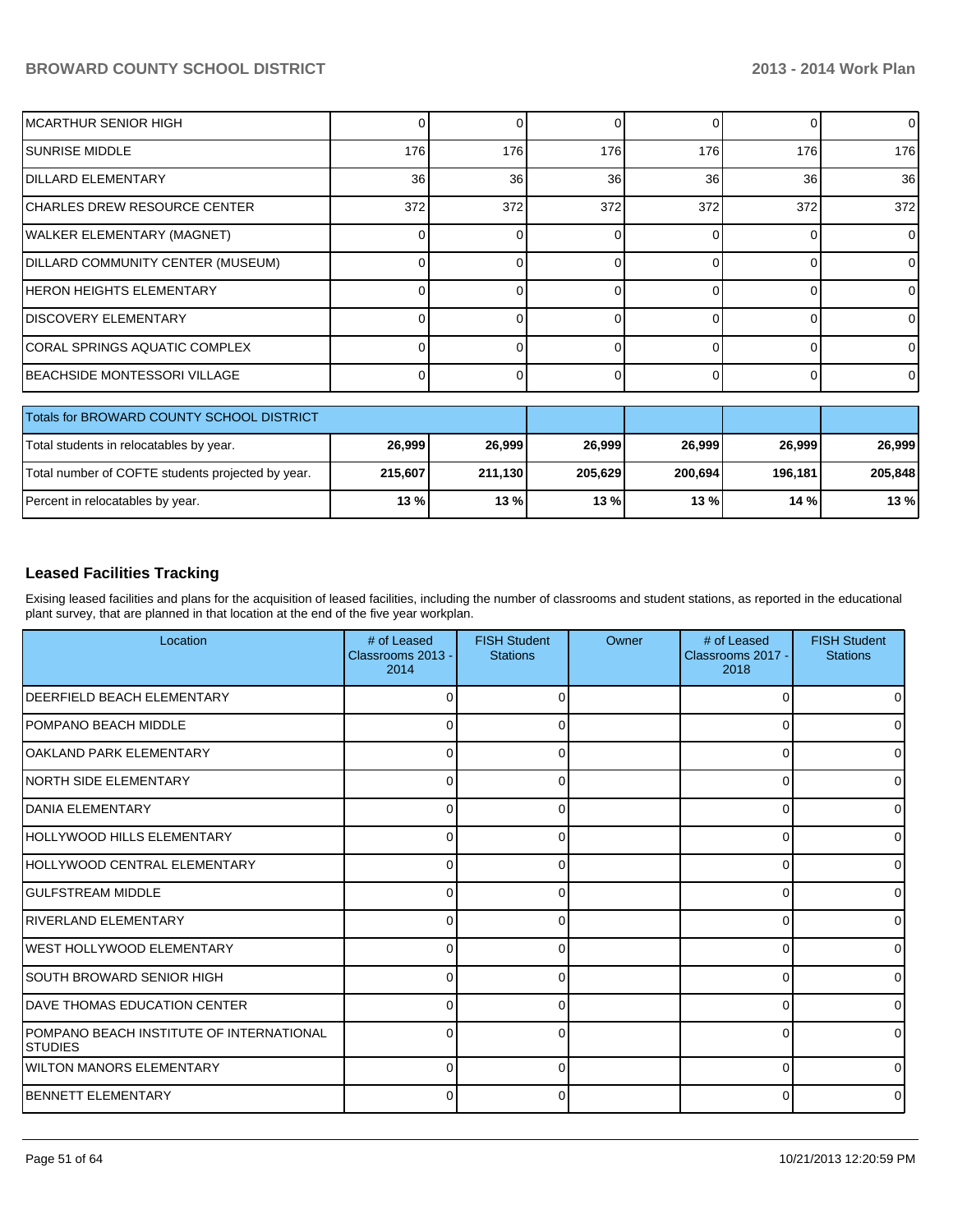| | | | | | | |
|---|---|---|---|---|---|---|
| MCARTHUR SENIOR HIGH | 0 | 0 | 0 | 0 | 0 | 0 |
| SUNRISE MIDDLE | 176 | 176 | 176 | 176 | 176 | 176 |
| DILLARD ELEMENTARY | 36 | 36 | 36 | 36 | 36 | 36 |
| CHARLES DREW RESOURCE CENTER | 372 | 372 | 372 | 372 | 372 | 372 |
| WALKER ELEMENTARY (MAGNET) | 0 | 0 | 0 | 0 | 0 | 0 |
| DILLARD COMMUNITY CENTER (MUSEUM) | 0 | 0 | 0 | 0 | 0 | 0 |
| HERON HEIGHTS ELEMENTARY | 0 | 0 | 0 | 0 | 0 | 0 |
| DISCOVERY ELEMENTARY | 0 | 0 | 0 | 0 | 0 | 0 |
| CORAL SPRINGS AQUATIC COMPLEX | 0 | 0 | 0 | 0 | 0 | 0 |
| BEACHSIDE MONTESSORI VILLAGE | 0 | 0 | 0 | 0 | 0 | 0 |

| Totals for BROWARD COUNTY SCHOOL DISTRICT | | | | | | |
|---|---|---|---|---|---|---|
| Total students in relocatables by year. | **26,999** | **26,999** | **26,999** | **26,999** | **26,999** | **26,999** |
| Total number of COFTE students projected by year. | **215,607** | **211,130** | **205,629** | **200,694** | **196,181** | **205,848** |
| Percent in relocatables by year. | **13 %** | **13 %** | **13 %** | **13 %** | **14 %** | **13 %** |

## Leased Facilities Tracking

Exising leased facilities and plans for the acquisition of leased facilities, including the number of classrooms and student stations, as reported in the educational plant survey, that are planned in that location at the end of the five year workplan.

| Location | # of Leased Classrooms 2013 - 2014 | FISH Student Stations | Owner | # of Leased Classrooms 2017 - 2018 | FISH Student Stations |
|---|---|---|---|---|---|
| DEERFIELD BEACH ELEMENTARY | 0 | 0 | | 0 | 0 |
| POMPANO BEACH MIDDLE | 0 | 0 | | 0 | 0 |
| OAKLAND PARK ELEMENTARY | 0 | 0 | | 0 | 0 |
| NORTH SIDE ELEMENTARY | 0 | 0 | | 0 | 0 |
| DANIA ELEMENTARY | 0 | 0 | | 0 | 0 |
| HOLLYWOOD HILLS ELEMENTARY | 0 | 0 | | 0 | 0 |
| HOLLYWOOD CENTRAL ELEMENTARY | 0 | 0 | | 0 | 0 |
| GULFSTREAM MIDDLE | 0 | 0 | | 0 | 0 |
| RIVERLAND ELEMENTARY | 0 | 0 | | 0 | 0 |
| WEST HOLLYWOOD ELEMENTARY | 0 | 0 | | 0 | 0 |
| SOUTH BROWARD SENIOR HIGH | 0 | 0 | | 0 | 0 |
| DAVE THOMAS EDUCATION CENTER | 0 | 0 | | 0 | 0 |
| POMPANO BEACH INSTITUTE OF INTERNATIONAL STUDIES | 0 | 0 | | 0 | 0 |
| WILTON MANORS ELEMENTARY | 0 | 0 | | 0 | 0 |
| BENNETT ELEMENTARY | 0 | 0 | | 0 | 0 |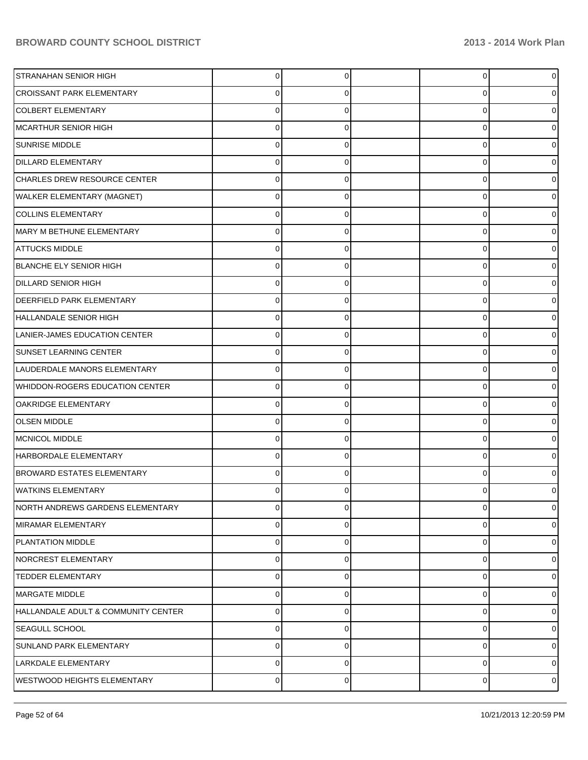| | | | | | |
|---|---|---|---|---|---|
| STRANAHAN SENIOR HIGH | 0 | 0 | | 0 | 0 |
| CROISSANT PARK ELEMENTARY | 0 | 0 | | 0 | 0 |
| COLBERT ELEMENTARY | 0 | 0 | | 0 | 0 |
| MCARTHUR SENIOR HIGH | 0 | 0 | | 0 | 0 |
| SUNRISE MIDDLE | 0 | 0 | | 0 | 0 |
| DILLARD ELEMENTARY | 0 | 0 | | 0 | 0 |
| CHARLES DREW RESOURCE CENTER | 0 | 0 | | 0 | 0 |
| WALKER ELEMENTARY (MAGNET) | 0 | 0 | | 0 | 0 |
| COLLINS ELEMENTARY | 0 | 0 | | 0 | 0 |
| MARY M BETHUNE ELEMENTARY | 0 | 0 | | 0 | 0 |
| ATTUCKS MIDDLE | 0 | 0 | | 0 | 0 |
| BLANCHE ELY SENIOR HIGH | 0 | 0 | | 0 | 0 |
| DILLARD SENIOR HIGH | 0 | 0 | | 0 | 0 |
| DEERFIELD PARK ELEMENTARY | 0 | 0 | | 0 | 0 |
| HALLANDALE SENIOR HIGH | 0 | 0 | | 0 | 0 |
| LANIER-JAMES EDUCATION CENTER | 0 | 0 | | 0 | 0 |
| SUNSET LEARNING CENTER | 0 | 0 | | 0 | 0 |
| LAUDERDALE MANORS ELEMENTARY | 0 | 0 | | 0 | 0 |
| WHIDDON-ROGERS EDUCATION CENTER | 0 | 0 | | 0 | 0 |
| OAKRIDGE ELEMENTARY | 0 | 0 | | 0 | 0 |
| OLSEN MIDDLE | 0 | 0 | | 0 | 0 |
| MCNICOL MIDDLE | 0 | 0 | | 0 | 0 |
| HARBORDALE ELEMENTARY | 0 | 0 | | 0 | 0 |
| BROWARD ESTATES ELEMENTARY | 0 | 0 | | 0 | 0 |
| WATKINS ELEMENTARY | 0 | 0 | | 0 | 0 |
| NORTH ANDREWS GARDENS ELEMENTARY | 0 | 0 | | 0 | 0 |
| MIRAMAR ELEMENTARY | 0 | 0 | | 0 | 0 |
| PLANTATION MIDDLE | 0 | 0 | | 0 | 0 |
| NORCREST ELEMENTARY | 0 | 0 | | 0 | 0 |
| TEDDER ELEMENTARY | 0 | 0 | | 0 | 0 |
| MARGATE MIDDLE | 0 | 0 | | 0 | 0 |
| HALLANDALE ADULT & COMMUNITY CENTER | 0 | 0 | | 0 | 0 |
| SEAGULL SCHOOL | 0 | 0 | | 0 | 0 |
| SUNLAND PARK ELEMENTARY | 0 | 0 | | 0 | 0 |
| LARKDALE ELEMENTARY | 0 | 0 | | 0 | 0 |
| WESTWOOD HEIGHTS ELEMENTARY | 0 | 0 | | 0 | 0 |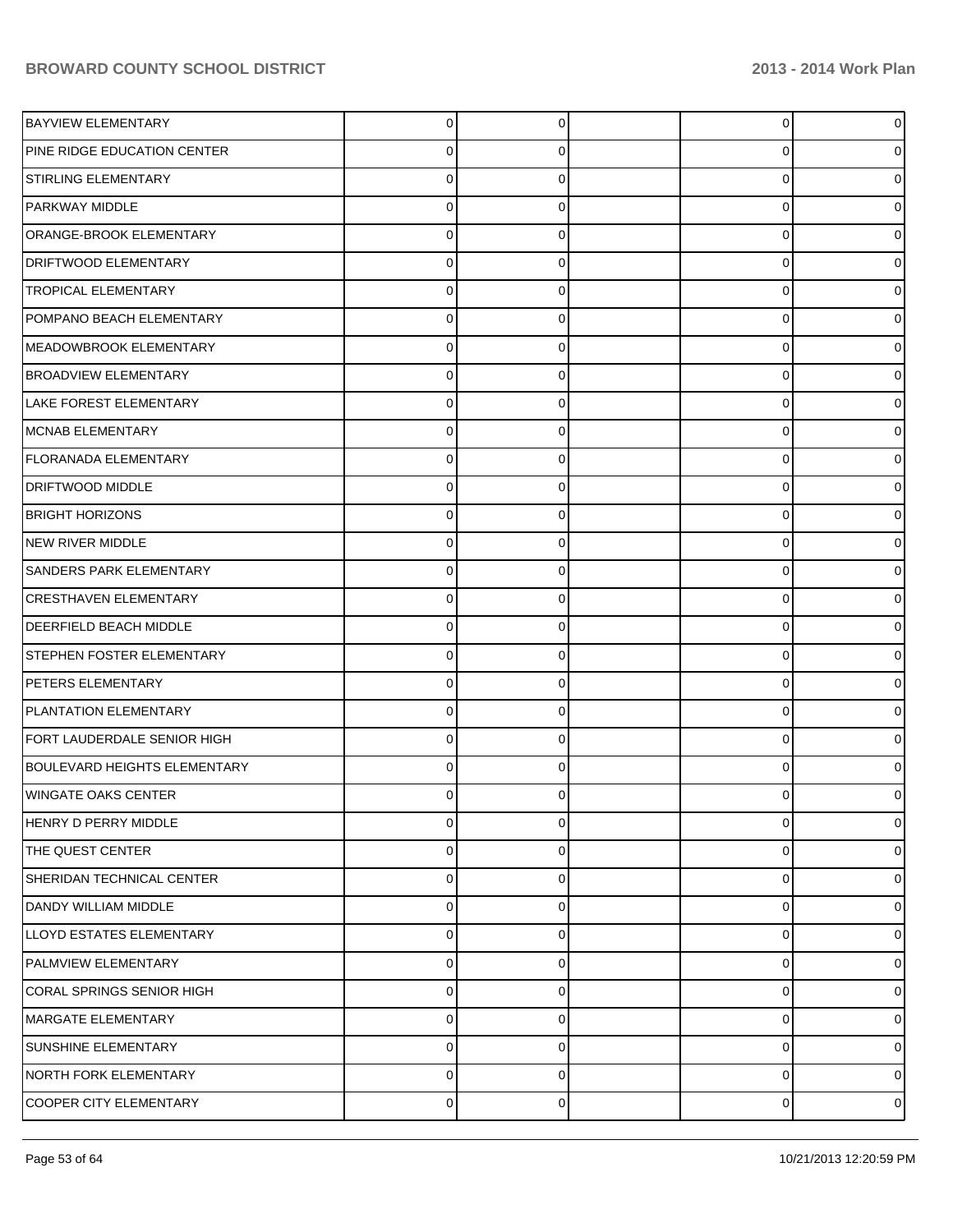| | | | | | |
|---|---|---|---|---|---|
| BAYVIEW ELEMENTARY | 0 | 0 | | 0 | 0 |
| PINE RIDGE EDUCATION CENTER | 0 | 0 | | 0 | 0 |
| STIRLING ELEMENTARY | 0 | 0 | | 0 | 0 |
| PARKWAY MIDDLE | 0 | 0 | | 0 | 0 |
| ORANGE-BROOK ELEMENTARY | 0 | 0 | | 0 | 0 |
| DRIFTWOOD ELEMENTARY | 0 | 0 | | 0 | 0 |
| TROPICAL ELEMENTARY | 0 | 0 | | 0 | 0 |
| POMPANO BEACH ELEMENTARY | 0 | 0 | | 0 | 0 |
| MEADOWBROOK ELEMENTARY | 0 | 0 | | 0 | 0 |
| BROADVIEW ELEMENTARY | 0 | 0 | | 0 | 0 |
| LAKE FOREST ELEMENTARY | 0 | 0 | | 0 | 0 |
| MCNAB ELEMENTARY | 0 | 0 | | 0 | 0 |
| FLORANADA ELEMENTARY | 0 | 0 | | 0 | 0 |
| DRIFTWOOD MIDDLE | 0 | 0 | | 0 | 0 |
| BRIGHT HORIZONS | 0 | 0 | | 0 | 0 |
| NEW RIVER MIDDLE | 0 | 0 | | 0 | 0 |
| SANDERS PARK ELEMENTARY | 0 | 0 | | 0 | 0 |
| CRESTHAVEN ELEMENTARY | 0 | 0 | | 0 | 0 |
| DEERFIELD BEACH MIDDLE | 0 | 0 | | 0 | 0 |
| STEPHEN FOSTER ELEMENTARY | 0 | 0 | | 0 | 0 |
| PETERS ELEMENTARY | 0 | 0 | | 0 | 0 |
| PLANTATION ELEMENTARY | 0 | 0 | | 0 | 0 |
| FORT LAUDERDALE SENIOR HIGH | 0 | 0 | | 0 | 0 |
| BOULEVARD HEIGHTS ELEMENTARY | 0 | 0 | | 0 | 0 |
| WINGATE OAKS CENTER | 0 | 0 | | 0 | 0 |
| HENRY D PERRY MIDDLE | 0 | 0 | | 0 | 0 |
| THE QUEST CENTER | 0 | 0 | | 0 | 0 |
| SHERIDAN TECHNICAL CENTER | 0 | 0 | | 0 | 0 |
| DANDY WILLIAM MIDDLE | 0 | 0 | | 0 | 0 |
| LLOYD ESTATES ELEMENTARY | 0 | 0 | | 0 | 0 |
| PALMVIEW ELEMENTARY | 0 | 0 | | 0 | 0 |
| CORAL SPRINGS SENIOR HIGH | 0 | 0 | | 0 | 0 |
| MARGATE ELEMENTARY | 0 | 0 | | 0 | 0 |
| SUNSHINE ELEMENTARY | 0 | 0 | | 0 | 0 |
| NORTH FORK ELEMENTARY | 0 | 0 | | 0 | 0 |
| COOPER CITY ELEMENTARY | 0 | 0 | | 0 | 0 |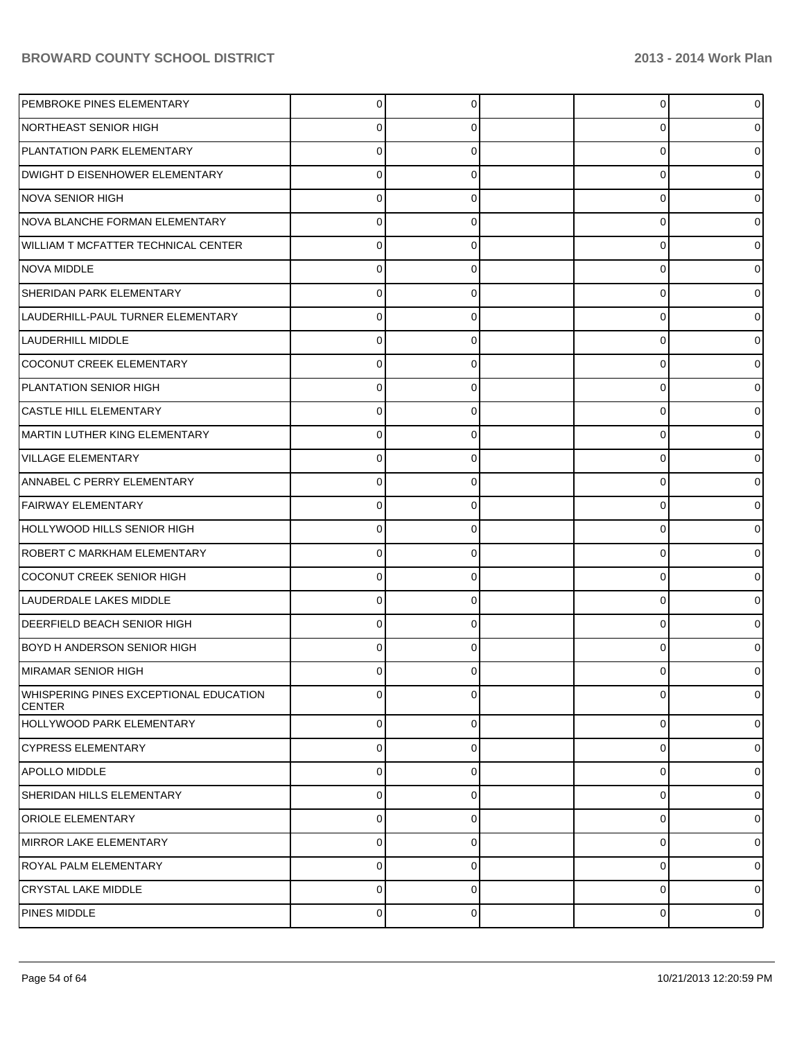| | | | | | |
|---|---|---|---|---|---|
| PEMBROKE PINES ELEMENTARY | 0 | 0 | | 0 | 0 |
| NORTHEAST SENIOR HIGH | 0 | 0 | | 0 | 0 |
| PLANTATION PARK ELEMENTARY | 0 | 0 | | 0 | 0 |
| DWIGHT D EISENHOWER ELEMENTARY | 0 | 0 | | 0 | 0 |
| NOVA SENIOR HIGH | 0 | 0 | | 0 | 0 |
| NOVA BLANCHE FORMAN ELEMENTARY | 0 | 0 | | 0 | 0 |
| WILLIAM T MCFATTER TECHNICAL CENTER | 0 | 0 | | 0 | 0 |
| NOVA MIDDLE | 0 | 0 | | 0 | 0 |
| SHERIDAN PARK ELEMENTARY | 0 | 0 | | 0 | 0 |
| LAUDERHILL-PAUL TURNER ELEMENTARY | 0 | 0 | | 0 | 0 |
| LAUDERHILL MIDDLE | 0 | 0 | | 0 | 0 |
| COCONUT CREEK ELEMENTARY | 0 | 0 | | 0 | 0 |
| PLANTATION SENIOR HIGH | 0 | 0 | | 0 | 0 |
| CASTLE HILL ELEMENTARY | 0 | 0 | | 0 | 0 |
| MARTIN LUTHER KING ELEMENTARY | 0 | 0 | | 0 | 0 |
| VILLAGE ELEMENTARY | 0 | 0 | | 0 | 0 |
| ANNABEL C PERRY ELEMENTARY | 0 | 0 | | 0 | 0 |
| FAIRWAY ELEMENTARY | 0 | 0 | | 0 | 0 |
| HOLLYWOOD HILLS SENIOR HIGH | 0 | 0 | | 0 | 0 |
| ROBERT C MARKHAM ELEMENTARY | 0 | 0 | | 0 | 0 |
| COCONUT CREEK SENIOR HIGH | 0 | 0 | | 0 | 0 |
| LAUDERDALE LAKES MIDDLE | 0 | 0 | | 0 | 0 |
| DEERFIELD BEACH SENIOR HIGH | 0 | 0 | | 0 | 0 |
| BOYD H ANDERSON SENIOR HIGH | 0 | 0 | | 0 | 0 |
| MIRAMAR SENIOR HIGH | 0 | 0 | | 0 | 0 |
| WHISPERING PINES EXCEPTIONAL EDUCATION CENTER | 0 | 0 | | 0 | 0 |
| HOLLYWOOD PARK ELEMENTARY | 0 | 0 | | 0 | 0 |
| CYPRESS ELEMENTARY | 0 | 0 | | 0 | 0 |
| APOLLO MIDDLE | 0 | 0 | | 0 | 0 |
| SHERIDAN HILLS ELEMENTARY | 0 | 0 | | 0 | 0 |
| ORIOLE ELEMENTARY | 0 | 0 | | 0 | 0 |
| MIRROR LAKE ELEMENTARY | 0 | 0 | | 0 | 0 |
| ROYAL PALM ELEMENTARY | 0 | 0 | | 0 | 0 |
| CRYSTAL LAKE MIDDLE | 0 | 0 | | 0 | 0 |
| PINES MIDDLE | 0 | 0 | | 0 | 0 |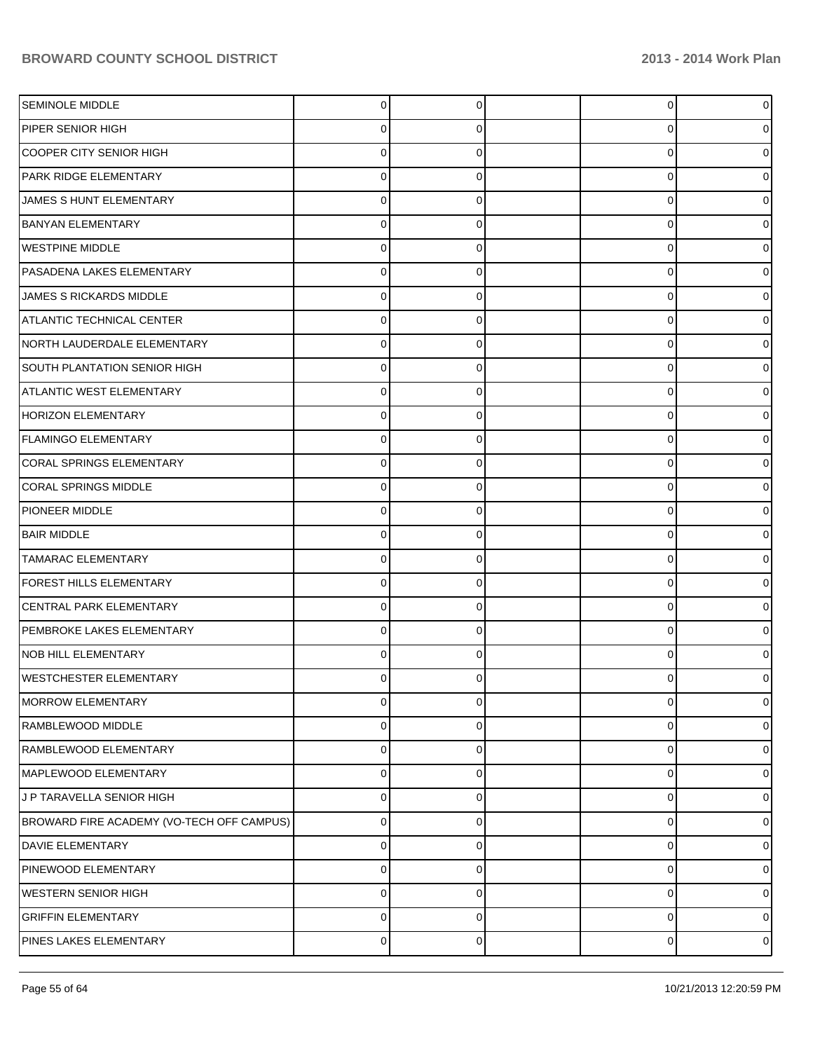| | | | | | |
|---|---|---|---|---|---|
| SEMINOLE MIDDLE | 0 | 0 | | 0 | 0 |
| PIPER SENIOR HIGH | 0 | 0 | | 0 | 0 |
| COOPER CITY SENIOR HIGH | 0 | 0 | | 0 | 0 |
| PARK RIDGE ELEMENTARY | 0 | 0 | | 0 | 0 |
| JAMES S HUNT ELEMENTARY | 0 | 0 | | 0 | 0 |
| BANYAN ELEMENTARY | 0 | 0 | | 0 | 0 |
| WESTPINE MIDDLE | 0 | 0 | | 0 | 0 |
| PASADENA LAKES ELEMENTARY | 0 | 0 | | 0 | 0 |
| JAMES S RICKARDS MIDDLE | 0 | 0 | | 0 | 0 |
| ATLANTIC TECHNICAL CENTER | 0 | 0 | | 0 | 0 |
| NORTH LAUDERDALE ELEMENTARY | 0 | 0 | | 0 | 0 |
| SOUTH PLANTATION SENIOR HIGH | 0 | 0 | | 0 | 0 |
| ATLANTIC WEST ELEMENTARY | 0 | 0 | | 0 | 0 |
| HORIZON ELEMENTARY | 0 | 0 | | 0 | 0 |
| FLAMINGO ELEMENTARY | 0 | 0 | | 0 | 0 |
| CORAL SPRINGS ELEMENTARY | 0 | 0 | | 0 | 0 |
| CORAL SPRINGS MIDDLE | 0 | 0 | | 0 | 0 |
| PIONEER MIDDLE | 0 | 0 | | 0 | 0 |
| BAIR MIDDLE | 0 | 0 | | 0 | 0 |
| TAMARAC ELEMENTARY | 0 | 0 | | 0 | 0 |
| FOREST HILLS ELEMENTARY | 0 | 0 | | 0 | 0 |
| CENTRAL PARK ELEMENTARY | 0 | 0 | | 0 | 0 |
| PEMBROKE LAKES ELEMENTARY | 0 | 0 | | 0 | 0 |
| NOB HILL ELEMENTARY | 0 | 0 | | 0 | 0 |
| WESTCHESTER ELEMENTARY | 0 | 0 | | 0 | 0 |
| MORROW ELEMENTARY | 0 | 0 | | 0 | 0 |
| RAMBLEWOOD MIDDLE | 0 | 0 | | 0 | 0 |
| RAMBLEWOOD ELEMENTARY | 0 | 0 | | 0 | 0 |
| MAPLEWOOD ELEMENTARY | 0 | 0 | | 0 | 0 |
| J P TARAVELLA SENIOR HIGH | 0 | 0 | | 0 | 0 |
| BROWARD FIRE ACADEMY (VO-TECH OFF CAMPUS) | 0 | 0 | | 0 | 0 |
| DAVIE ELEMENTARY | 0 | 0 | | 0 | 0 |
| PINEWOOD ELEMENTARY | 0 | 0 | | 0 | 0 |
| WESTERN SENIOR HIGH | 0 | 0 | | 0 | 0 |
| GRIFFIN ELEMENTARY | 0 | 0 | | 0 | 0 |
| PINES LAKES ELEMENTARY | 0 | 0 | | 0 | 0 |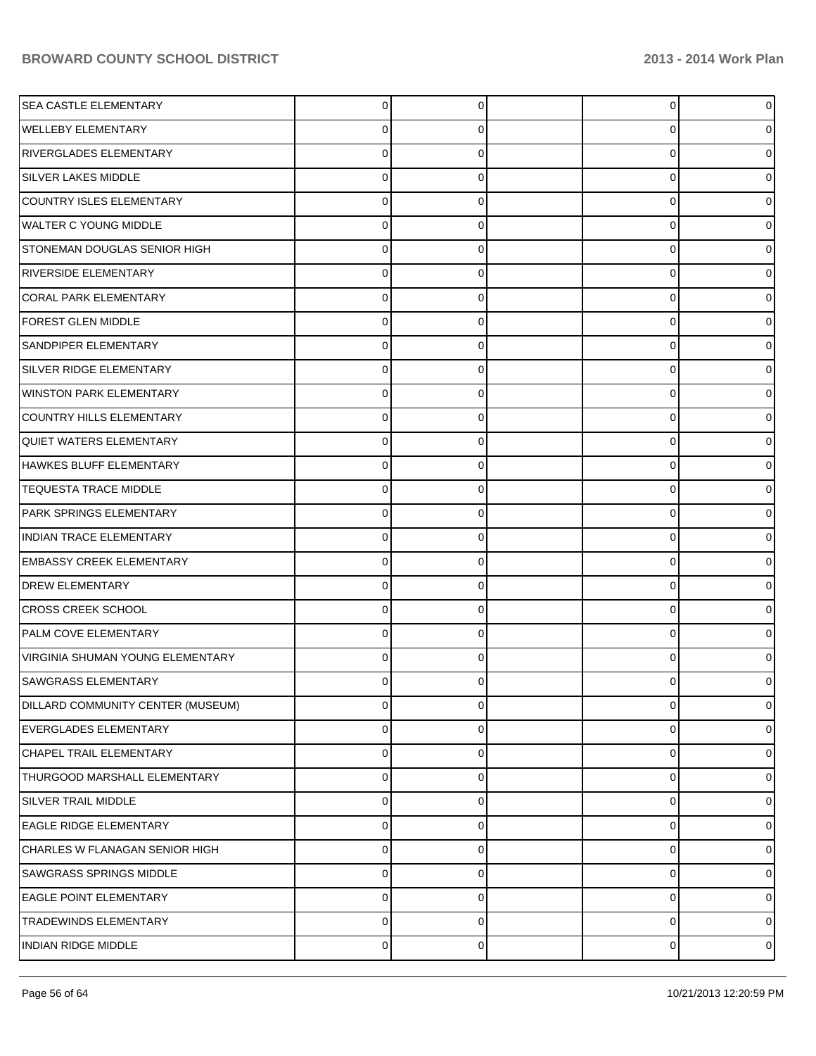| | | | | | |
|---|---|---|---|---|---|
| SEA CASTLE ELEMENTARY | 0 | 0 | | 0 | 0 |
| WELLEBY ELEMENTARY | 0 | 0 | | 0 | 0 |
| RIVERGLADES ELEMENTARY | 0 | 0 | | 0 | 0 |
| SILVER LAKES MIDDLE | 0 | 0 | | 0 | 0 |
| COUNTRY ISLES ELEMENTARY | 0 | 0 | | 0 | 0 |
| WALTER C YOUNG MIDDLE | 0 | 0 | | 0 | 0 |
| STONEMAN DOUGLAS SENIOR HIGH | 0 | 0 | | 0 | 0 |
| RIVERSIDE ELEMENTARY | 0 | 0 | | 0 | 0 |
| CORAL PARK ELEMENTARY | 0 | 0 | | 0 | 0 |
| FOREST GLEN MIDDLE | 0 | 0 | | 0 | 0 |
| SANDPIPER ELEMENTARY | 0 | 0 | | 0 | 0 |
| SILVER RIDGE ELEMENTARY | 0 | 0 | | 0 | 0 |
| WINSTON PARK ELEMENTARY | 0 | 0 | | 0 | 0 |
| COUNTRY HILLS ELEMENTARY | 0 | 0 | | 0 | 0 |
| QUIET WATERS ELEMENTARY | 0 | 0 | | 0 | 0 |
| HAWKES BLUFF ELEMENTARY | 0 | 0 | | 0 | 0 |
| TEQUESTA TRACE MIDDLE | 0 | 0 | | 0 | 0 |
| PARK SPRINGS ELEMENTARY | 0 | 0 | | 0 | 0 |
| INDIAN TRACE ELEMENTARY | 0 | 0 | | 0 | 0 |
| EMBASSY CREEK ELEMENTARY | 0 | 0 | | 0 | 0 |
| DREW ELEMENTARY | 0 | 0 | | 0 | 0 |
| CROSS CREEK SCHOOL | 0 | 0 | | 0 | 0 |
| PALM COVE ELEMENTARY | 0 | 0 | | 0 | 0 |
| VIRGINIA SHUMAN YOUNG ELEMENTARY | 0 | 0 | | 0 | 0 |
| SAWGRASS ELEMENTARY | 0 | 0 | | 0 | 0 |
| DILLARD COMMUNITY CENTER (MUSEUM) | 0 | 0 | | 0 | 0 |
| EVERGLADES ELEMENTARY | 0 | 0 | | 0 | 0 |
| CHAPEL TRAIL ELEMENTARY | 0 | 0 | | 0 | 0 |
| THURGOOD MARSHALL ELEMENTARY | 0 | 0 | | 0 | 0 |
| SILVER TRAIL MIDDLE | 0 | 0 | | 0 | 0 |
| EAGLE RIDGE ELEMENTARY | 0 | 0 | | 0 | 0 |
| CHARLES W FLANAGAN SENIOR HIGH | 0 | 0 | | 0 | 0 |
| SAWGRASS SPRINGS MIDDLE | 0 | 0 | | 0 | 0 |
| EAGLE POINT ELEMENTARY | 0 | 0 | | 0 | 0 |
| TRADEWINDS ELEMENTARY | 0 | 0 | | 0 | 0 |
| INDIAN RIDGE MIDDLE | 0 | 0 | | 0 | 0 |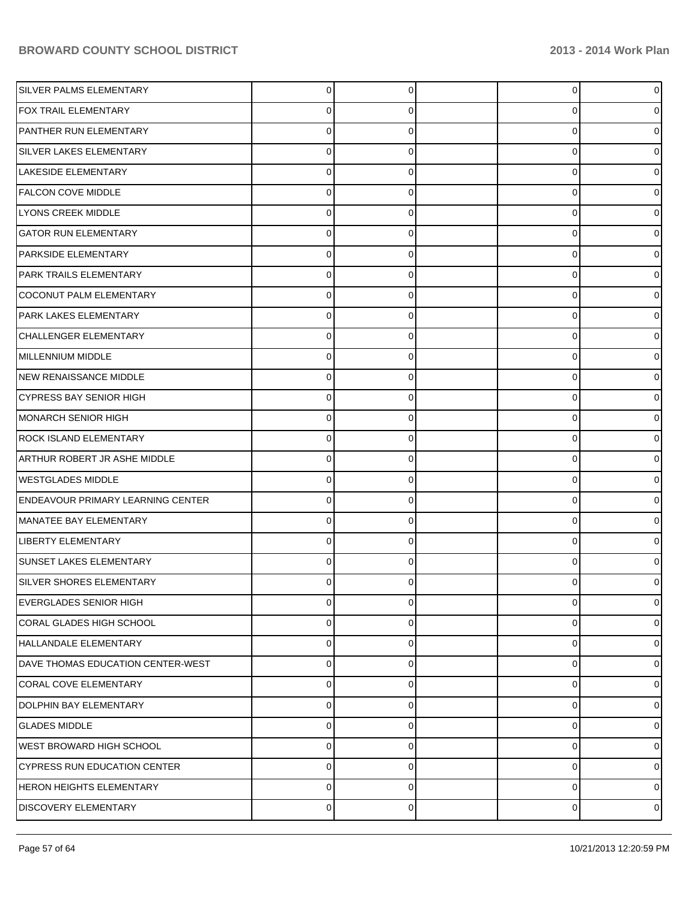| | | | | | |
|---|---|---|---|---|---|
| SILVER PALMS ELEMENTARY | 0 | 0 | | 0 | 0 |
| FOX TRAIL ELEMENTARY | 0 | 0 | | 0 | 0 |
| PANTHER RUN ELEMENTARY | 0 | 0 | | 0 | 0 |
| SILVER LAKES ELEMENTARY | 0 | 0 | | 0 | 0 |
| LAKESIDE ELEMENTARY | 0 | 0 | | 0 | 0 |
| FALCON COVE MIDDLE | 0 | 0 | | 0 | 0 |
| LYONS CREEK MIDDLE | 0 | 0 | | 0 | 0 |
| GATOR RUN ELEMENTARY | 0 | 0 | | 0 | 0 |
| PARKSIDE ELEMENTARY | 0 | 0 | | 0 | 0 |
| PARK TRAILS ELEMENTARY | 0 | 0 | | 0 | 0 |
| COCONUT PALM ELEMENTARY | 0 | 0 | | 0 | 0 |
| PARK LAKES ELEMENTARY | 0 | 0 | | 0 | 0 |
| CHALLENGER ELEMENTARY | 0 | 0 | | 0 | 0 |
| MILLENNIUM MIDDLE | 0 | 0 | | 0 | 0 |
| NEW RENAISSANCE MIDDLE | 0 | 0 | | 0 | 0 |
| CYPRESS BAY SENIOR HIGH | 0 | 0 | | 0 | 0 |
| MONARCH SENIOR HIGH | 0 | 0 | | 0 | 0 |
| ROCK ISLAND ELEMENTARY | 0 | 0 | | 0 | 0 |
| ARTHUR ROBERT JR ASHE MIDDLE | 0 | 0 | | 0 | 0 |
| WESTGLADES MIDDLE | 0 | 0 | | 0 | 0 |
| ENDEAVOUR PRIMARY LEARNING CENTER | 0 | 0 | | 0 | 0 |
| MANATEE BAY ELEMENTARY | 0 | 0 | | 0 | 0 |
| LIBERTY ELEMENTARY | 0 | 0 | | 0 | 0 |
| SUNSET LAKES ELEMENTARY | 0 | 0 | | 0 | 0 |
| SILVER SHORES ELEMENTARY | 0 | 0 | | 0 | 0 |
| EVERGLADES SENIOR HIGH | 0 | 0 | | 0 | 0 |
| CORAL GLADES HIGH SCHOOL | 0 | 0 | | 0 | 0 |
| HALLANDALE ELEMENTARY | 0 | 0 | | 0 | 0 |
| DAVE THOMAS EDUCATION CENTER-WEST | 0 | 0 | | 0 | 0 |
| CORAL COVE ELEMENTARY | 0 | 0 | | 0 | 0 |
| DOLPHIN BAY ELEMENTARY | 0 | 0 | | 0 | 0 |
| GLADES MIDDLE | 0 | 0 | | 0 | 0 |
| WEST BROWARD HIGH SCHOOL | 0 | 0 | | 0 | 0 |
| CYPRESS RUN EDUCATION CENTER | 0 | 0 | | 0 | 0 |
| HERON HEIGHTS ELEMENTARY | 0 | 0 | | 0 | 0 |
| DISCOVERY ELEMENTARY | 0 | 0 | | 0 | 0 |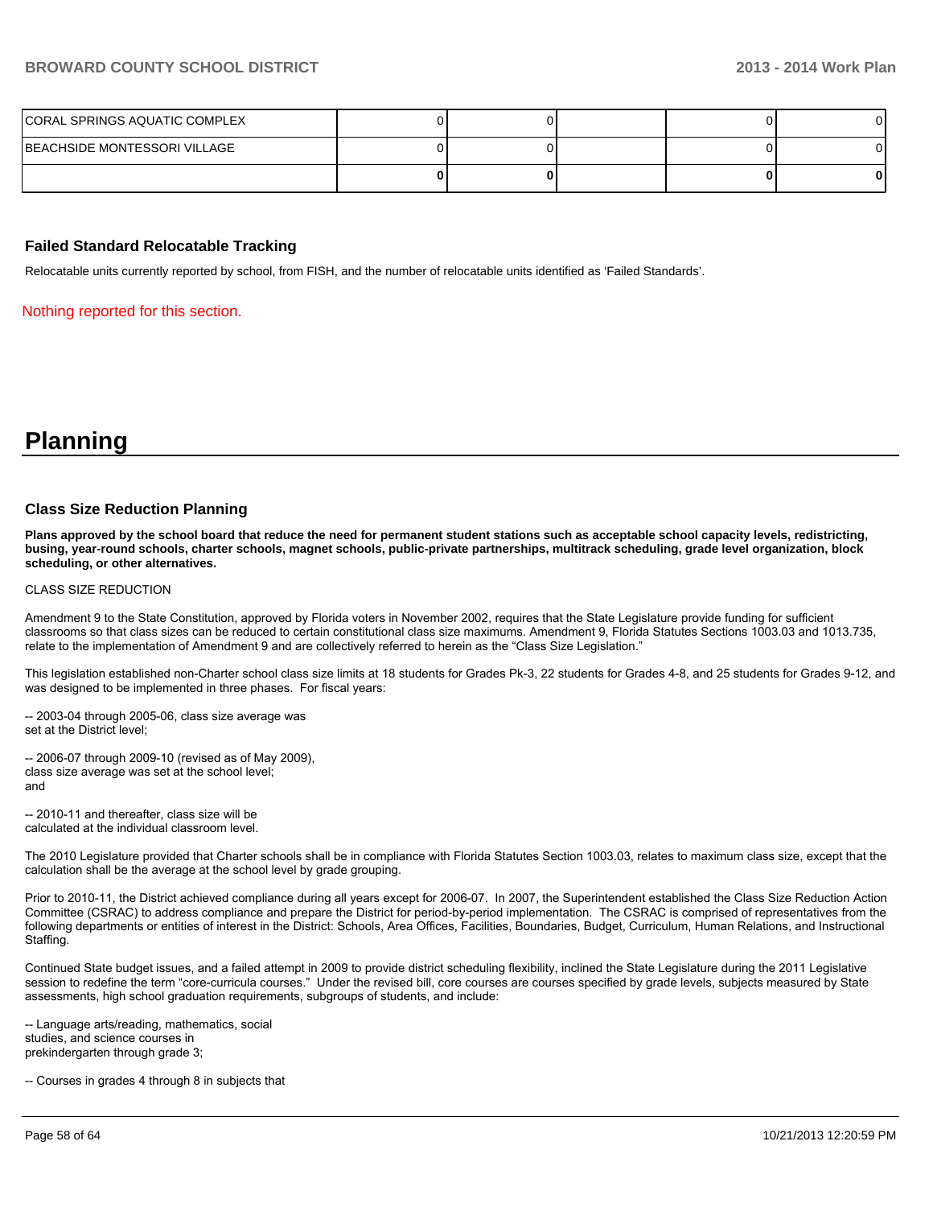| | | | | | |
|---|---|---|---|---|---|
| CORAL SPRINGS AQUATIC COMPLEX | 0 | 0 | | 0 | 0 |
| BEACHSIDE MONTESSORI VILLAGE | 0 | 0 | | 0 | 0 |
| | **0** | **0** | | **0** | **0** |

### Failed Standard Relocatable Tracking

Relocatable units currently reported by school, from FISH, and the number of relocatable units identified as 'Failed Standards'.

Nothing reported for this section.

# Planning

### Class Size Reduction Planning

**Plans approved by the school board that reduce the need for permanent student stations such as acceptable school capacity levels, redistricting, busing, year-round schools, charter schools, magnet schools, public-private partnerships, multitrack scheduling, grade level organization, block scheduling, or other alternatives.**

CLASS SIZE REDUCTION

Amendment 9 to the State Constitution, approved by Florida voters in November 2002, requires that the State Legislature provide funding for sufficient classrooms so that class sizes can be reduced to certain constitutional class size maximums. Amendment 9, Florida Statutes Sections 1003.03 and 1013.735, relate to the implementation of Amendment 9 and are collectively referred to herein as the "Class Size Legislation."

This legislation established non-Charter school class size limits at 18 students for Grades Pk-3, 22 students for Grades 4-8, and 25 students for Grades 9-12, and was designed to be implemented in three phases. For fiscal years:

-- 2003-04 through 2005-06, class size average was set at the District level;

-- 2006-07 through 2009-10 (revised as of May 2009), class size average was set at the school level; and

-- 2010-11 and thereafter, class size will be calculated at the individual classroom level.

The 2010 Legislature provided that Charter schools shall be in compliance with Florida Statutes Section 1003.03, relates to maximum class size, except that the calculation shall be the average at the school level by grade grouping.

Prior to 2010-11, the District achieved compliance during all years except for 2006-07. In 2007, the Superintendent established the Class Size Reduction Action Committee (CSRAC) to address compliance and prepare the District for period-by-period implementation. The CSRAC is comprised of representatives from the following departments or entities of interest in the District: Schools, Area Offices, Facilities, Boundaries, Budget, Curriculum, Human Relations, and Instructional Staffing.

Continued State budget issues, and a failed attempt in 2009 to provide district scheduling flexibility, inclined the State Legislature during the 2011 Legislative session to redefine the term "core-curricula courses." Under the revised bill, core courses are courses specified by grade levels, subjects measured by State assessments, high school graduation requirements, subgroups of students, and include:

-- Language arts/reading, mathematics, social studies, and science courses in prekindergarten through grade 3;

-- Courses in grades 4 through 8 in subjects that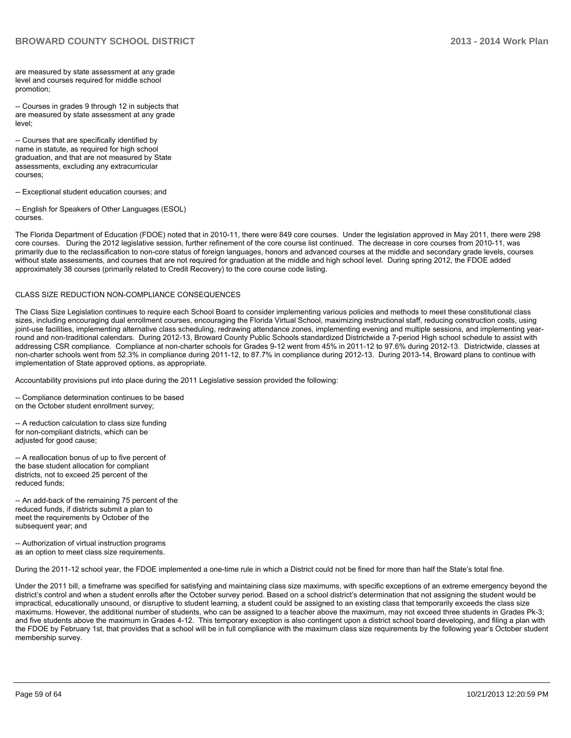are measured by state assessment at any grade level and courses required for middle school promotion;

-- Courses in grades 9 through 12 in subjects that are measured by state assessment at any grade level;

-- Courses that are specifically identified by name in statute, as required for high school graduation, and that are not measured by State assessments, excluding any extracurricular courses;

-- Exceptional student education courses; and

-- English for Speakers of Other Languages (ESOL) courses.

The Florida Department of Education (FDOE) noted that in 2010-11, there were 849 core courses. Under the legislation approved in May 2011, there were 298 core courses. During the 2012 legislative session, further refinement of the core course list continued. The decrease in core courses from 2010-11, was primarily due to the reclassification to non-core status of foreign languages, honors and advanced courses at the middle and secondary grade levels, courses without state assessments, and courses that are not required for graduation at the middle and high school level. During spring 2012, the FDOE added approximately 38 courses (primarily related to Credit Recovery) to the core course code listing.

CLASS SIZE REDUCTION NON-COMPLIANCE CONSEQUENCES

The Class Size Legislation continues to require each School Board to consider implementing various policies and methods to meet these constitutional class sizes, including encouraging dual enrollment courses, encouraging the Florida Virtual School, maximizing instructional staff, reducing construction costs, using joint-use facilities, implementing alternative class scheduling, redrawing attendance zones, implementing evening and multiple sessions, and implementing year-round and non-traditional calendars. During 2012-13, Broward County Public Schools standardized Districtwide a 7-period High school schedule to assist with addressing CSR compliance. Compliance at non-charter schools for Grades 9-12 went from 45% in 2011-12 to 97.6% during 2012-13. Districtwide, classes at non-charter schools went from 52.3% in compliance during 2011-12, to 87.7% in compliance during 2012-13. During 2013-14, Broward plans to continue with implementation of State approved options, as appropriate.

Accountability provisions put into place during the 2011 Legislative session provided the following:

-- Compliance determination continues to be based on the October student enrollment survey;

-- A reduction calculation to class size funding for non-compliant districts, which can be adjusted for good cause;

-- A reallocation bonus of up to five percent of the base student allocation for compliant districts, not to exceed 25 percent of the reduced funds;

-- An add-back of the remaining 75 percent of the reduced funds, if districts submit a plan to meet the requirements by October of the subsequent year; and

-- Authorization of virtual instruction programs as an option to meet class size requirements.

During the 2011-12 school year, the FDOE implemented a one-time rule in which a District could not be fined for more than half the State's total fine.

Under the 2011 bill, a timeframe was specified for satisfying and maintaining class size maximums, with specific exceptions of an extreme emergency beyond the district's control and when a student enrolls after the October survey period. Based on a school district's determination that not assigning the student would be impractical, educationally unsound, or disruptive to student learning, a student could be assigned to an existing class that temporarily exceeds the class size maximums. However, the additional number of students, who can be assigned to a teacher above the maximum, may not exceed three students in Grades Pk-3; and five students above the maximum in Grades 4-12. This temporary exception is also contingent upon a district school board developing, and filing a plan with the FDOE by February 1st, that provides that a school will be in full compliance with the maximum class size requirements by the following year's October student membership survey.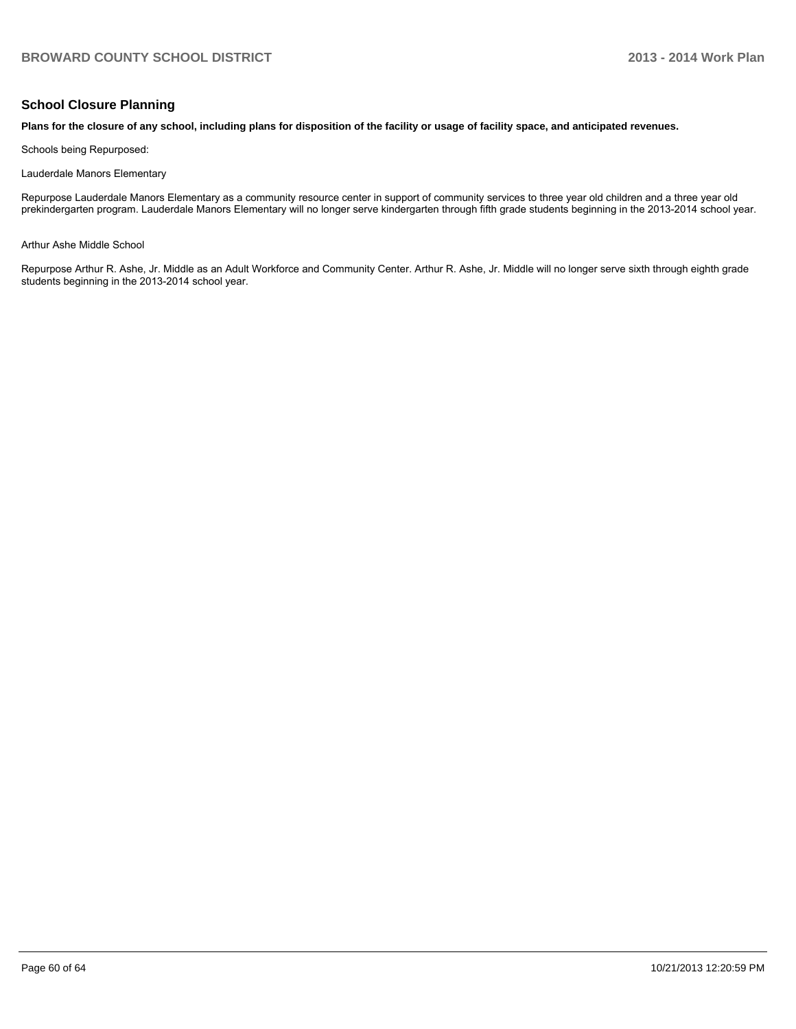## School Closure Planning

**Plans for the closure of any school, including plans for disposition of the facility or usage of facility space, and anticipated revenues.**

Schools being Repurposed:

Lauderdale Manors Elementary

Repurpose Lauderdale Manors Elementary as a community resource center in support of community services to three year old children and a three year old prekindergarten program. Lauderdale Manors Elementary will no longer serve kindergarten through fifth grade students beginning in the 2013-2014 school year.

Arthur Ashe Middle School

Repurpose Arthur R. Ashe, Jr. Middle as an Adult Workforce and Community Center. Arthur R. Ashe, Jr. Middle will no longer serve sixth through eighth grade students beginning in the 2013-2014 school year.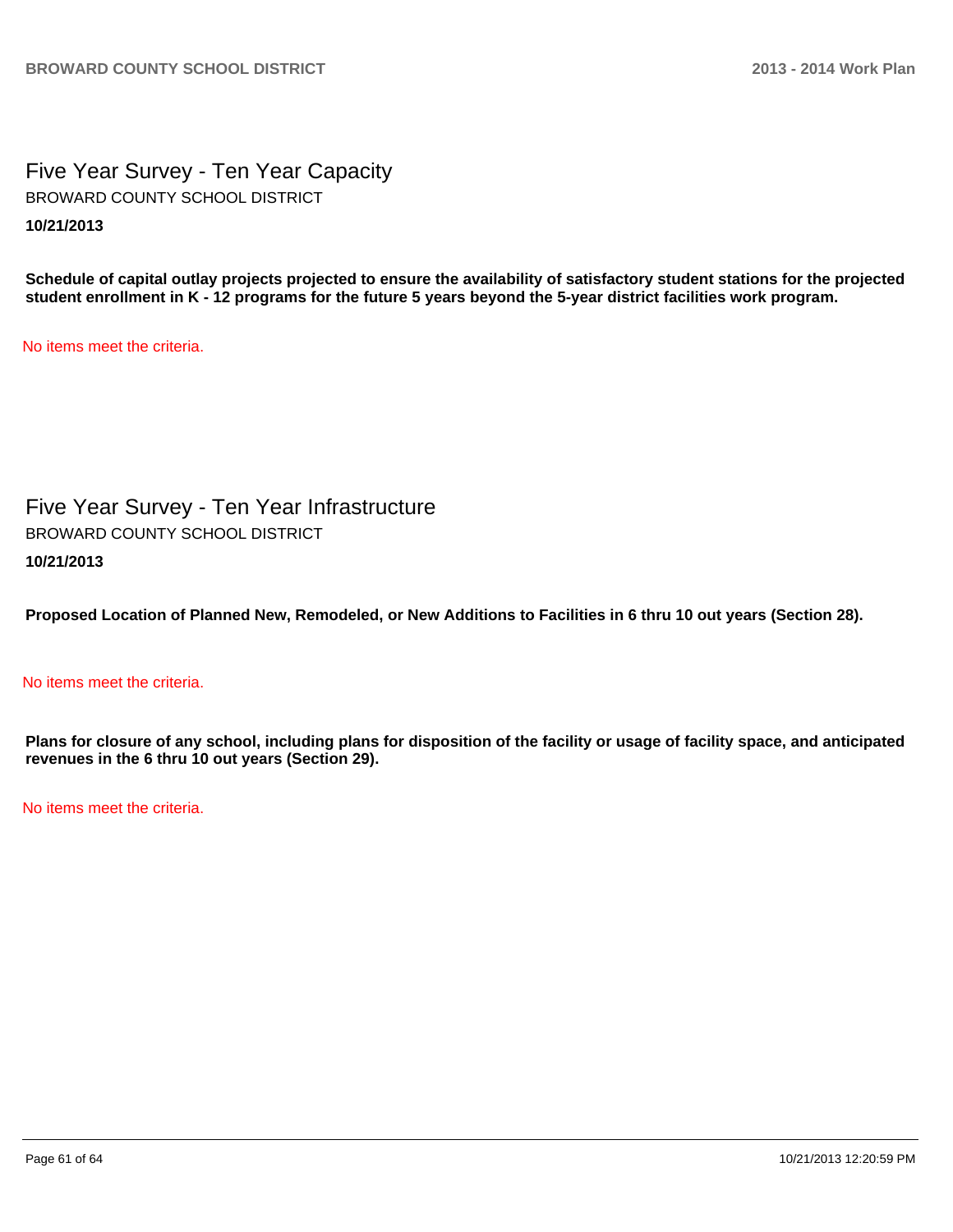## Five Year Survey - Ten Year Capacity

BROWARD COUNTY SCHOOL DISTRICT

**10/21/2013**

**Schedule of capital outlay projects projected to ensure the availability of satisfactory student stations for the projected student enrollment in K - 12 programs for the future 5 years beyond the 5-year district facilities work program.**

No items meet the criteria.

## Five Year Survey - Ten Year Infrastructure

BROWARD COUNTY SCHOOL DISTRICT

**10/21/2013**

**Proposed Location of Planned New, Remodeled, or New Additions to Facilities in 6 thru 10 out years (Section 28).**

No items meet the criteria.

**Plans for closure of any school, including plans for disposition of the facility or usage of facility space, and anticipated revenues in the 6 thru 10 out years (Section 29).**

No items meet the criteria.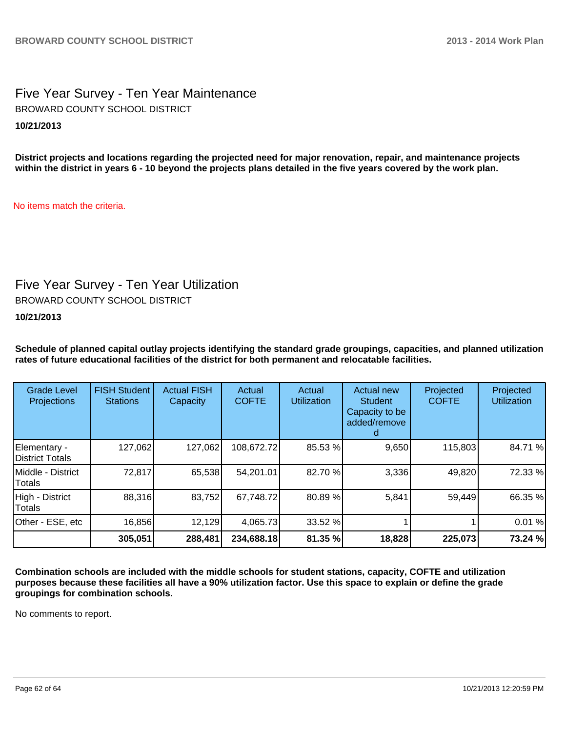## Five Year Survey - Ten Year Maintenance

BROWARD COUNTY SCHOOL DISTRICT

**10/21/2013**

**District projects and locations regarding the projected need for major renovation, repair, and maintenance projects within the district in years 6 - 10 beyond the projects plans detailed in the five years covered by the work plan.**

No items match the criteria.

## Five Year Survey - Ten Year Utilization

BROWARD COUNTY SCHOOL DISTRICT

**10/21/2013**

**Schedule of planned capital outlay projects identifying the standard grade groupings, capacities, and planned utilization rates of future educational facilities of the district for both permanent and relocatable facilities.**

| Grade Level Projections | FISH Student Stations | Actual FISH Capacity | Actual COFTE | Actual Utilization | Actual new Student Capacity to be added/removed | Projected COFTE | Projected Utilization |
|---|---|---|---|---|---|---|---|
| Elementary - District Totals | 127,062 | 127,062 | 108,672.72 | 85.53 % | 9,650 | 115,803 | 84.71 % |
| Middle - District Totals | 72,817 | 65,538 | 54,201.01 | 82.70 % | 3,336 | 49,820 | 72.33 % |
| High - District Totals | 88,316 | 83,752 | 67,748.72 | 80.89 % | 5,841 | 59,449 | 66.35 % |
| Other - ESE, etc | 16,856 | 12,129 | 4,065.73 | 33.52 % | 1 | 1 | 0.01 % |
| | **305,051** | **288,481** | **234,688.18** | **81.35 %** | **18,828** | **225,073** | **73.24 %** |

**Combination schools are included with the middle schools for student stations, capacity, COFTE and utilization purposes because these facilities all have a 90% utilization factor. Use this space to explain or define the grade groupings for combination schools.**

No comments to report.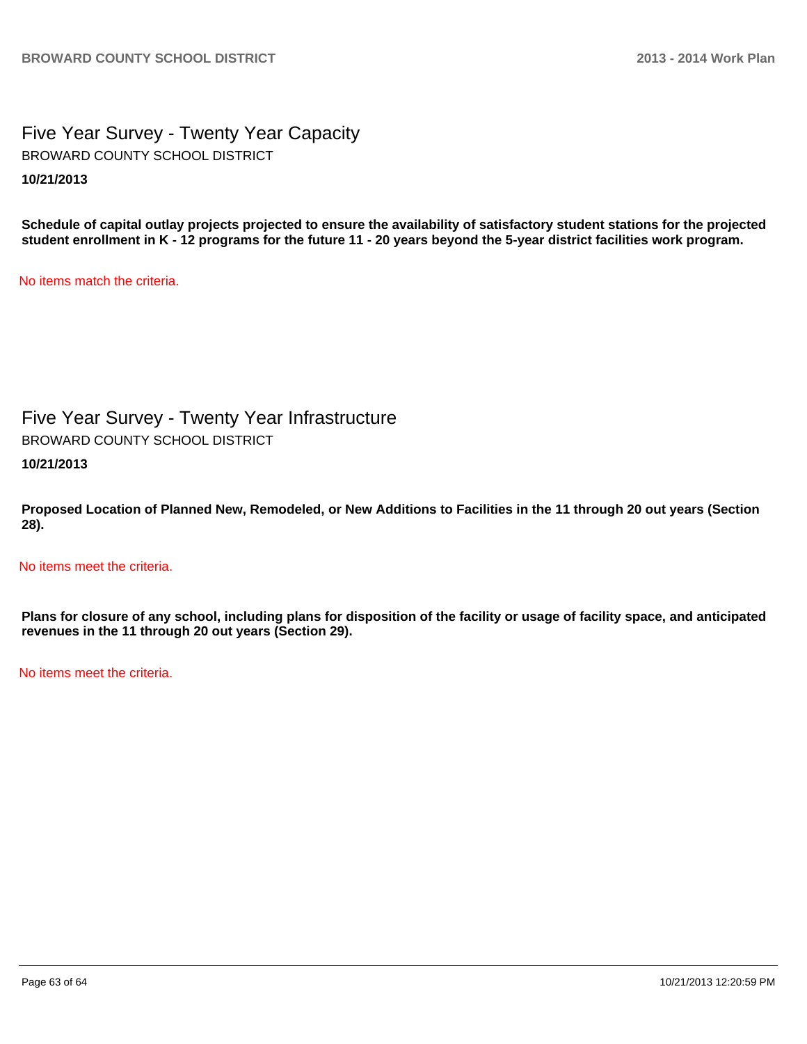# Five Year Survey - Twenty Year Capacity

BROWARD COUNTY SCHOOL DISTRICT

**10/21/2013**

**Schedule of capital outlay projects projected to ensure the availability of satisfactory student stations for the projected student enrollment in K - 12 programs for the future 11 - 20 years beyond the 5-year district facilities work program.**

No items match the criteria.

# Five Year Survey - Twenty Year Infrastructure

BROWARD COUNTY SCHOOL DISTRICT

**10/21/2013**

**Proposed Location of Planned New, Remodeled, or New Additions to Facilities in the 11 through 20 out years (Section 28).**

No items meet the criteria.

**Plans for closure of any school, including plans for disposition of the facility or usage of facility space, and anticipated revenues in the 11 through 20 out years (Section 29).**

No items meet the criteria.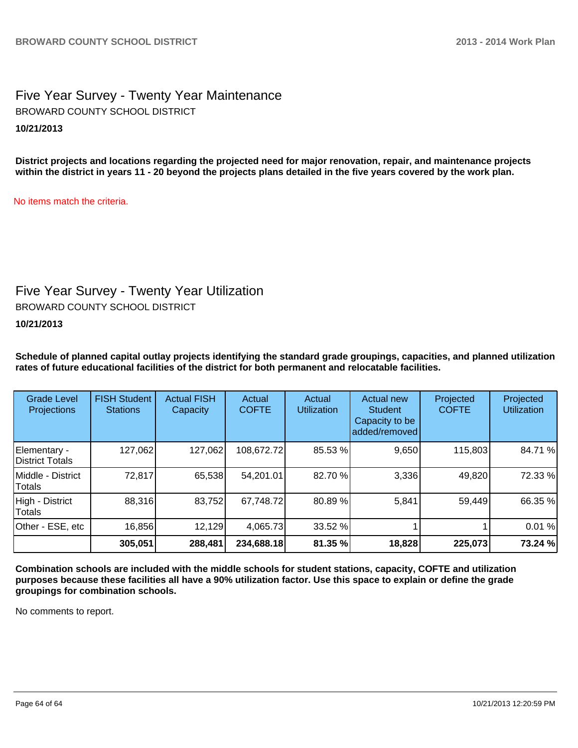# Five Year Survey - Twenty Year Maintenance

BROWARD COUNTY SCHOOL DISTRICT

**10/21/2013**

**District projects and locations regarding the projected need for major renovation, repair, and maintenance projects within the district in years 11 - 20 beyond the projects plans detailed in the five years covered by the work plan.**

No items match the criteria.

# Five Year Survey - Twenty Year Utilization

BROWARD COUNTY SCHOOL DISTRICT

**10/21/2013**

**Schedule of planned capital outlay projects identifying the standard grade groupings, capacities, and planned utilization rates of future educational facilities of the district for both permanent and relocatable facilities.**

| Grade Level Projections | FISH Student Stations | Actual FISH Capacity | Actual COFTE | Actual Utilization | Actual new Student Capacity to be added/removed | Projected COFTE | Projected Utilization |
|---|---|---|---|---|---|---|---|
| Elementary - District Totals | 127,062 | 127,062 | 108,672.72 | 85.53 % | 9,650 | 115,803 | 84.71 % |
| Middle - District Totals | 72,817 | 65,538 | 54,201.01 | 82.70 % | 3,336 | 49,820 | 72.33 % |
| High - District Totals | 88,316 | 83,752 | 67,748.72 | 80.89 % | 5,841 | 59,449 | 66.35 % |
| Other - ESE, etc | 16,856 | 12,129 | 4,065.73 | 33.52 % | 1 | 1 | 0.01 % |
| | **305,051** | **288,481** | **234,688.18** | **81.35 %** | **18,828** | **225,073** | **73.24 %** |

**Combination schools are included with the middle schools for student stations, capacity, COFTE and utilization purposes because these facilities all have a 90% utilization factor. Use this space to explain or define the grade groupings for combination schools.**

No comments to report.